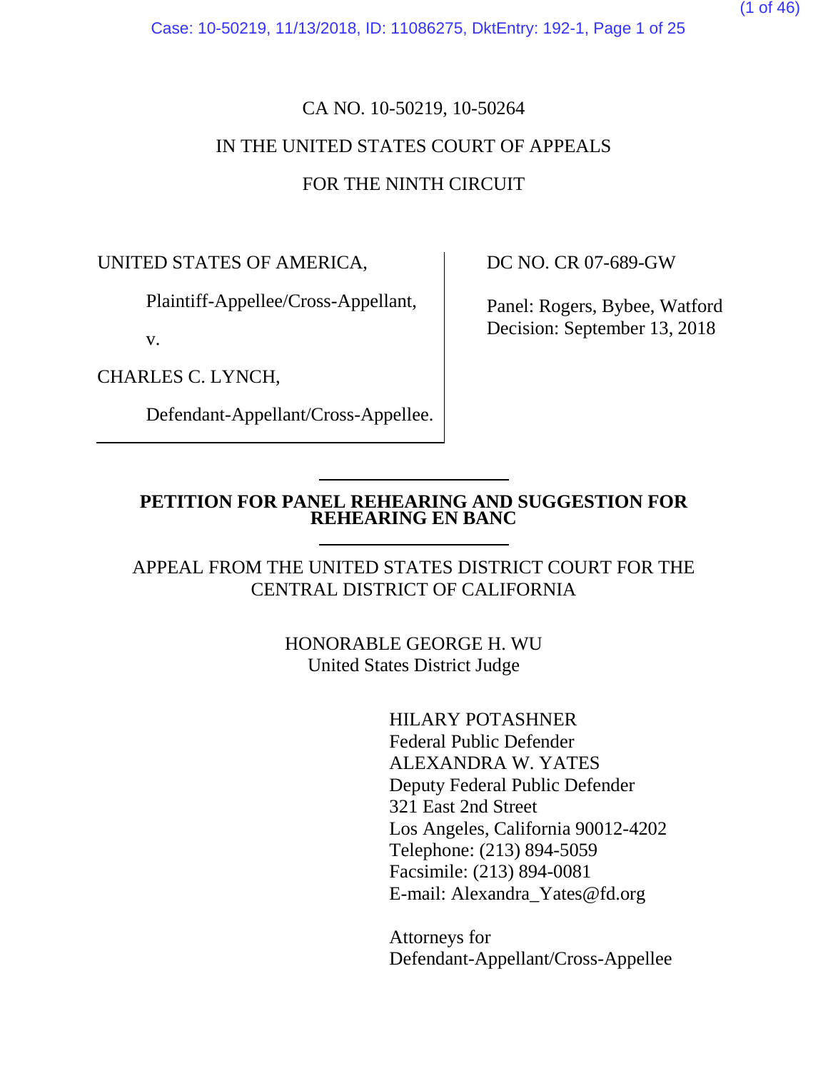CA NO. 10-50219, 10-50264

IN THE UNITED STATES COURT OF APPEALS

FOR THE NINTH CIRCUIT

UNITED STATES OF AMERICA,

Plaintiff-Appellee/Cross-Appellant,

v.

CHARLES C. LYNCH,

Defendant-Appellant/Cross-Appellee.

DC NO. CR 07-689-GW

Panel: Rogers, Bybee, Watford
Decision: September 13, 2018

**PETITION FOR PANEL REHEARING AND SUGGESTION FOR REHEARING EN BANC**

APPEAL FROM THE UNITED STATES DISTRICT COURT FOR THE CENTRAL DISTRICT OF CALIFORNIA

HONORABLE GEORGE H. WU
United States District Judge

HILARY POTASHNER
Federal Public Defender
ALEXANDRA W. YATES
Deputy Federal Public Defender
321 East 2nd Street
Los Angeles, California 90012-4202
Telephone: (213) 894-5059
Facsimile: (213) 894-0081
E-mail: Alexandra_Yates@fd.org

Attorneys for
Defendant-Appellant/Cross-Appellee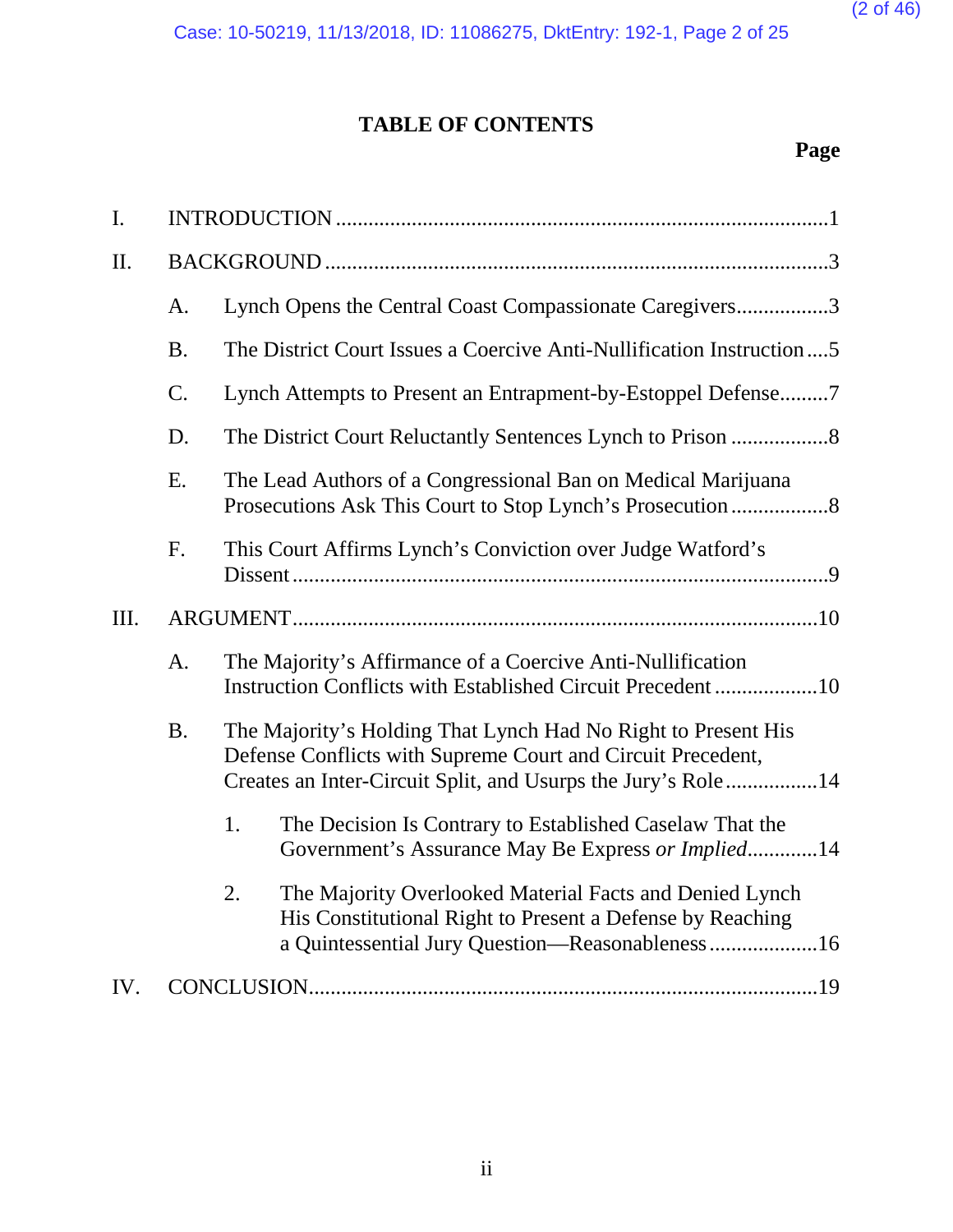## TABLE OF CONTENTS

**Page**

I. INTRODUCTION ..... 1

II. BACKGROUND ..... 3

- A. Lynch Opens the Central Coast Compassionate Caregivers ..... 3
- B. The District Court Issues a Coercive Anti-Nullification Instruction ..... 5
- C. Lynch Attempts to Present an Entrapment-by-Estoppel Defense ..... 7
- D. The District Court Reluctantly Sentences Lynch to Prison ..... 8
- E. The Lead Authors of a Congressional Ban on Medical Marijuana Prosecutions Ask This Court to Stop Lynch's Prosecution ..... 8
- F. This Court Affirms Lynch's Conviction over Judge Watford's Dissent ..... 9

III. ARGUMENT ..... 10

- A. The Majority's Affirmance of a Coercive Anti-Nullification Instruction Conflicts with Established Circuit Precedent ..... 10
- B. The Majority's Holding That Lynch Had No Right to Present His Defense Conflicts with Supreme Court and Circuit Precedent, Creates an Inter-Circuit Split, and Usurps the Jury's Role ..... 14
  - 1. The Decision Is Contrary to Established Caselaw That the Government's Assurance May Be Express *or Implied* ..... 14
  - 2. The Majority Overlooked Material Facts and Denied Lynch His Constitutional Right to Present a Defense by Reaching a Quintessential Jury Question—Reasonableness ..... 16

IV. CONCLUSION ..... 19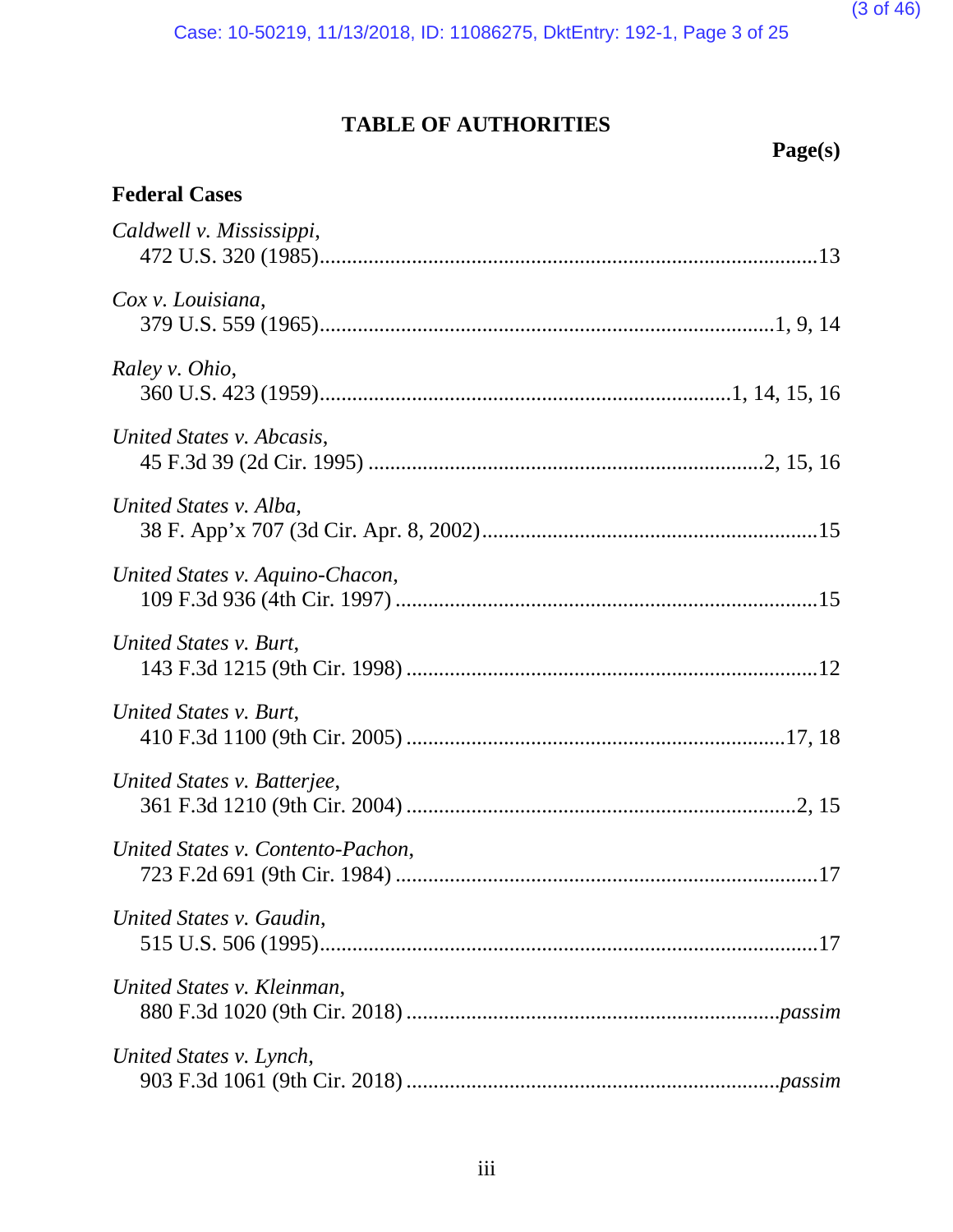# TABLE OF AUTHORITIES

**Page(s)**

## Federal Cases

*Caldwell v. Mississippi*,
472 U.S. 320 (1985) ... 13

*Cox v. Louisiana*,
379 U.S. 559 (1965) ... 1, 9, 14

*Raley v. Ohio*,
360 U.S. 423 (1959) ... 1, 14, 15, 16

*United States v. Abcasis*,
45 F.3d 39 (2d Cir. 1995) ... 2, 15, 16

*United States v. Alba*,
38 F. App'x 707 (3d Cir. Apr. 8, 2002) ... 15

*United States v. Aquino-Chacon*,
109 F.3d 936 (4th Cir. 1997) ... 15

*United States v. Burt*,
143 F.3d 1215 (9th Cir. 1998) ... 12

*United States v. Burt*,
410 F.3d 1100 (9th Cir. 2005) ... 17, 18

*United States v. Batterjee*,
361 F.3d 1210 (9th Cir. 2004) ... 2, 15

*United States v. Contento-Pachon*,
723 F.2d 691 (9th Cir. 1984) ... 17

*United States v. Gaudin*,
515 U.S. 506 (1995) ... 17

*United States v. Kleinman*,
880 F.3d 1020 (9th Cir. 2018) ... *passim*

*United States v. Lynch*,
903 F.3d 1061 (9th Cir. 2018) ... *passim*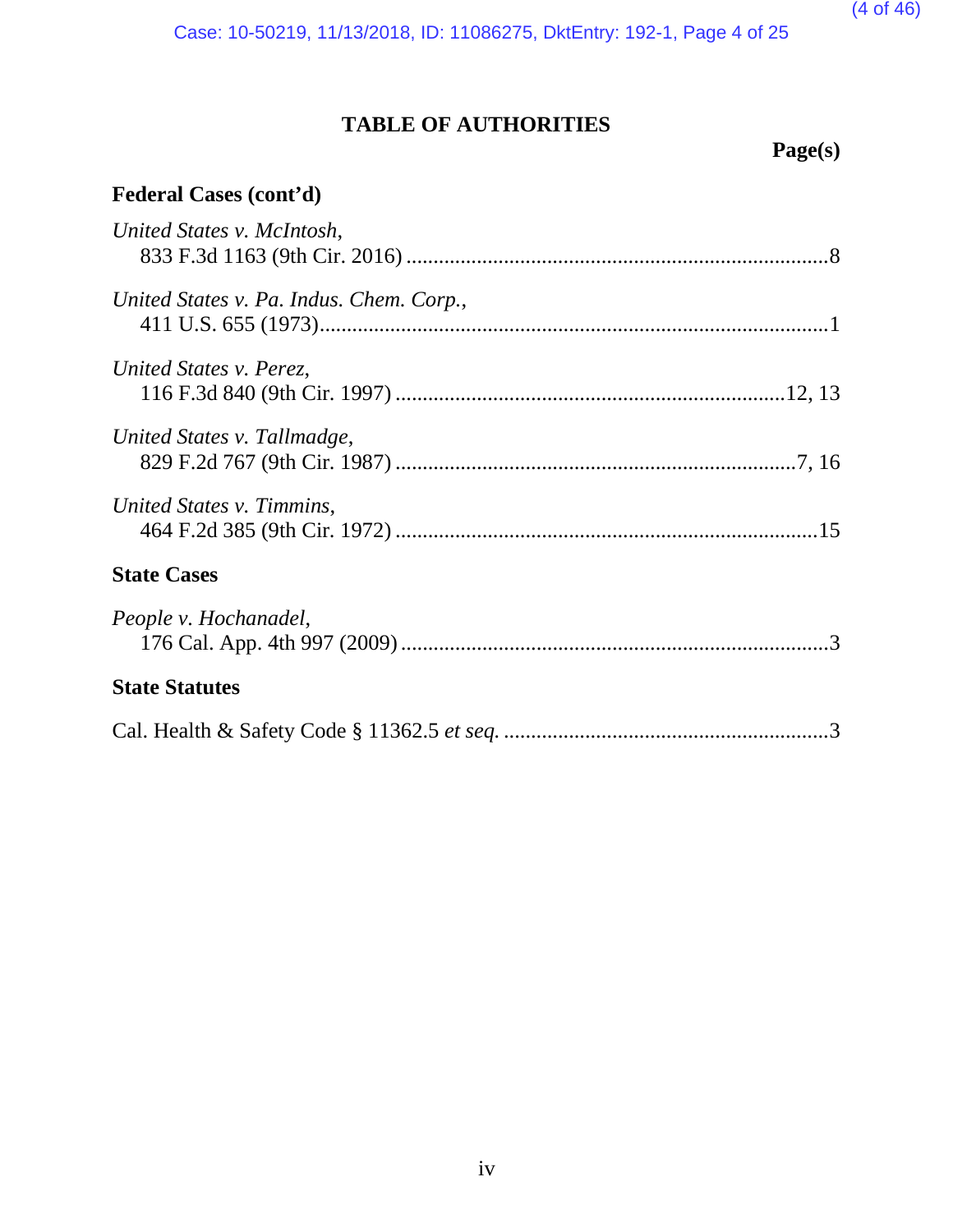## TABLE OF AUTHORITIES

**Page(s)**

### Federal Cases (cont'd)

*United States v. McIntosh*,
833 F.3d 1163 (9th Cir. 2016) ....................................................................8

*United States v. Pa. Indus. Chem. Corp.*,
411 U.S. 655 (1973)....................................................................................1

*United States v. Perez*,
116 F.3d 840 (9th Cir. 1997) ...............................................................12, 13

*United States v. Tallmadge*,
829 F.2d 767 (9th Cir. 1987) .................................................................7, 16

*United States v. Timmins*,
464 F.2d 385 (9th Cir. 1972) ....................................................................15

### State Cases

*People v. Hochanadel*,
176 Cal. App. 4th 997 (2009) .....................................................................3

### State Statutes

Cal. Health & Safety Code § 11362.5 *et seq.* ..................................................3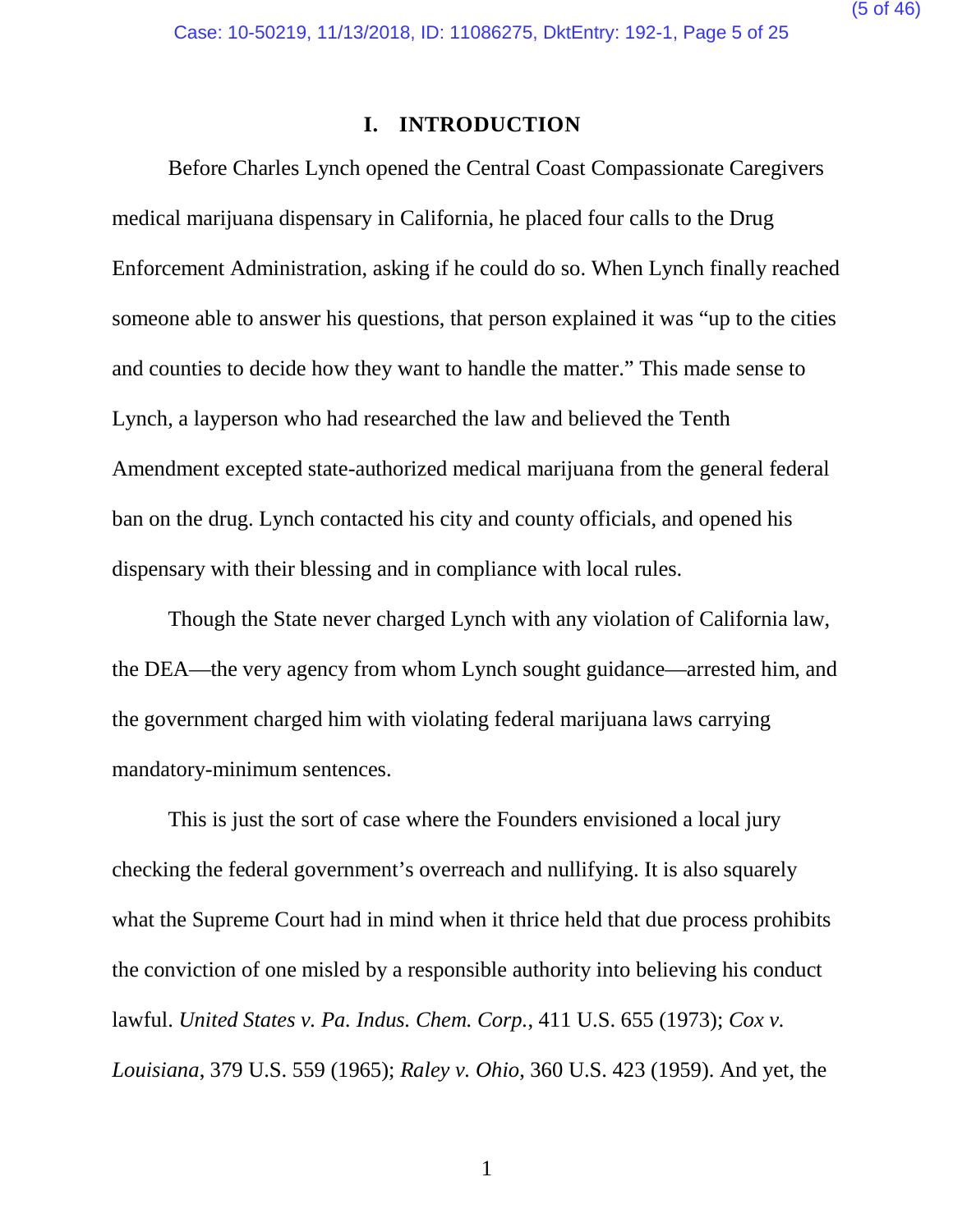# I. INTRODUCTION

Before Charles Lynch opened the Central Coast Compassionate Caregivers medical marijuana dispensary in California, he placed four calls to the Drug Enforcement Administration, asking if he could do so. When Lynch finally reached someone able to answer his questions, that person explained it was "up to the cities and counties to decide how they want to handle the matter." This made sense to Lynch, a layperson who had researched the law and believed the Tenth Amendment excepted state-authorized medical marijuana from the general federal ban on the drug. Lynch contacted his city and county officials, and opened his dispensary with their blessing and in compliance with local rules.

Though the State never charged Lynch with any violation of California law, the DEA—the very agency from whom Lynch sought guidance—arrested him, and the government charged him with violating federal marijuana laws carrying mandatory-minimum sentences.

This is just the sort of case where the Founders envisioned a local jury checking the federal government's overreach and nullifying. It is also squarely what the Supreme Court had in mind when it thrice held that due process prohibits the conviction of one misled by a responsible authority into believing his conduct lawful. *United States v. Pa. Indus. Chem. Corp.*, 411 U.S. 655 (1973); *Cox v. Louisiana*, 379 U.S. 559 (1965); *Raley v. Ohio*, 360 U.S. 423 (1959). And yet, the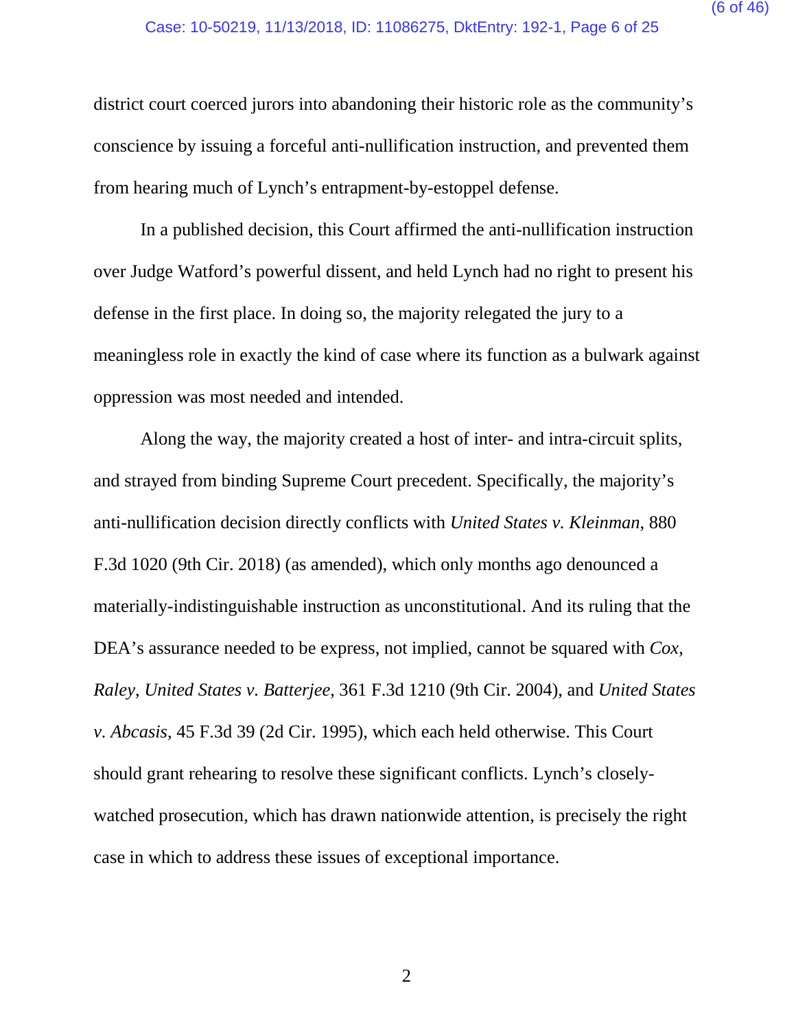district court coerced jurors into abandoning their historic role as the community's conscience by issuing a forceful anti-nullification instruction, and prevented them from hearing much of Lynch's entrapment-by-estoppel defense.

In a published decision, this Court affirmed the anti-nullification instruction over Judge Watford's powerful dissent, and held Lynch had no right to present his defense in the first place. In doing so, the majority relegated the jury to a meaningless role in exactly the kind of case where its function as a bulwark against oppression was most needed and intended.

Along the way, the majority created a host of inter- and intra-circuit splits, and strayed from binding Supreme Court precedent. Specifically, the majority's anti-nullification decision directly conflicts with *United States v. Kleinman*, 880 F.3d 1020 (9th Cir. 2018) (as amended), which only months ago denounced a materially-indistinguishable instruction as unconstitutional. And its ruling that the DEA's assurance needed to be express, not implied, cannot be squared with *Cox*, *Raley*, *United States v. Batterjee*, 361 F.3d 1210 (9th Cir. 2004), and *United States v. Abcasis*, 45 F.3d 39 (2d Cir. 1995), which each held otherwise. This Court should grant rehearing to resolve these significant conflicts. Lynch's closely-watched prosecution, which has drawn nationwide attention, is precisely the right case in which to address these issues of exceptional importance.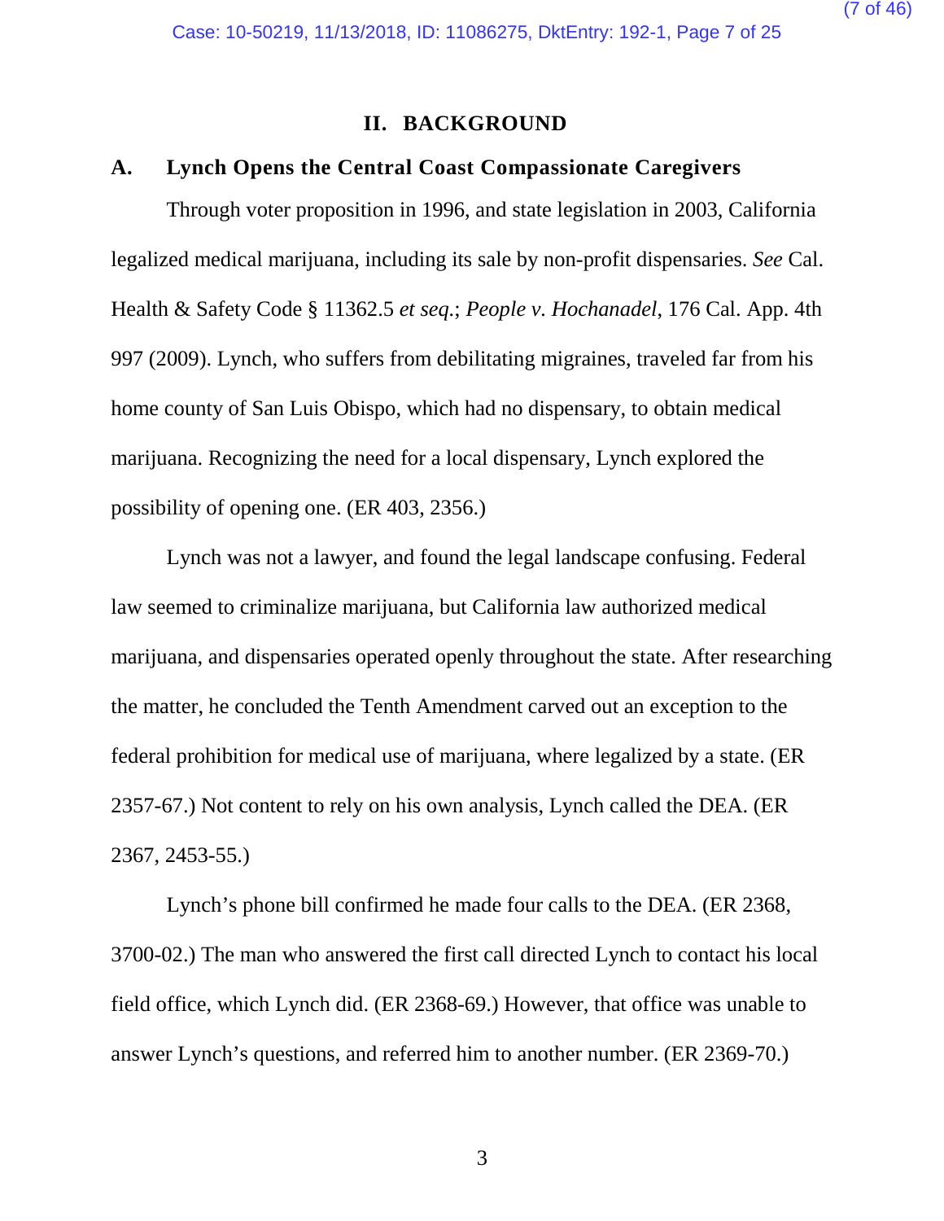## II. BACKGROUND

### A. Lynch Opens the Central Coast Compassionate Caregivers

Through voter proposition in 1996, and state legislation in 2003, California legalized medical marijuana, including its sale by non-profit dispensaries. *See* Cal. Health & Safety Code § 11362.5 *et seq.*; *People v. Hochanadel*, 176 Cal. App. 4th 997 (2009). Lynch, who suffers from debilitating migraines, traveled far from his home county of San Luis Obispo, which had no dispensary, to obtain medical marijuana. Recognizing the need for a local dispensary, Lynch explored the possibility of opening one. (ER 403, 2356.)

Lynch was not a lawyer, and found the legal landscape confusing. Federal law seemed to criminalize marijuana, but California law authorized medical marijuana, and dispensaries operated openly throughout the state. After researching the matter, he concluded the Tenth Amendment carved out an exception to the federal prohibition for medical use of marijuana, where legalized by a state. (ER 2357-67.) Not content to rely on his own analysis, Lynch called the DEA. (ER 2367, 2453-55.)

Lynch's phone bill confirmed he made four calls to the DEA. (ER 2368, 3700-02.) The man who answered the first call directed Lynch to contact his local field office, which Lynch did. (ER 2368-69.) However, that office was unable to answer Lynch's questions, and referred him to another number. (ER 2369-70.)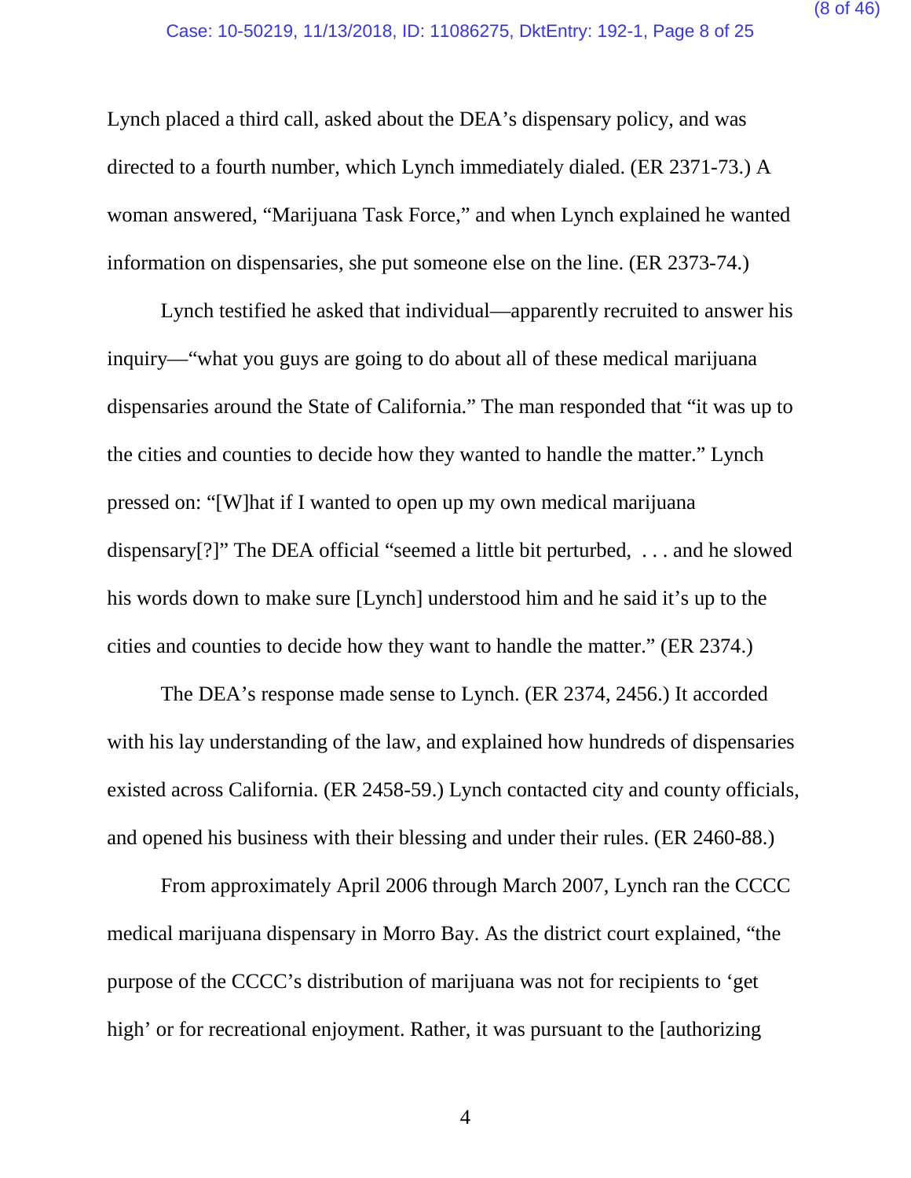Lynch placed a third call, asked about the DEA's dispensary policy, and was directed to a fourth number, which Lynch immediately dialed. (ER 2371-73.) A woman answered, "Marijuana Task Force," and when Lynch explained he wanted information on dispensaries, she put someone else on the line. (ER 2373-74.)

Lynch testified he asked that individual—apparently recruited to answer his inquiry—"what you guys are going to do about all of these medical marijuana dispensaries around the State of California." The man responded that "it was up to the cities and counties to decide how they wanted to handle the matter." Lynch pressed on: "[W]hat if I wanted to open up my own medical marijuana dispensary[?]" The DEA official "seemed a little bit perturbed, . . . and he slowed his words down to make sure [Lynch] understood him and he said it's up to the cities and counties to decide how they want to handle the matter." (ER 2374.)

The DEA's response made sense to Lynch. (ER 2374, 2456.) It accorded with his lay understanding of the law, and explained how hundreds of dispensaries existed across California. (ER 2458-59.) Lynch contacted city and county officials, and opened his business with their blessing and under their rules. (ER 2460-88.)

From approximately April 2006 through March 2007, Lynch ran the CCCC medical marijuana dispensary in Morro Bay. As the district court explained, "the purpose of the CCCC's distribution of marijuana was not for recipients to 'get high' or for recreational enjoyment. Rather, it was pursuant to the [authorizing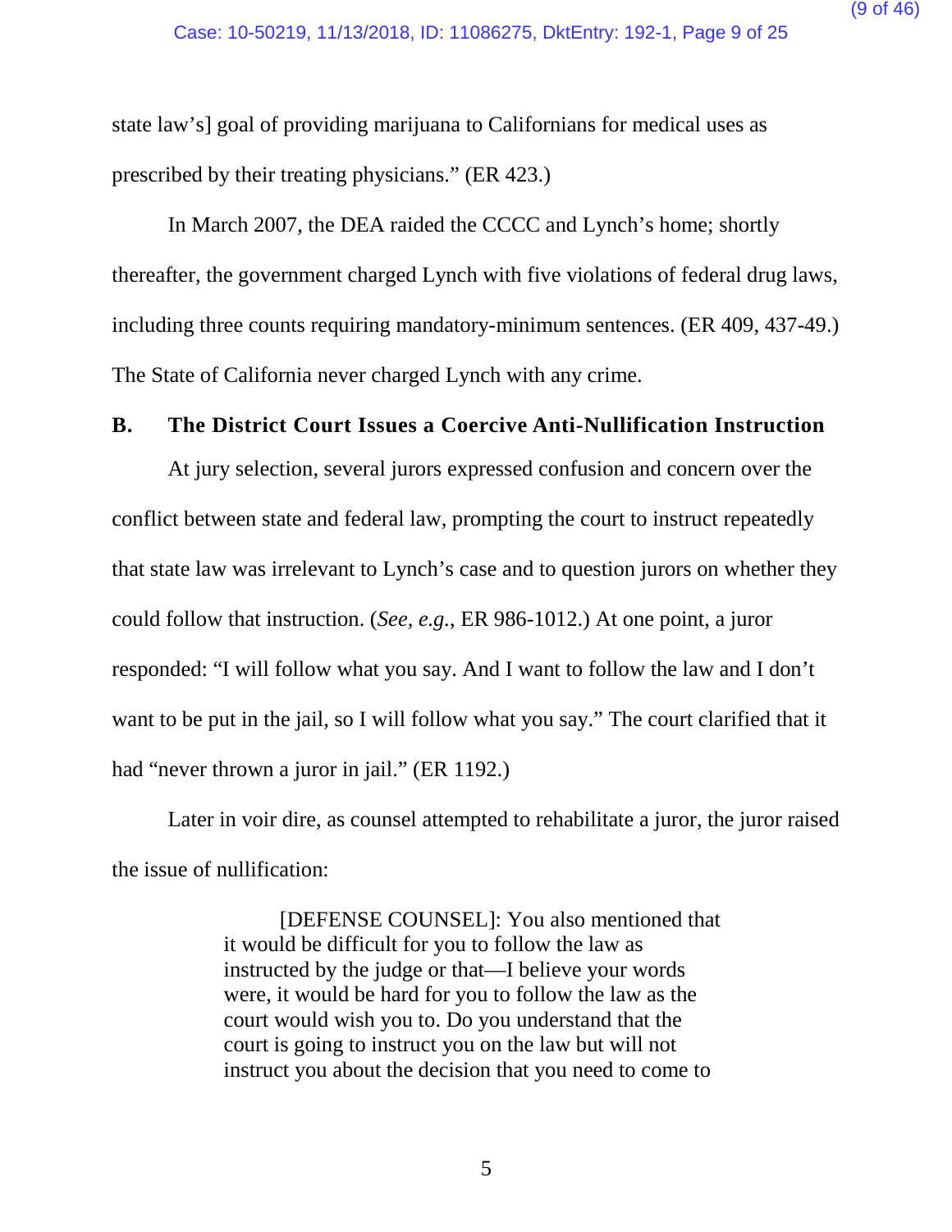state law's] goal of providing marijuana to Californians for medical uses as prescribed by their treating physicians." (ER 423.)

In March 2007, the DEA raided the CCCC and Lynch's home; shortly thereafter, the government charged Lynch with five violations of federal drug laws, including three counts requiring mandatory-minimum sentences. (ER 409, 437-49.) The State of California never charged Lynch with any crime.

## B. The District Court Issues a Coercive Anti-Nullification Instruction

At jury selection, several jurors expressed confusion and concern over the conflict between state and federal law, prompting the court to instruct repeatedly that state law was irrelevant to Lynch's case and to question jurors on whether they could follow that instruction. (*See, e.g.*, ER 986-1012.) At one point, a juror responded: "I will follow what you say. And I want to follow the law and I don't want to be put in the jail, so I will follow what you say." The court clarified that it had "never thrown a juror in jail." (ER 1192.)

Later in voir dire, as counsel attempted to rehabilitate a juror, the juror raised the issue of nullification:

> [DEFENSE COUNSEL]: You also mentioned that it would be difficult for you to follow the law as instructed by the judge or that—I believe your words were, it would be hard for you to follow the law as the court would wish you to. Do you understand that the court is going to instruct you on the law but will not instruct you about the decision that you need to come to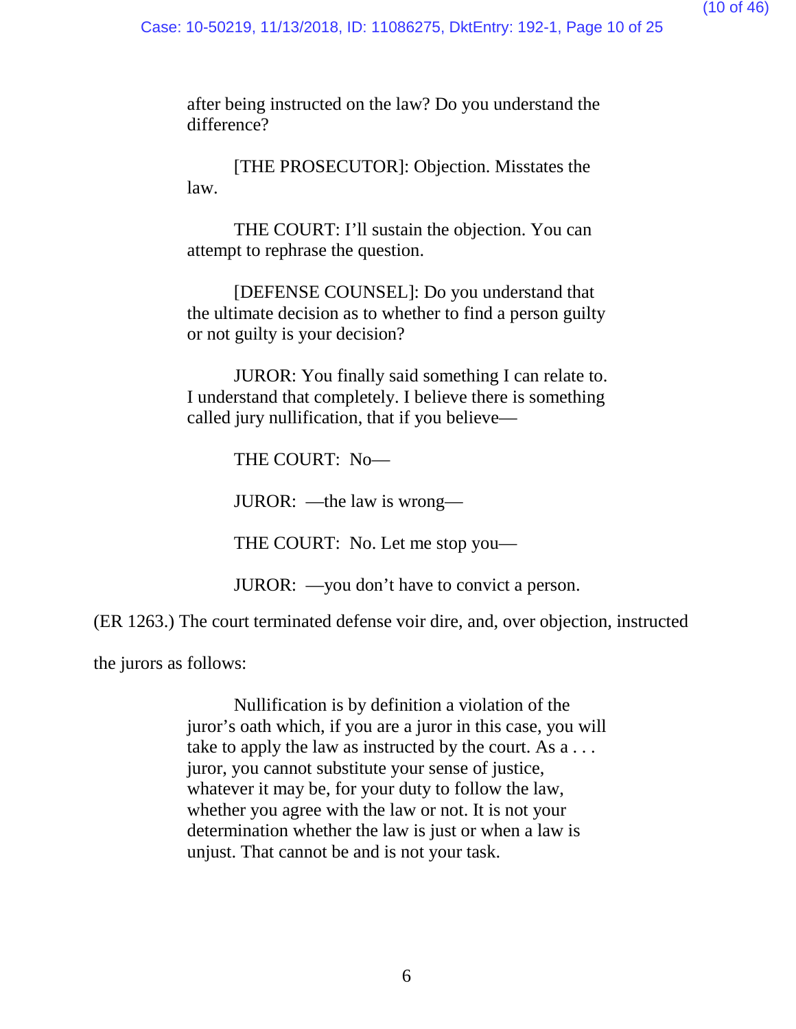> after being instructed on the law? Do you understand the difference?
>
> [THE PROSECUTOR]: Objection. Misstates the law.
>
> THE COURT: I'll sustain the objection. You can attempt to rephrase the question.
>
> [DEFENSE COUNSEL]: Do you understand that the ultimate decision as to whether to find a person guilty or not guilty is your decision?
>
> JUROR: You finally said something I can relate to. I understand that completely. I believe there is something called jury nullification, that if you believe—
>
> THE COURT: No—
>
> JUROR: —the law is wrong—
>
> THE COURT: No. Let me stop you—
>
> JUROR: —you don't have to convict a person.

(ER 1263.) The court terminated defense voir dire, and, over objection, instructed the jurors as follows:

> Nullification is by definition a violation of the juror's oath which, if you are a juror in this case, you will take to apply the law as instructed by the court. As a . . . juror, you cannot substitute your sense of justice, whatever it may be, for your duty to follow the law, whether you agree with the law or not. It is not your determination whether the law is just or when a law is unjust. That cannot be and is not your task.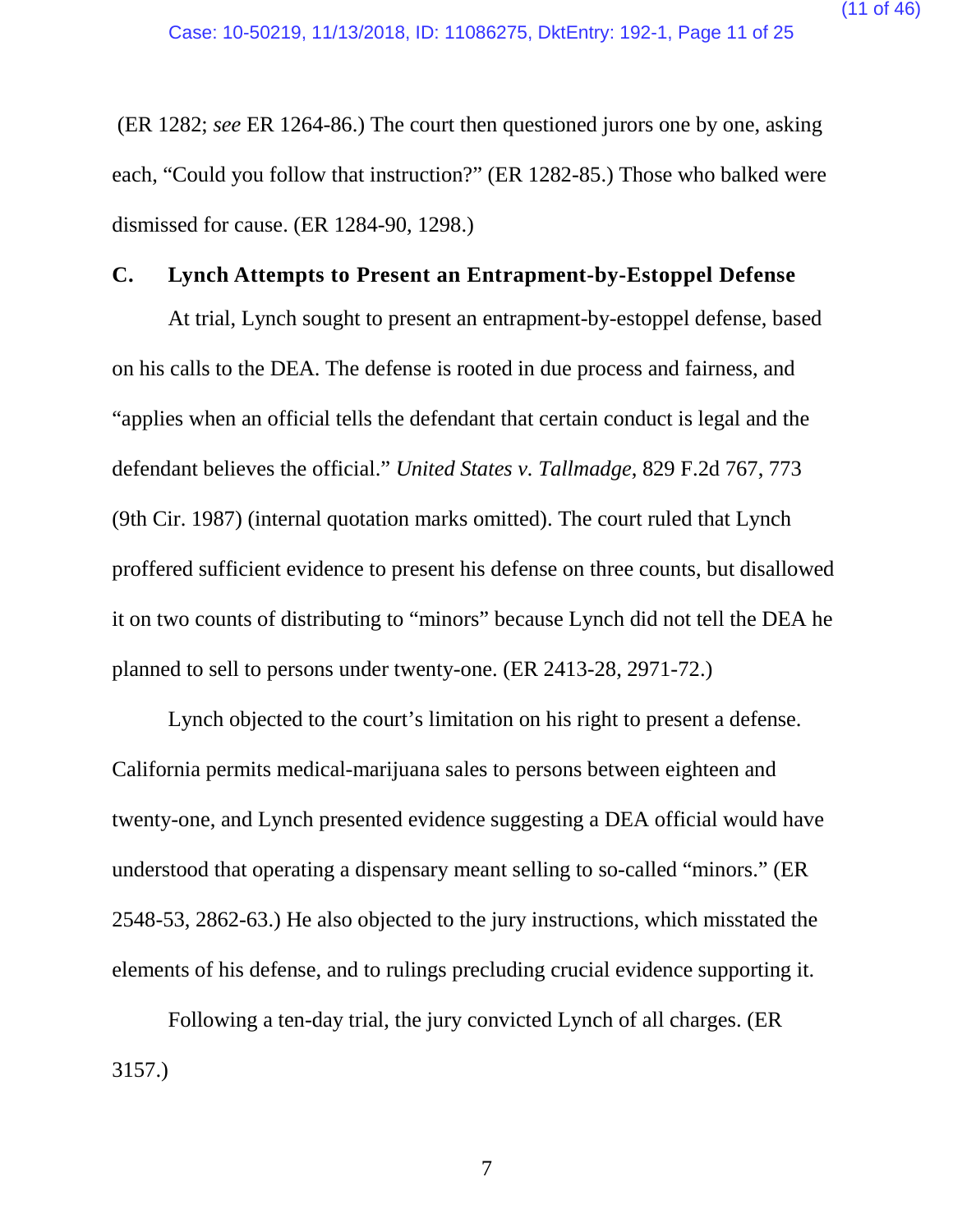(ER 1282; *see* ER 1264-86.) The court then questioned jurors one by one, asking each, "Could you follow that instruction?" (ER 1282-85.) Those who balked were dismissed for cause. (ER 1284-90, 1298.)

### C. Lynch Attempts to Present an Entrapment-by-Estoppel Defense

At trial, Lynch sought to present an entrapment-by-estoppel defense, based on his calls to the DEA. The defense is rooted in due process and fairness, and "applies when an official tells the defendant that certain conduct is legal and the defendant believes the official." *United States v. Tallmadge*, 829 F.2d 767, 773 (9th Cir. 1987) (internal quotation marks omitted). The court ruled that Lynch proffered sufficient evidence to present his defense on three counts, but disallowed it on two counts of distributing to "minors" because Lynch did not tell the DEA he planned to sell to persons under twenty-one. (ER 2413-28, 2971-72.)

Lynch objected to the court's limitation on his right to present a defense. California permits medical-marijuana sales to persons between eighteen and twenty-one, and Lynch presented evidence suggesting a DEA official would have understood that operating a dispensary meant selling to so-called "minors." (ER 2548-53, 2862-63.) He also objected to the jury instructions, which misstated the elements of his defense, and to rulings precluding crucial evidence supporting it.

Following a ten-day trial, the jury convicted Lynch of all charges. (ER 3157.)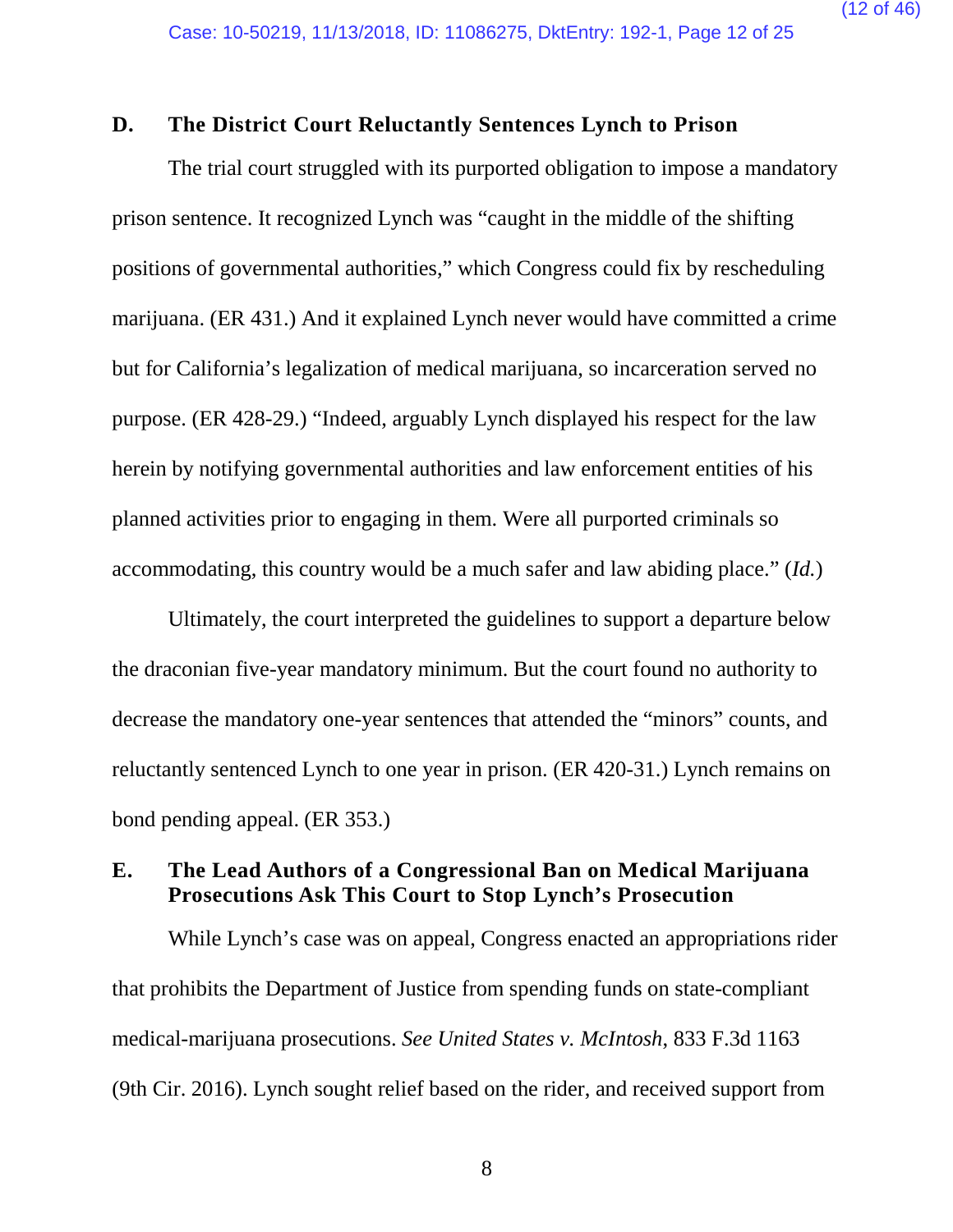### D. The District Court Reluctantly Sentences Lynch to Prison

The trial court struggled with its purported obligation to impose a mandatory prison sentence. It recognized Lynch was "caught in the middle of the shifting positions of governmental authorities," which Congress could fix by rescheduling marijuana. (ER 431.) And it explained Lynch never would have committed a crime but for California's legalization of medical marijuana, so incarceration served no purpose. (ER 428-29.) "Indeed, arguably Lynch displayed his respect for the law herein by notifying governmental authorities and law enforcement entities of his planned activities prior to engaging in them. Were all purported criminals so accommodating, this country would be a much safer and law abiding place." (*Id.*)

Ultimately, the court interpreted the guidelines to support a departure below the draconian five-year mandatory minimum. But the court found no authority to decrease the mandatory one-year sentences that attended the "minors" counts, and reluctantly sentenced Lynch to one year in prison. (ER 420-31.) Lynch remains on bond pending appeal. (ER 353.)

### E. The Lead Authors of a Congressional Ban on Medical Marijuana Prosecutions Ask This Court to Stop Lynch's Prosecution

While Lynch's case was on appeal, Congress enacted an appropriations rider that prohibits the Department of Justice from spending funds on state-compliant medical-marijuana prosecutions. *See United States v. McIntosh*, 833 F.3d 1163 (9th Cir. 2016). Lynch sought relief based on the rider, and received support from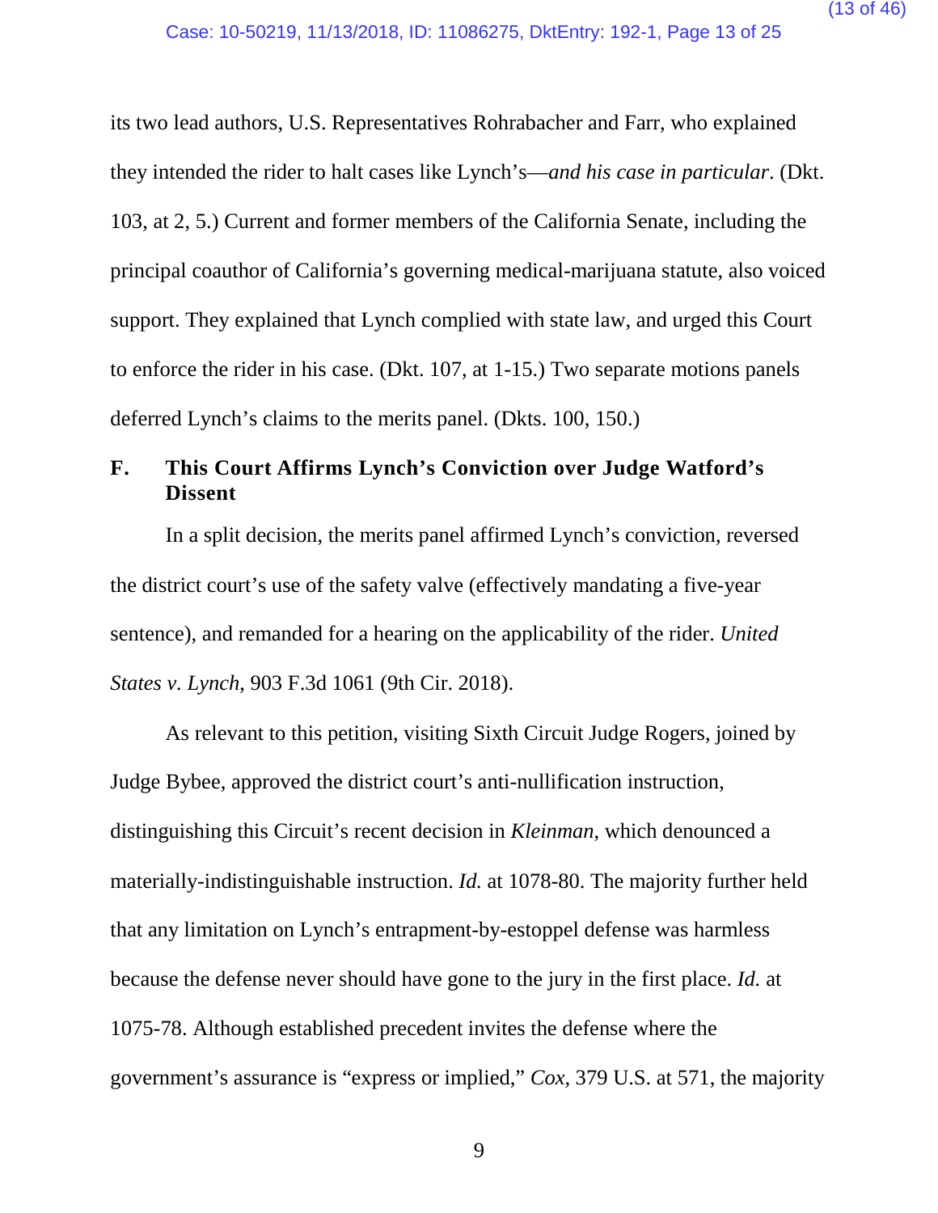its two lead authors, U.S. Representatives Rohrabacher and Farr, who explained they intended the rider to halt cases like Lynch's—*and his case in particular*. (Dkt. 103, at 2, 5.) Current and former members of the California Senate, including the principal coauthor of California's governing medical-marijuana statute, also voiced support. They explained that Lynch complied with state law, and urged this Court to enforce the rider in his case. (Dkt. 107, at 1-15.) Two separate motions panels deferred Lynch's claims to the merits panel. (Dkts. 100, 150.)

### F. This Court Affirms Lynch's Conviction over Judge Watford's Dissent

In a split decision, the merits panel affirmed Lynch's conviction, reversed the district court's use of the safety valve (effectively mandating a five-year sentence), and remanded for a hearing on the applicability of the rider. *United States v. Lynch*, 903 F.3d 1061 (9th Cir. 2018).

As relevant to this petition, visiting Sixth Circuit Judge Rogers, joined by Judge Bybee, approved the district court's anti-nullification instruction, distinguishing this Circuit's recent decision in *Kleinman*, which denounced a materially-indistinguishable instruction. *Id.* at 1078-80. The majority further held that any limitation on Lynch's entrapment-by-estoppel defense was harmless because the defense never should have gone to the jury in the first place. *Id.* at 1075-78. Although established precedent invites the defense where the government's assurance is "express or implied," *Cox*, 379 U.S. at 571, the majority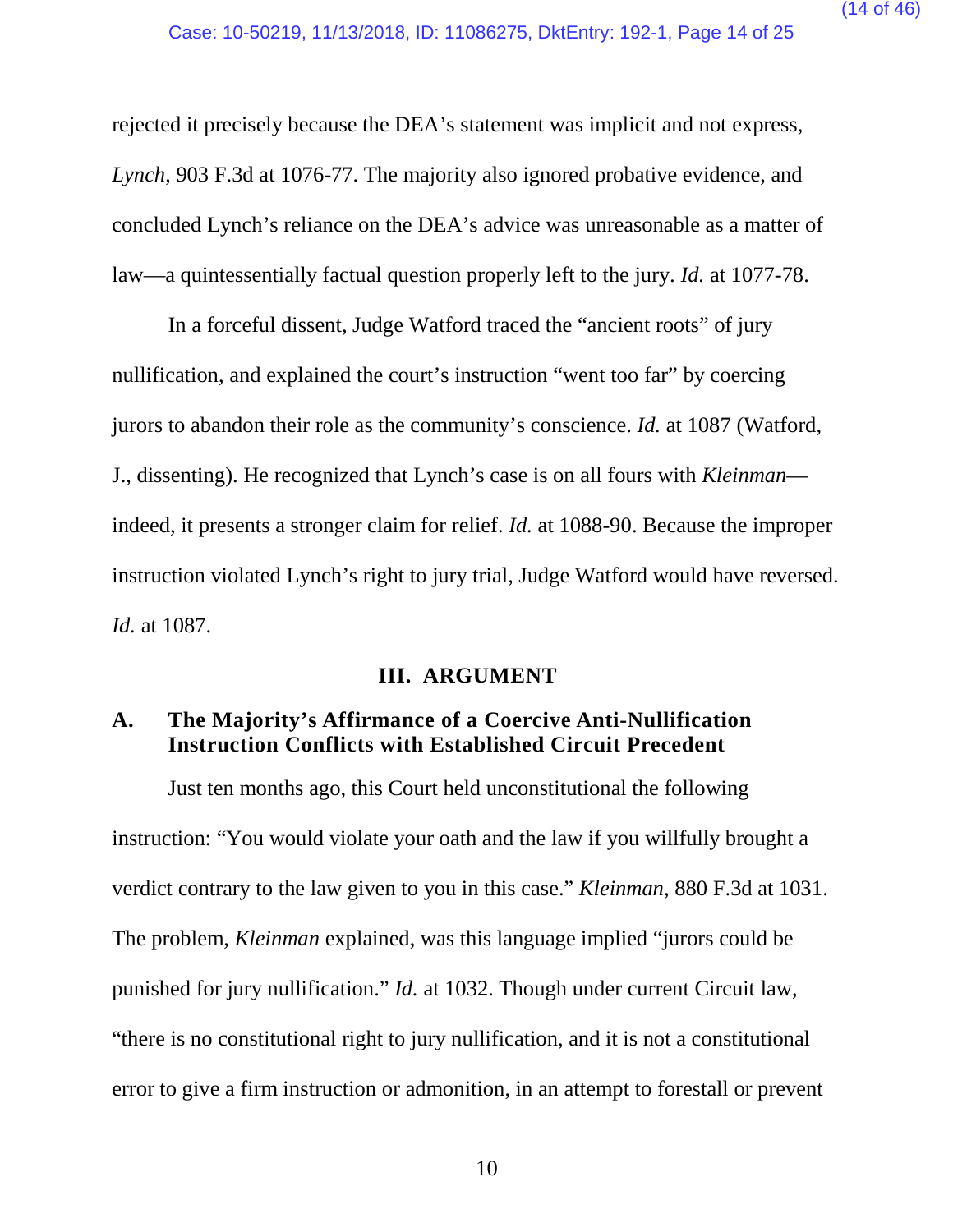rejected it precisely because the DEA's statement was implicit and not express, *Lynch*, 903 F.3d at 1076-77. The majority also ignored probative evidence, and concluded Lynch's reliance on the DEA's advice was unreasonable as a matter of law—a quintessentially factual question properly left to the jury. *Id.* at 1077-78.

In a forceful dissent, Judge Watford traced the "ancient roots" of jury nullification, and explained the court's instruction "went too far" by coercing jurors to abandon their role as the community's conscience. *Id.* at 1087 (Watford, J., dissenting). He recognized that Lynch's case is on all fours with *Kleinman*—indeed, it presents a stronger claim for relief. *Id.* at 1088-90. Because the improper instruction violated Lynch's right to jury trial, Judge Watford would have reversed. *Id.* at 1087.

## III. ARGUMENT

### A. The Majority's Affirmance of a Coercive Anti-Nullification Instruction Conflicts with Established Circuit Precedent

Just ten months ago, this Court held unconstitutional the following instruction: "You would violate your oath and the law if you willfully brought a verdict contrary to the law given to you in this case." *Kleinman*, 880 F.3d at 1031. The problem, *Kleinman* explained, was this language implied "jurors could be punished for jury nullification." *Id.* at 1032. Though under current Circuit law, "there is no constitutional right to jury nullification, and it is not a constitutional error to give a firm instruction or admonition, in an attempt to forestall or prevent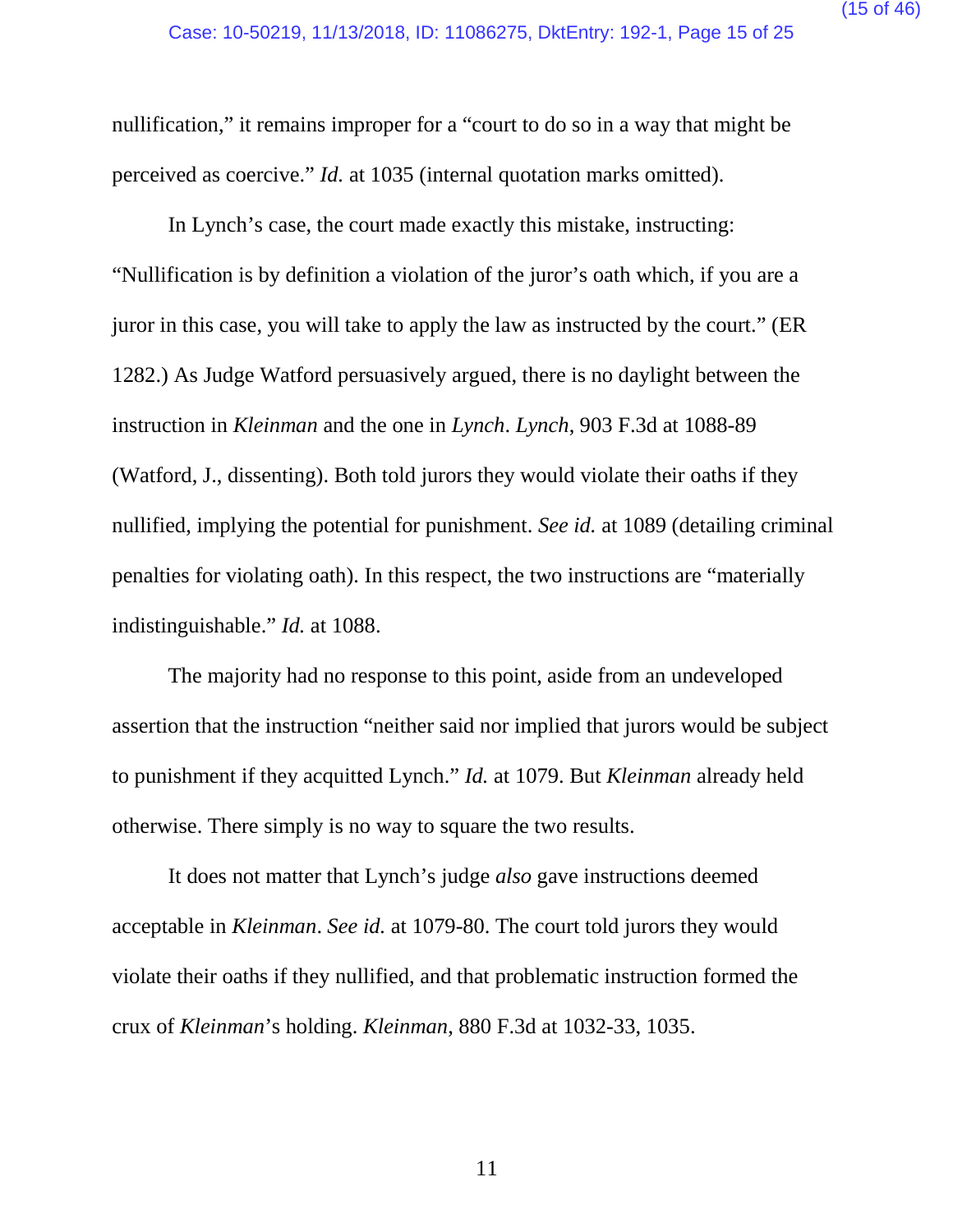nullification," it remains improper for a "court to do so in a way that might be perceived as coercive." *Id.* at 1035 (internal quotation marks omitted).

In Lynch's case, the court made exactly this mistake, instructing: "Nullification is by definition a violation of the juror's oath which, if you are a juror in this case, you will take to apply the law as instructed by the court." (ER 1282.) As Judge Watford persuasively argued, there is no daylight between the instruction in *Kleinman* and the one in *Lynch*. *Lynch*, 903 F.3d at 1088-89 (Watford, J., dissenting). Both told jurors they would violate their oaths if they nullified, implying the potential for punishment. *See id.* at 1089 (detailing criminal penalties for violating oath). In this respect, the two instructions are "materially indistinguishable." *Id.* at 1088.

The majority had no response to this point, aside from an undeveloped assertion that the instruction "neither said nor implied that jurors would be subject to punishment if they acquitted Lynch." *Id.* at 1079. But *Kleinman* already held otherwise. There simply is no way to square the two results.

It does not matter that Lynch's judge *also* gave instructions deemed acceptable in *Kleinman*. *See id.* at 1079-80. The court told jurors they would violate their oaths if they nullified, and that problematic instruction formed the crux of *Kleinman*'s holding. *Kleinman*, 880 F.3d at 1032-33, 1035.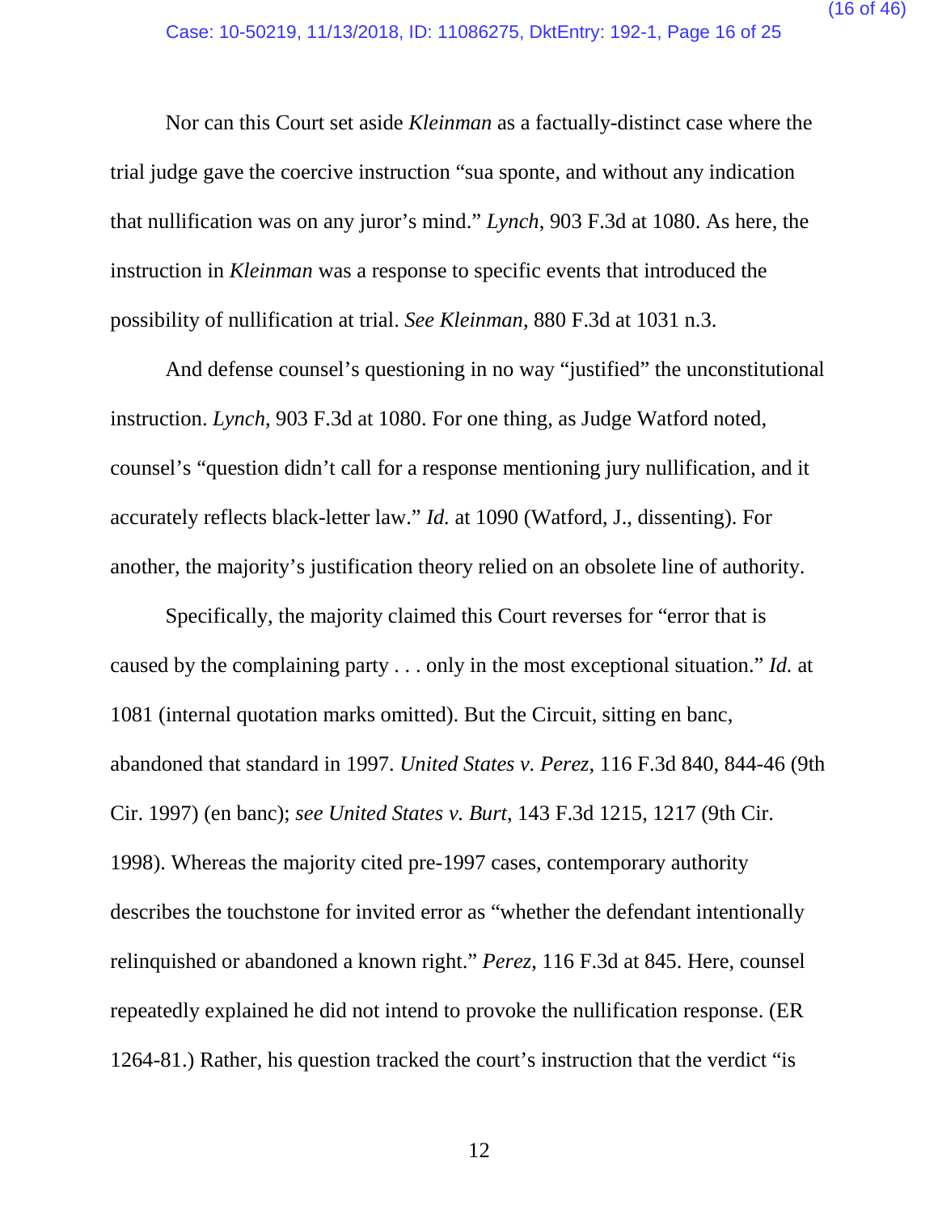Nor can this Court set aside *Kleinman* as a factually-distinct case where the trial judge gave the coercive instruction "sua sponte, and without any indication that nullification was on any juror's mind." *Lynch*, 903 F.3d at 1080. As here, the instruction in *Kleinman* was a response to specific events that introduced the possibility of nullification at trial. *See Kleinman*, 880 F.3d at 1031 n.3.

And defense counsel's questioning in no way "justified" the unconstitutional instruction. *Lynch*, 903 F.3d at 1080. For one thing, as Judge Watford noted, counsel's "question didn't call for a response mentioning jury nullification, and it accurately reflects black-letter law." *Id.* at 1090 (Watford, J., dissenting). For another, the majority's justification theory relied on an obsolete line of authority.

Specifically, the majority claimed this Court reverses for "error that is caused by the complaining party . . . only in the most exceptional situation." *Id.* at 1081 (internal quotation marks omitted). But the Circuit, sitting en banc, abandoned that standard in 1997. *United States v. Perez*, 116 F.3d 840, 844-46 (9th Cir. 1997) (en banc); *see United States v. Burt*, 143 F.3d 1215, 1217 (9th Cir. 1998). Whereas the majority cited pre-1997 cases, contemporary authority describes the touchstone for invited error as "whether the defendant intentionally relinquished or abandoned a known right." *Perez*, 116 F.3d at 845. Here, counsel repeatedly explained he did not intend to provoke the nullification response. (ER 1264-81.) Rather, his question tracked the court's instruction that the verdict "is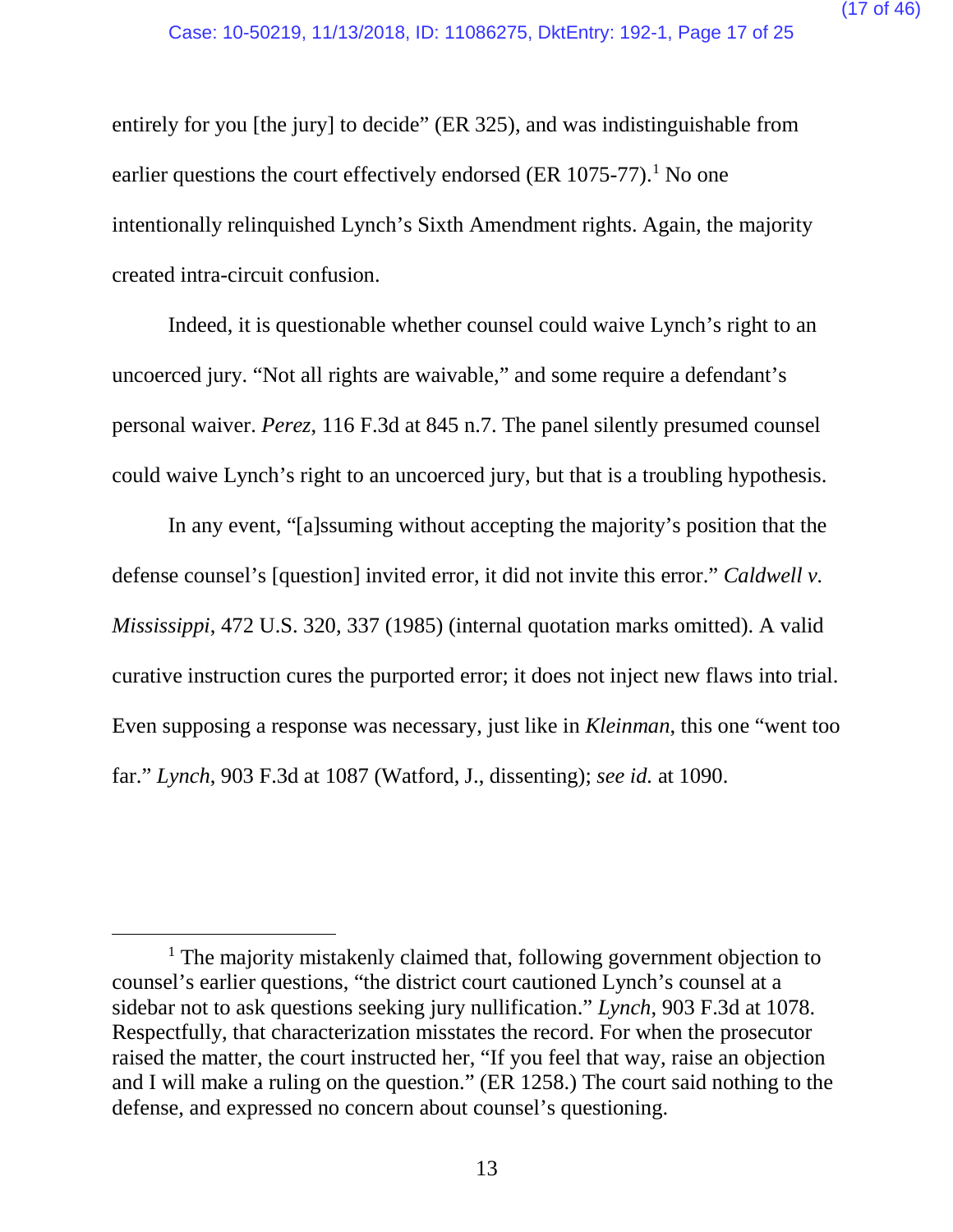entirely for you [the jury] to decide" (ER 325), and was indistinguishable from earlier questions the court effectively endorsed (ER 1075-77).[1] No one intentionally relinquished Lynch's Sixth Amendment rights. Again, the majority created intra-circuit confusion.

Indeed, it is questionable whether counsel could waive Lynch's right to an uncoerced jury. "Not all rights are waivable," and some require a defendant's personal waiver. *Perez*, 116 F.3d at 845 n.7. The panel silently presumed counsel could waive Lynch's right to an uncoerced jury, but that is a troubling hypothesis.

In any event, "[a]ssuming without accepting the majority's position that the defense counsel's [question] invited error, it did not invite this error." *Caldwell v. Mississippi*, 472 U.S. 320, 337 (1985) (internal quotation marks omitted). A valid curative instruction cures the purported error; it does not inject new flaws into trial. Even supposing a response was necessary, just like in *Kleinman*, this one "went too far." *Lynch*, 903 F.3d at 1087 (Watford, J., dissenting); *see id.* at 1090.

---

[1] The majority mistakenly claimed that, following government objection to counsel's earlier questions, "the district court cautioned Lynch's counsel at a sidebar not to ask questions seeking jury nullification." *Lynch*, 903 F.3d at 1078. Respectfully, that characterization misstates the record. For when the prosecutor raised the matter, the court instructed her, "If you feel that way, raise an objection and I will make a ruling on the question." (ER 1258.) The court said nothing to the defense, and expressed no concern about counsel's questioning.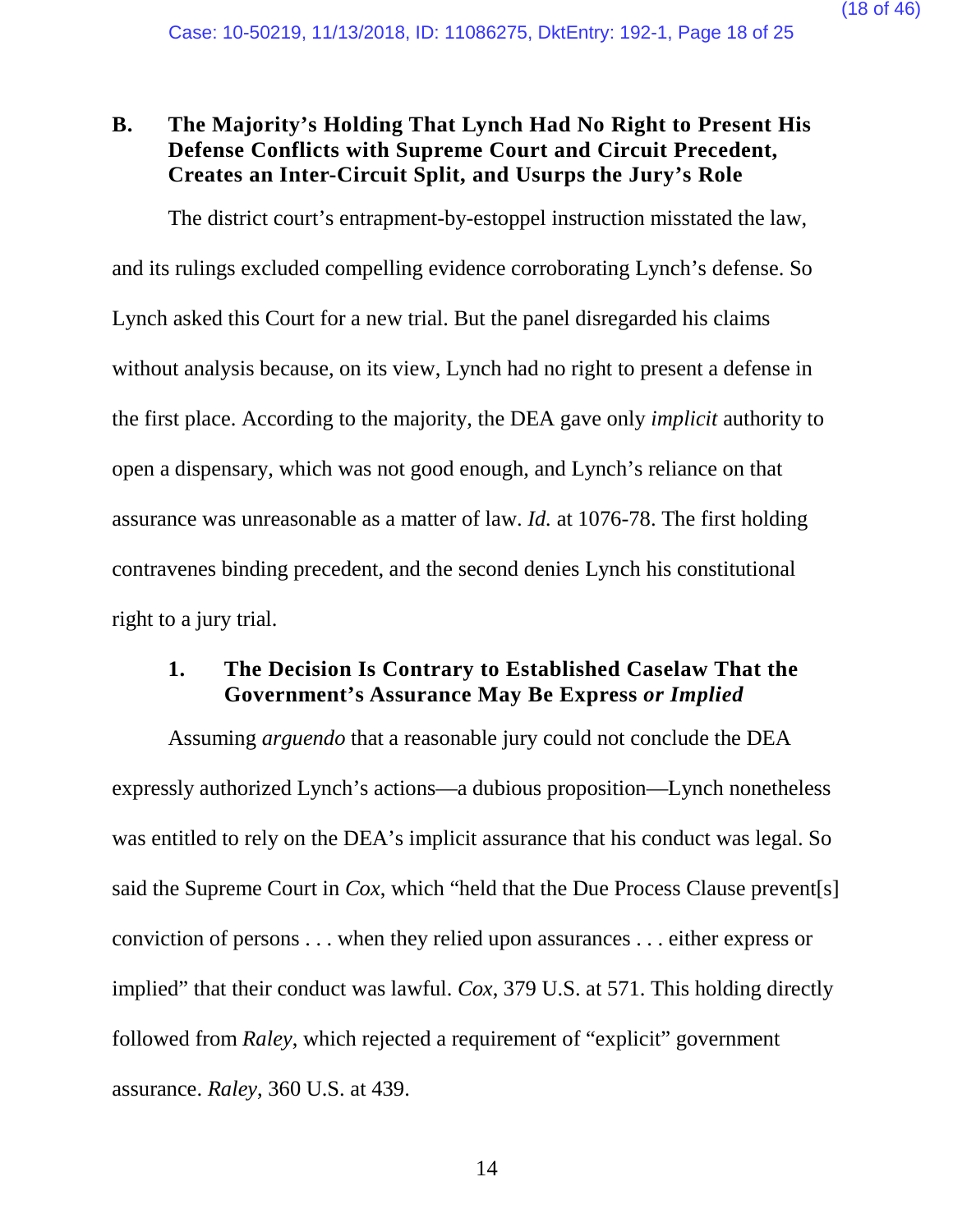### B. The Majority's Holding That Lynch Had No Right to Present His Defense Conflicts with Supreme Court and Circuit Precedent, Creates an Inter-Circuit Split, and Usurps the Jury's Role

The district court's entrapment-by-estoppel instruction misstated the law, and its rulings excluded compelling evidence corroborating Lynch's defense. So Lynch asked this Court for a new trial. But the panel disregarded his claims without analysis because, on its view, Lynch had no right to present a defense in the first place. According to the majority, the DEA gave only *implicit* authority to open a dispensary, which was not good enough, and Lynch's reliance on that assurance was unreasonable as a matter of law. *Id.* at 1076-78. The first holding contravenes binding precedent, and the second denies Lynch his constitutional right to a jury trial.

#### 1. The Decision Is Contrary to Established Caselaw That the Government's Assurance May Be Express *or Implied*

Assuming *arguendo* that a reasonable jury could not conclude the DEA expressly authorized Lynch's actions—a dubious proposition—Lynch nonetheless was entitled to rely on the DEA's implicit assurance that his conduct was legal. So said the Supreme Court in *Cox*, which "held that the Due Process Clause prevent[s] conviction of persons . . . when they relied upon assurances . . . either express or implied" that their conduct was lawful. *Cox*, 379 U.S. at 571. This holding directly followed from *Raley*, which rejected a requirement of "explicit" government assurance. *Raley*, 360 U.S. at 439.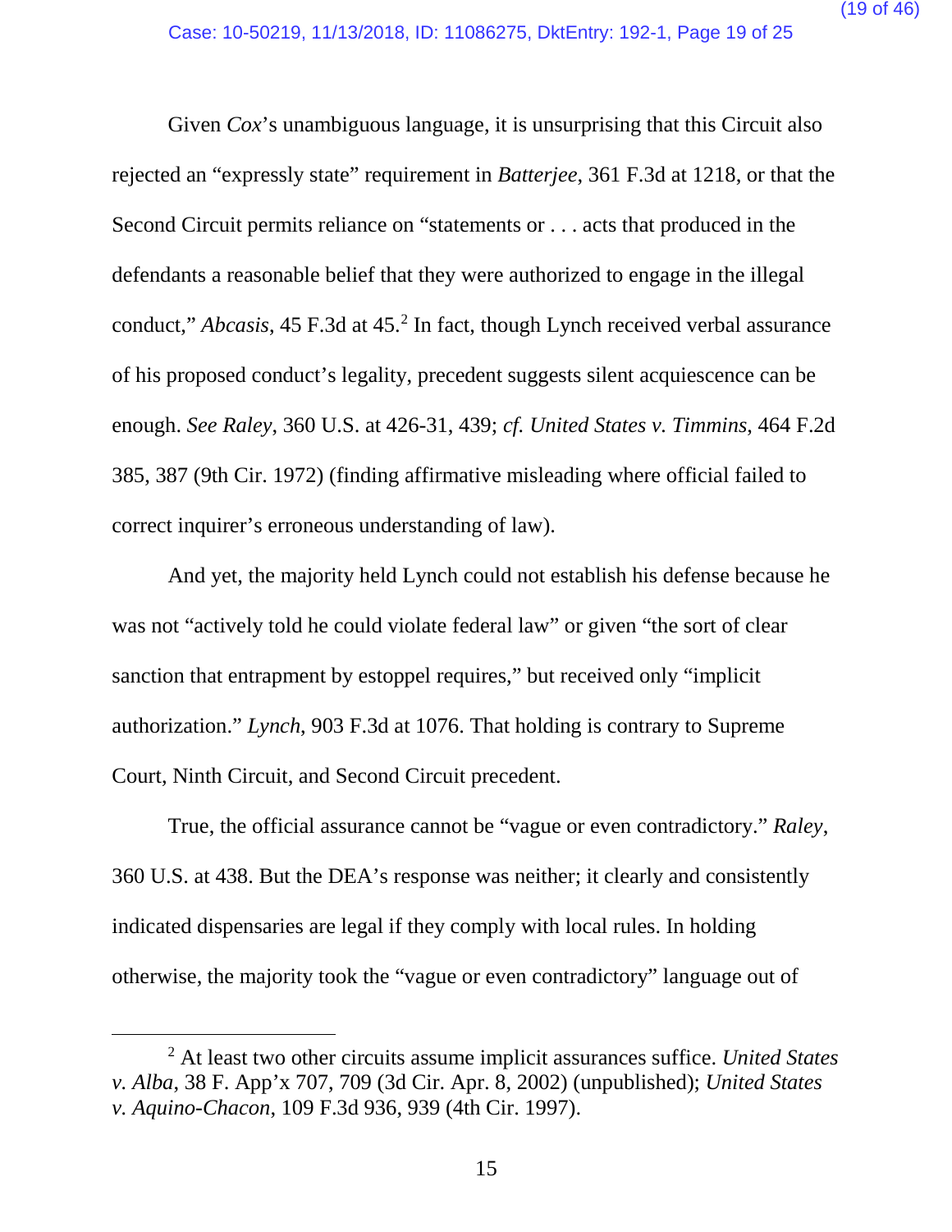Given *Cox*'s unambiguous language, it is unsurprising that this Circuit also rejected an "expressly state" requirement in *Batterjee*, 361 F.3d at 1218, or that the Second Circuit permits reliance on "statements or . . . acts that produced in the defendants a reasonable belief that they were authorized to engage in the illegal conduct," *Abcasis*, 45 F.3d at 45.[2] In fact, though Lynch received verbal assurance of his proposed conduct's legality, precedent suggests silent acquiescence can be enough. *See Raley*, 360 U.S. at 426-31, 439; *cf. United States v. Timmins*, 464 F.2d 385, 387 (9th Cir. 1972) (finding affirmative misleading where official failed to correct inquirer's erroneous understanding of law).

And yet, the majority held Lynch could not establish his defense because he was not "actively told he could violate federal law" or given "the sort of clear sanction that entrapment by estoppel requires," but received only "implicit authorization." *Lynch*, 903 F.3d at 1076. That holding is contrary to Supreme Court, Ninth Circuit, and Second Circuit precedent.

True, the official assurance cannot be "vague or even contradictory." *Raley*, 360 U.S. at 438. But the DEA's response was neither; it clearly and consistently indicated dispensaries are legal if they comply with local rules. In holding otherwise, the majority took the "vague or even contradictory" language out of

[2] At least two other circuits assume implicit assurances suffice. *United States v. Alba*, 38 F. App'x 707, 709 (3d Cir. Apr. 8, 2002) (unpublished); *United States v. Aquino-Chacon*, 109 F.3d 936, 939 (4th Cir. 1997).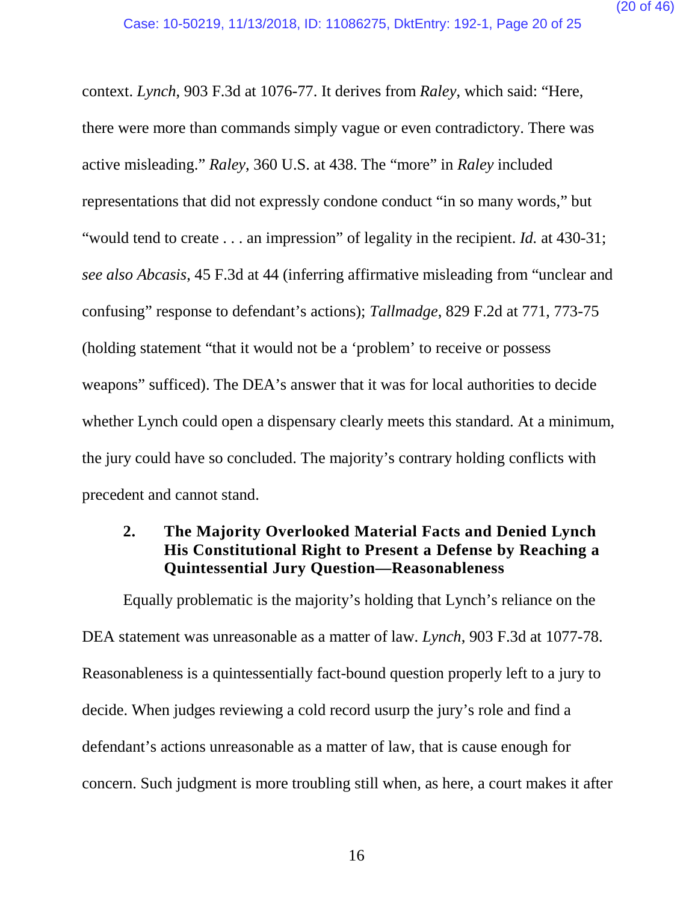context. *Lynch*, 903 F.3d at 1076-77. It derives from *Raley*, which said: "Here, there were more than commands simply vague or even contradictory. There was active misleading." *Raley*, 360 U.S. at 438. The "more" in *Raley* included representations that did not expressly condone conduct "in so many words," but "would tend to create . . . an impression" of legality in the recipient. *Id.* at 430-31; *see also Abcasis*, 45 F.3d at 44 (inferring affirmative misleading from "unclear and confusing" response to defendant's actions); *Tallmadge*, 829 F.2d at 771, 773-75 (holding statement "that it would not be a 'problem' to receive or possess weapons" sufficed). The DEA's answer that it was for local authorities to decide whether Lynch could open a dispensary clearly meets this standard. At a minimum, the jury could have so concluded. The majority's contrary holding conflicts with precedent and cannot stand.

### 2. The Majority Overlooked Material Facts and Denied Lynch His Constitutional Right to Present a Defense by Reaching a Quintessential Jury Question—Reasonableness

Equally problematic is the majority's holding that Lynch's reliance on the DEA statement was unreasonable as a matter of law. *Lynch*, 903 F.3d at 1077-78. Reasonableness is a quintessentially fact-bound question properly left to a jury to decide. When judges reviewing a cold record usurp the jury's role and find a defendant's actions unreasonable as a matter of law, that is cause enough for concern. Such judgment is more troubling still when, as here, a court makes it after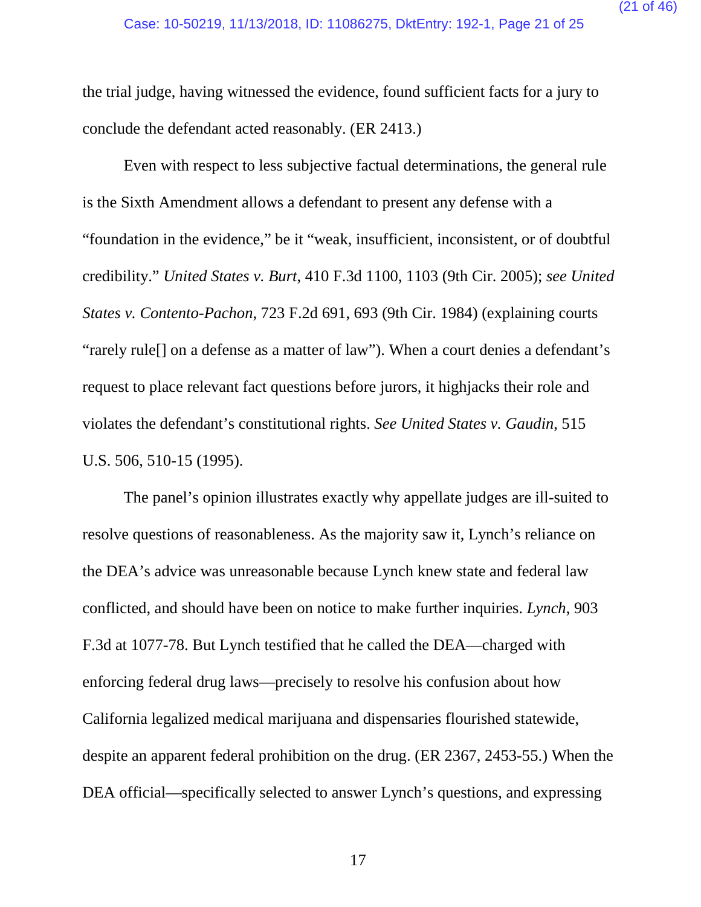the trial judge, having witnessed the evidence, found sufficient facts for a jury to conclude the defendant acted reasonably. (ER 2413.)

Even with respect to less subjective factual determinations, the general rule is the Sixth Amendment allows a defendant to present any defense with a "foundation in the evidence," be it "weak, insufficient, inconsistent, or of doubtful credibility." *United States v. Burt*, 410 F.3d 1100, 1103 (9th Cir. 2005); *see United States v. Contento-Pachon*, 723 F.2d 691, 693 (9th Cir. 1984) (explaining courts "rarely rule[] on a defense as a matter of law"). When a court denies a defendant's request to place relevant fact questions before jurors, it highjacks their role and violates the defendant's constitutional rights. *See United States v. Gaudin*, 515 U.S. 506, 510-15 (1995).

The panel's opinion illustrates exactly why appellate judges are ill-suited to resolve questions of reasonableness. As the majority saw it, Lynch's reliance on the DEA's advice was unreasonable because Lynch knew state and federal law conflicted, and should have been on notice to make further inquiries. *Lynch*, 903 F.3d at 1077-78. But Lynch testified that he called the DEA—charged with enforcing federal drug laws—precisely to resolve his confusion about how California legalized medical marijuana and dispensaries flourished statewide, despite an apparent federal prohibition on the drug. (ER 2367, 2453-55.) When the DEA official—specifically selected to answer Lynch's questions, and expressing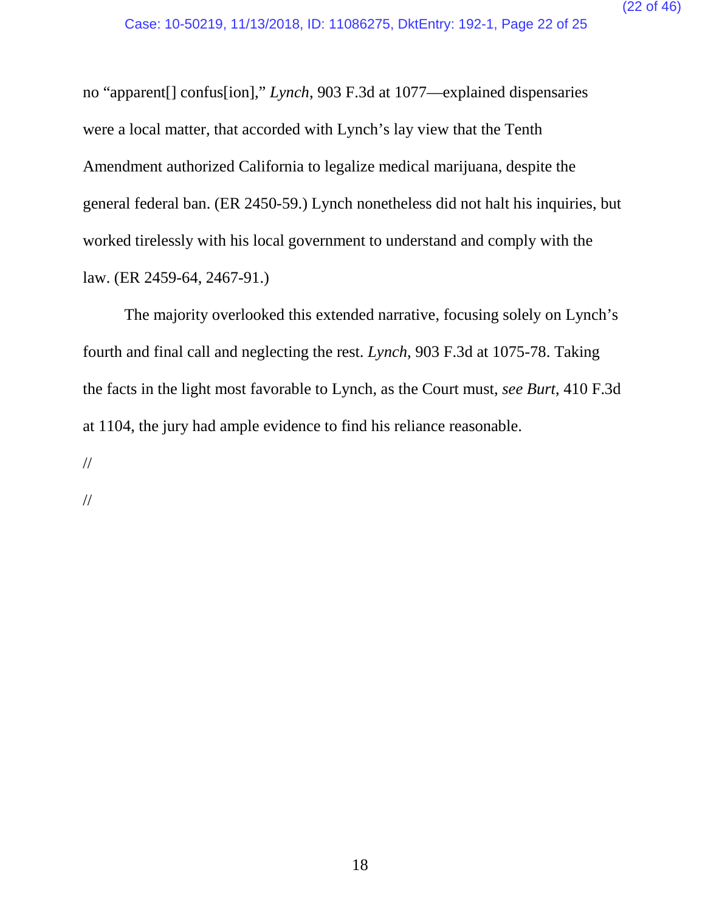no "apparent[] confus[ion]," *Lynch*, 903 F.3d at 1077—explained dispensaries were a local matter, that accorded with Lynch's lay view that the Tenth Amendment authorized California to legalize medical marijuana, despite the general federal ban. (ER 2450-59.) Lynch nonetheless did not halt his inquiries, but worked tirelessly with his local government to understand and comply with the law. (ER 2459-64, 2467-91.)

The majority overlooked this extended narrative, focusing solely on Lynch's fourth and final call and neglecting the rest. *Lynch*, 903 F.3d at 1075-78. Taking the facts in the light most favorable to Lynch, as the Court must, *see Burt*, 410 F.3d at 1104, the jury had ample evidence to find his reliance reasonable.

//

//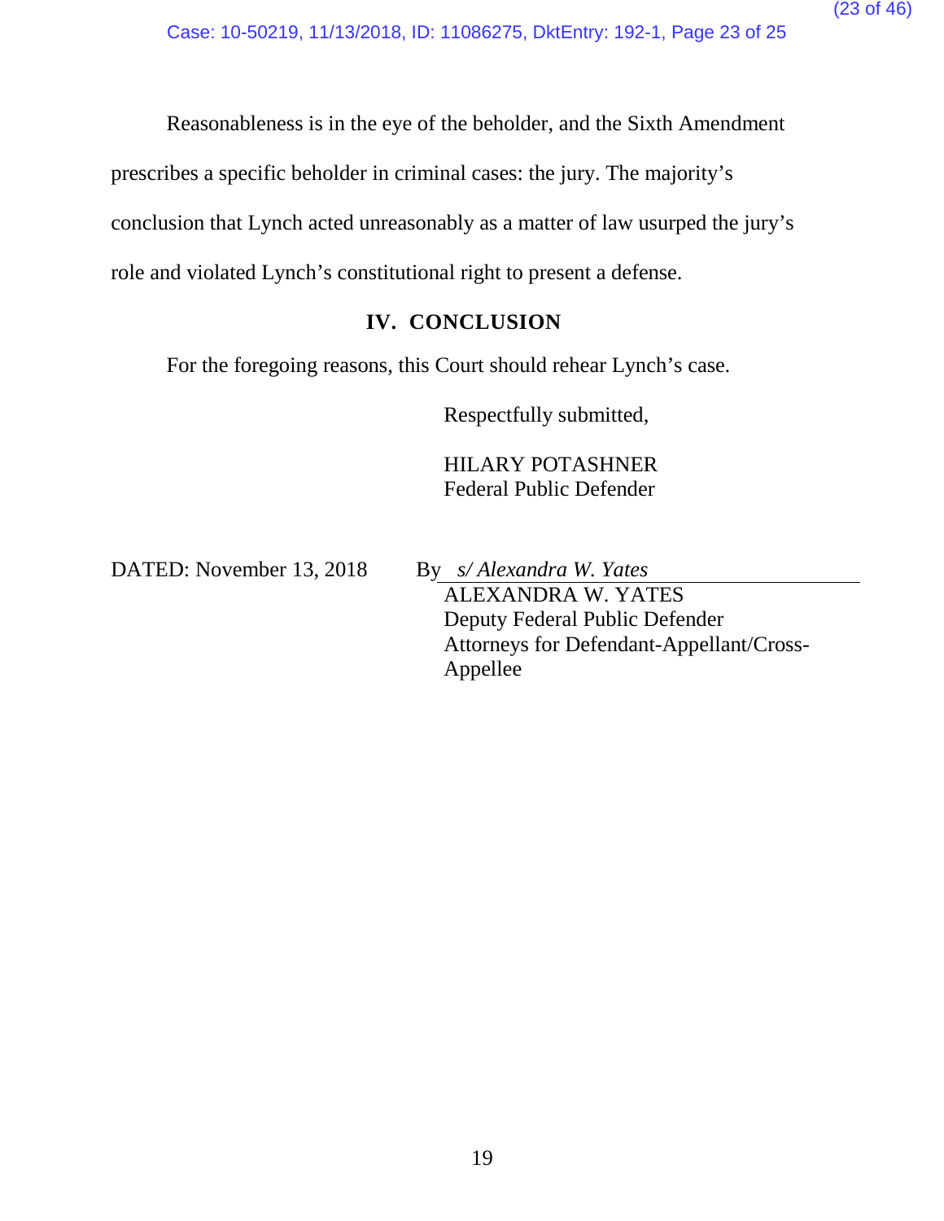Reasonableness is in the eye of the beholder, and the Sixth Amendment prescribes a specific beholder in criminal cases: the jury. The majority's conclusion that Lynch acted unreasonably as a matter of law usurped the jury's role and violated Lynch's constitutional right to present a defense.

## IV. CONCLUSION

For the foregoing reasons, this Court should rehear Lynch's case.

Respectfully submitted,

HILARY POTASHNER
Federal Public Defender

DATED: November 13, 2018

By *s/ Alexandra W. Yates*
ALEXANDRA W. YATES
Deputy Federal Public Defender
Attorneys for Defendant-Appellant/Cross-Appellee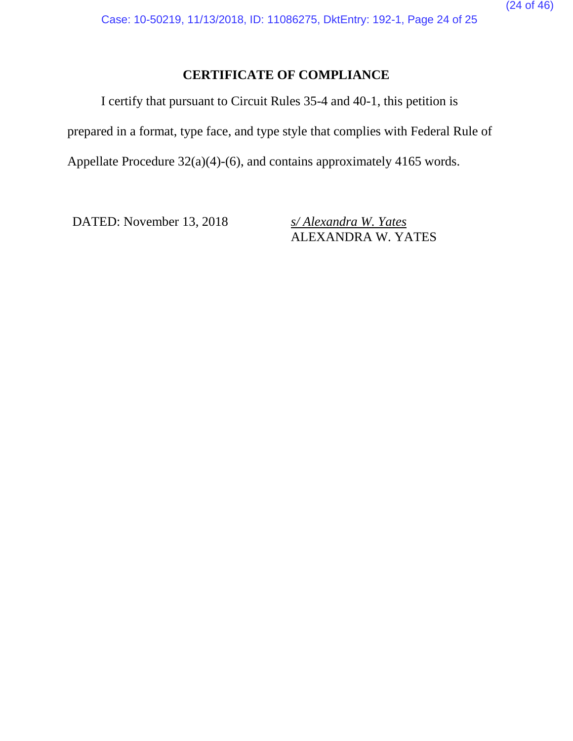## CERTIFICATE OF COMPLIANCE

I certify that pursuant to Circuit Rules 35-4 and 40-1, this petition is prepared in a format, type face, and type style that complies with Federal Rule of Appellate Procedure 32(a)(4)-(6), and contains approximately 4165 words.

DATED: November 13, 2018

*s/ Alexandra W. Yates*
ALEXANDRA W. YATES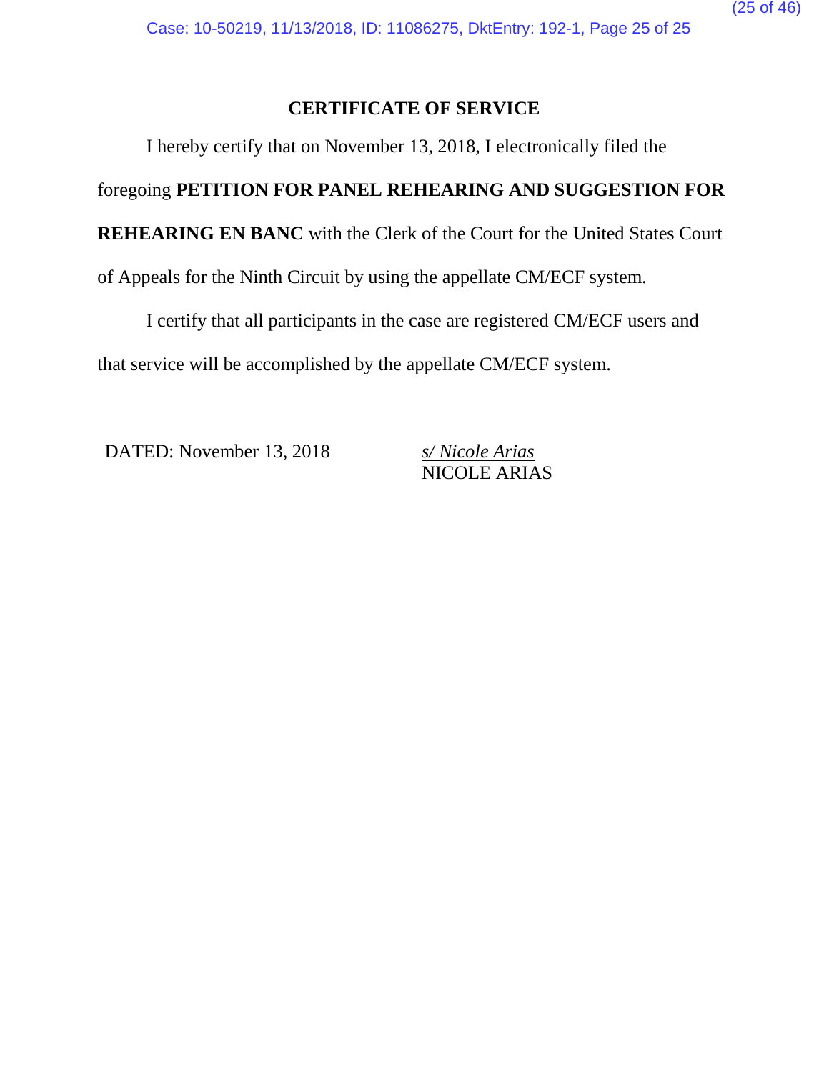## CERTIFICATE OF SERVICE

I hereby certify that on November 13, 2018, I electronically filed the foregoing **PETITION FOR PANEL REHEARING AND SUGGESTION FOR REHEARING EN BANC** with the Clerk of the Court for the United States Court of Appeals for the Ninth Circuit by using the appellate CM/ECF system.

I certify that all participants in the case are registered CM/ECF users and that service will be accomplished by the appellate CM/ECF system.

DATED: November 13, 2018

*s/ Nicole Arias*
NICOLE ARIAS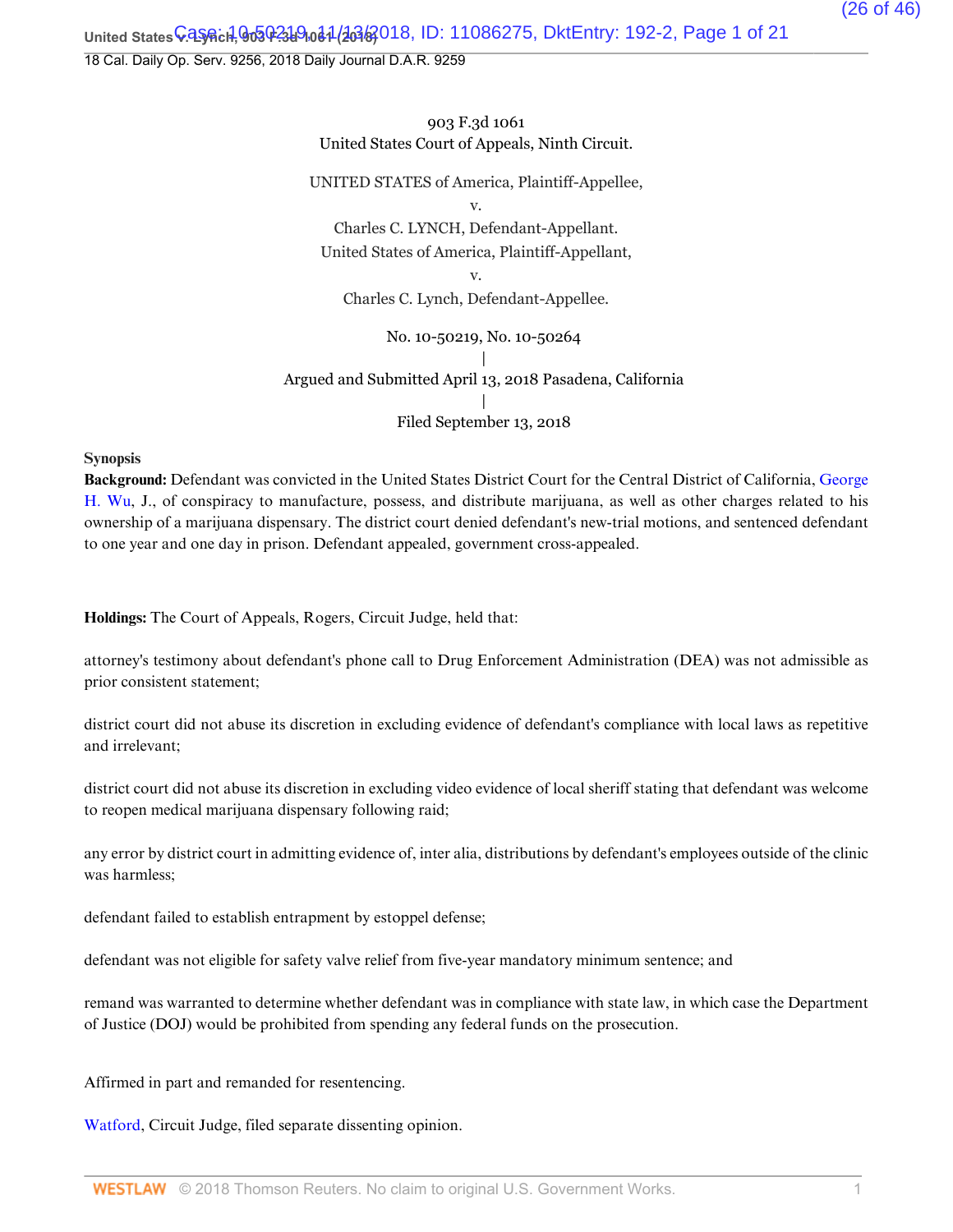903 F.3d 1061
United States Court of Appeals, Ninth Circuit.

UNITED STATES of America, Plaintiff-Appellee,
v.
Charles C. LYNCH, Defendant-Appellant.
United States of America, Plaintiff-Appellant,
v.
Charles C. Lynch, Defendant-Appellee.

No. 10-50219, No. 10-50264
|
Argued and Submitted April 13, 2018 Pasadena, California
|
Filed September 13, 2018

**Synopsis**

**Background:** Defendant was convicted in the United States District Court for the Central District of California, George H. Wu, J., of conspiracy to manufacture, possess, and distribute marijuana, as well as other charges related to his ownership of a marijuana dispensary. The district court denied defendant's new-trial motions, and sentenced defendant to one year and one day in prison. Defendant appealed, government cross-appealed.

**Holdings:** The Court of Appeals, Rogers, Circuit Judge, held that:

attorney's testimony about defendant's phone call to Drug Enforcement Administration (DEA) was not admissible as prior consistent statement;

district court did not abuse its discretion in excluding evidence of defendant's compliance with local laws as repetitive and irrelevant;

district court did not abuse its discretion in excluding video evidence of local sheriff stating that defendant was welcome to reopen medical marijuana dispensary following raid;

any error by district court in admitting evidence of, inter alia, distributions by defendant's employees outside of the clinic was harmless;

defendant failed to establish entrapment by estoppel defense;

defendant was not eligible for safety valve relief from five-year mandatory minimum sentence; and

remand was warranted to determine whether defendant was in compliance with state law, in which case the Department of Justice (DOJ) would be prohibited from spending any federal funds on the prosecution.

Affirmed in part and remanded for resentencing.

Watford, Circuit Judge, filed separate dissenting opinion.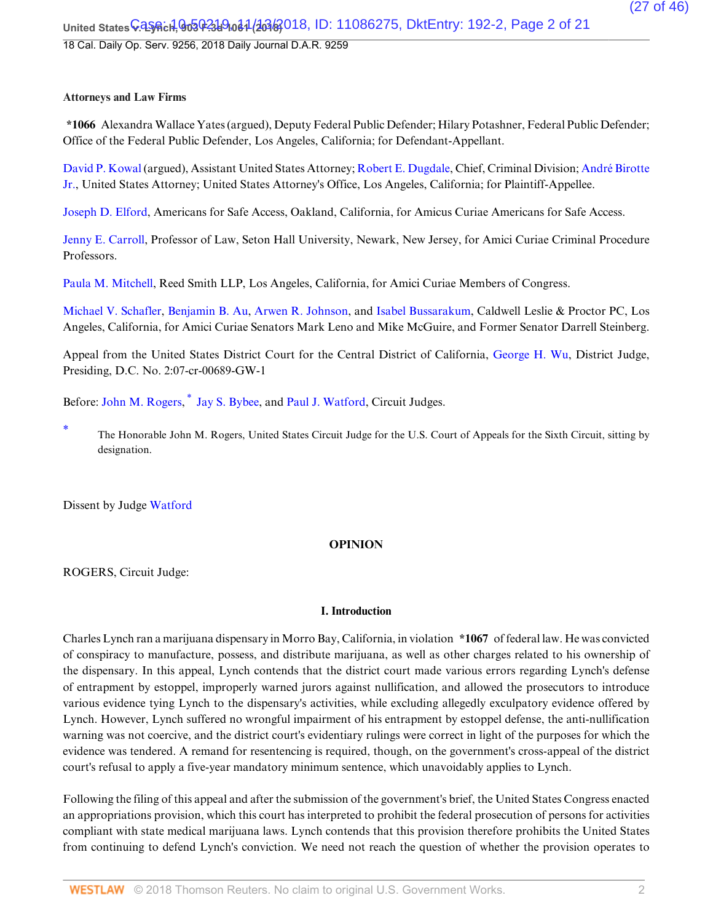**Attorneys and Law Firms**

**\*1066** Alexandra Wallace Yates (argued), Deputy Federal Public Defender; Hilary Potashner, Federal Public Defender; Office of the Federal Public Defender, Los Angeles, California; for Defendant-Appellant.

David P. Kowal (argued), Assistant United States Attorney; Robert E. Dugdale, Chief, Criminal Division; André Birotte Jr., United States Attorney; United States Attorney's Office, Los Angeles, California; for Plaintiff-Appellee.

Joseph D. Elford, Americans for Safe Access, Oakland, California, for Amicus Curiae Americans for Safe Access.

Jenny E. Carroll, Professor of Law, Seton Hall University, Newark, New Jersey, for Amici Curiae Criminal Procedure Professors.

Paula M. Mitchell, Reed Smith LLP, Los Angeles, California, for Amici Curiae Members of Congress.

Michael V. Schafler, Benjamin B. Au, Arwen R. Johnson, and Isabel Bussarakum, Caldwell Leslie & Proctor PC, Los Angeles, California, for Amici Curiae Senators Mark Leno and Mike McGuire, and Former Senator Darrell Steinberg.

Appeal from the United States District Court for the Central District of California, George H. Wu, District Judge, Presiding, D.C. No. 2:07-cr-00689-GW-1

Before: John M. Rogers,* Jay S. Bybee, and Paul J. Watford, Circuit Judges.

\* The Honorable John M. Rogers, United States Circuit Judge for the U.S. Court of Appeals for the Sixth Circuit, sitting by designation.

Dissent by Judge Watford

**OPINION**

ROGERS, Circuit Judge:

**I. Introduction**

Charles Lynch ran a marijuana dispensary in Morro Bay, California, in violation **\*1067** of federal law. He was convicted of conspiracy to manufacture, possess, and distribute marijuana, as well as other charges related to his ownership of the dispensary. In this appeal, Lynch contends that the district court made various errors regarding Lynch's defense of entrapment by estoppel, improperly warned jurors against nullification, and allowed the prosecutors to introduce various evidence tying Lynch to the dispensary's activities, while excluding allegedly exculpatory evidence offered by Lynch. However, Lynch suffered no wrongful impairment of his entrapment by estoppel defense, the anti-nullification warning was not coercive, and the district court's evidentiary rulings were correct in light of the purposes for which the evidence was tendered. A remand for resentencing is required, though, on the government's cross-appeal of the district court's refusal to apply a five-year mandatory minimum sentence, which unavoidably applies to Lynch.

Following the filing of this appeal and after the submission of the government's brief, the United States Congress enacted an appropriations provision, which this court has interpreted to prohibit the federal prosecution of persons for activities compliant with state medical marijuana laws. Lynch contends that this provision therefore prohibits the United States from continuing to defend Lynch's conviction. We need not reach the question of whether the provision operates to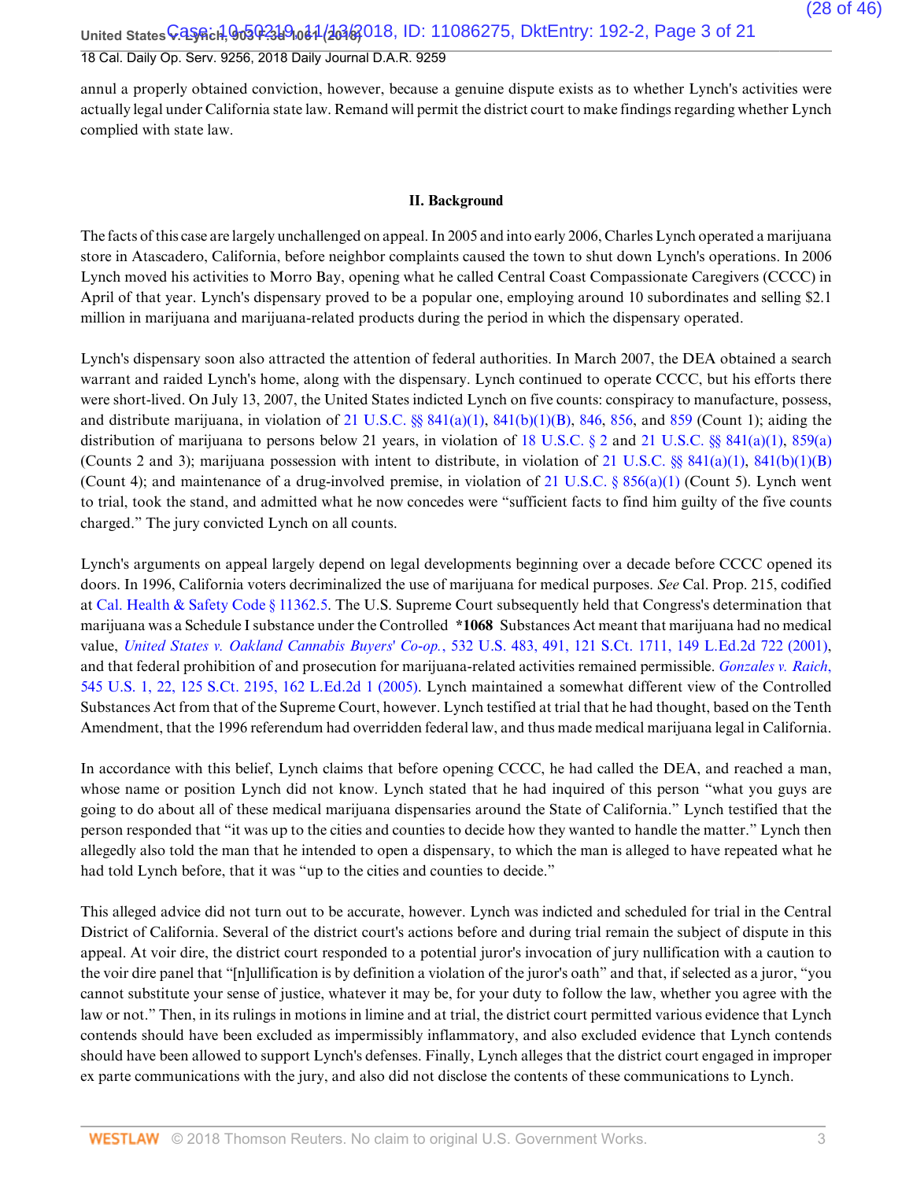annul a properly obtained conviction, however, because a genuine dispute exists as to whether Lynch's activities were actually legal under California state law. Remand will permit the district court to make findings regarding whether Lynch complied with state law.

## II. Background

The facts of this case are largely unchallenged on appeal. In 2005 and into early 2006, Charles Lynch operated a marijuana store in Atascadero, California, before neighbor complaints caused the town to shut down Lynch's operations. In 2006 Lynch moved his activities to Morro Bay, opening what he called Central Coast Compassionate Caregivers (CCCC) in April of that year. Lynch's dispensary proved to be a popular one, employing around 10 subordinates and selling $2.1 million in marijuana and marijuana-related products during the period in which the dispensary operated.

Lynch's dispensary soon also attracted the attention of federal authorities. In March 2007, the DEA obtained a search warrant and raided Lynch's home, along with the dispensary. Lynch continued to operate CCCC, but his efforts there were short-lived. On July 13, 2007, the United States indicted Lynch on five counts: conspiracy to manufacture, possess, and distribute marijuana, in violation of 21 U.S.C. §§ 841(a)(1), 841(b)(1)(B), 846, 856, and 859 (Count 1); aiding the distribution of marijuana to persons below 21 years, in violation of 18 U.S.C. § 2 and 21 U.S.C. §§ 841(a)(1), 859(a) (Counts 2 and 3); marijuana possession with intent to distribute, in violation of 21 U.S.C. §§ 841(a)(1), 841(b)(1)(B) (Count 4); and maintenance of a drug-involved premise, in violation of 21 U.S.C. § 856(a)(1) (Count 5). Lynch went to trial, took the stand, and admitted what he now concedes were "sufficient facts to find him guilty of the five counts charged." The jury convicted Lynch on all counts.

Lynch's arguments on appeal largely depend on legal developments beginning over a decade before CCCC opened its doors. In 1996, California voters decriminalized the use of marijuana for medical purposes. *See* Cal. Prop. 215, codified at Cal. Health & Safety Code § 11362.5. The U.S. Supreme Court subsequently held that Congress's determination that marijuana was a Schedule I substance under the Controlled **\*1068** Substances Act meant that marijuana had no medical value, *United States v. Oakland Cannabis Buyers' Co-op.*, 532 U.S. 483, 491, 121 S.Ct. 1711, 149 L.Ed.2d 722 (2001), and that federal prohibition of and prosecution for marijuana-related activities remained permissible. *Gonzales v. Raich*, 545 U.S. 1, 22, 125 S.Ct. 2195, 162 L.Ed.2d 1 (2005). Lynch maintained a somewhat different view of the Controlled Substances Act from that of the Supreme Court, however. Lynch testified at trial that he had thought, based on the Tenth Amendment, that the 1996 referendum had overridden federal law, and thus made medical marijuana legal in California.

In accordance with this belief, Lynch claims that before opening CCCC, he had called the DEA, and reached a man, whose name or position Lynch did not know. Lynch stated that he had inquired of this person "what you guys are going to do about all of these medical marijuana dispensaries around the State of California." Lynch testified that the person responded that "it was up to the cities and counties to decide how they wanted to handle the matter." Lynch then allegedly also told the man that he intended to open a dispensary, to which the man is alleged to have repeated what he had told Lynch before, that it was "up to the cities and counties to decide."

This alleged advice did not turn out to be accurate, however. Lynch was indicted and scheduled for trial in the Central District of California. Several of the district court's actions before and during trial remain the subject of dispute in this appeal. At voir dire, the district court responded to a potential juror's invocation of jury nullification with a caution to the voir dire panel that "[n]ullification is by definition a violation of the juror's oath" and that, if selected as a juror, "you cannot substitute your sense of justice, whatever it may be, for your duty to follow the law, whether you agree with the law or not." Then, in its rulings in motions in limine and at trial, the district court permitted various evidence that Lynch contends should have been excluded as impermissibly inflammatory, and also excluded evidence that Lynch contends should have been allowed to support Lynch's defenses. Finally, Lynch alleges that the district court engaged in improper ex parte communications with the jury, and also did not disclose the contents of these communications to Lynch.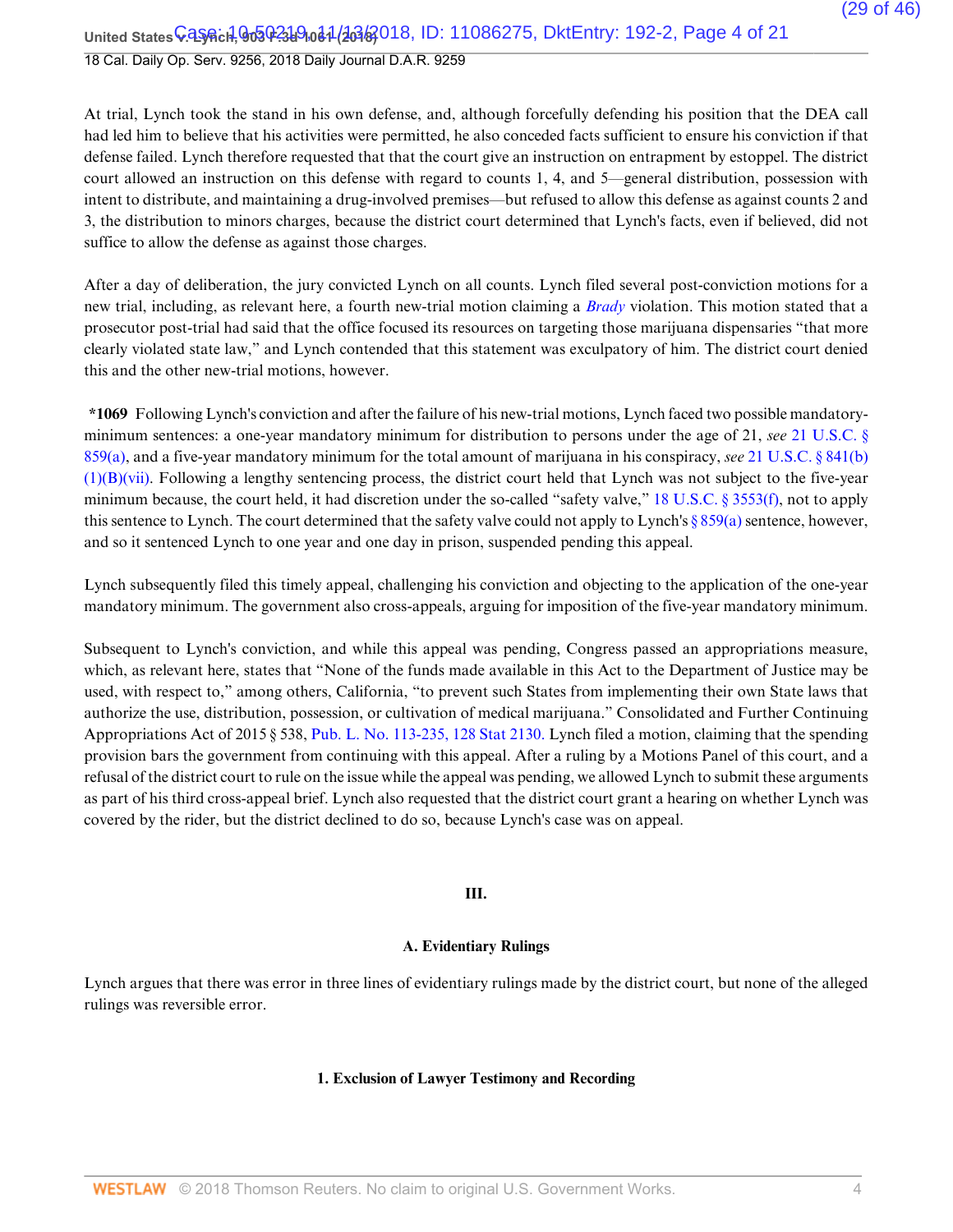At trial, Lynch took the stand in his own defense, and, although forcefully defending his position that the DEA call had led him to believe that his activities were permitted, he also conceded facts sufficient to ensure his conviction if that defense failed. Lynch therefore requested that that the court give an instruction on entrapment by estoppel. The district court allowed an instruction on this defense with regard to counts 1, 4, and 5—general distribution, possession with intent to distribute, and maintaining a drug-involved premises—but refused to allow this defense as against counts 2 and 3, the distribution to minors charges, because the district court determined that Lynch's facts, even if believed, did not suffice to allow the defense as against those charges.

After a day of deliberation, the jury convicted Lynch on all counts. Lynch filed several post-conviction motions for a new trial, including, as relevant here, a fourth new-trial motion claiming a *Brady* violation. This motion stated that a prosecutor post-trial had said that the office focused its resources on targeting those marijuana dispensaries "that more clearly violated state law," and Lynch contended that this statement was exculpatory of him. The district court denied this and the other new-trial motions, however.

**\*1069** Following Lynch's conviction and after the failure of his new-trial motions, Lynch faced two possible mandatory-minimum sentences: a one-year mandatory minimum for distribution to persons under the age of 21, *see* 21 U.S.C. § 859(a), and a five-year mandatory minimum for the total amount of marijuana in his conspiracy, *see* 21 U.S.C. § 841(b)(1)(B)(vii). Following a lengthy sentencing process, the district court held that Lynch was not subject to the five-year minimum because, the court held, it had discretion under the so-called "safety valve," 18 U.S.C. § 3553(f), not to apply this sentence to Lynch. The court determined that the safety valve could not apply to Lynch's § 859(a) sentence, however, and so it sentenced Lynch to one year and one day in prison, suspended pending this appeal.

Lynch subsequently filed this timely appeal, challenging his conviction and objecting to the application of the one-year mandatory minimum. The government also cross-appeals, arguing for imposition of the five-year mandatory minimum.

Subsequent to Lynch's conviction, and while this appeal was pending, Congress passed an appropriations measure, which, as relevant here, states that "None of the funds made available in this Act to the Department of Justice may be used, with respect to," among others, California, "to prevent such States from implementing their own State laws that authorize the use, distribution, possession, or cultivation of medical marijuana." Consolidated and Further Continuing Appropriations Act of 2015 § 538, Pub. L. No. 113-235, 128 Stat 2130. Lynch filed a motion, claiming that the spending provision bars the government from continuing with this appeal. After a ruling by a Motions Panel of this court, and a refusal of the district court to rule on the issue while the appeal was pending, we allowed Lynch to submit these arguments as part of his third cross-appeal brief. Lynch also requested that the district court grant a hearing on whether Lynch was covered by the rider, but the district declined to do so, because Lynch's case was on appeal.

## III.

### A. Evidentiary Rulings

Lynch argues that there was error in three lines of evidentiary rulings made by the district court, but none of the alleged rulings was reversible error.

#### 1. Exclusion of Lawyer Testimony and Recording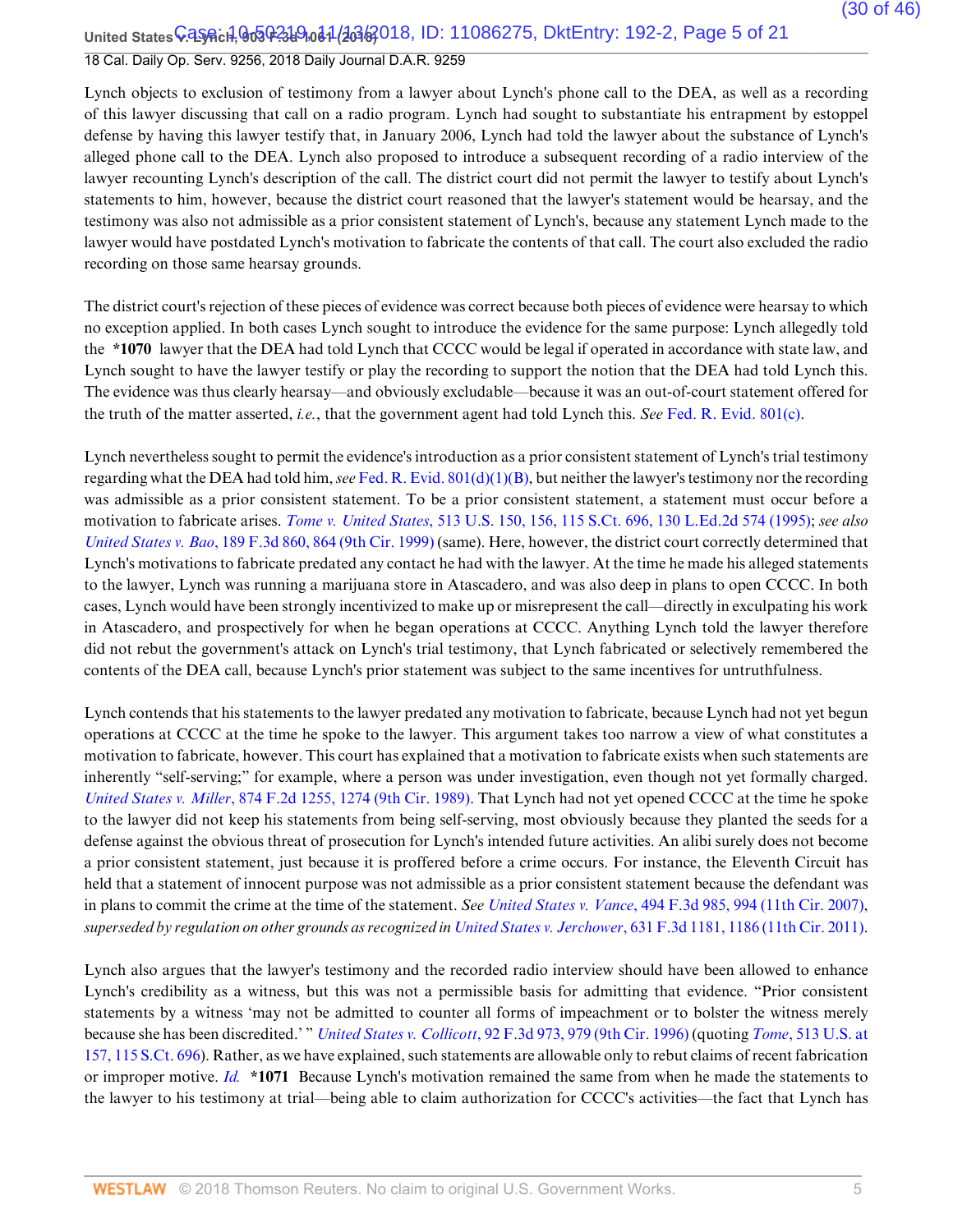Lynch objects to exclusion of testimony from a lawyer about Lynch's phone call to the DEA, as well as a recording of this lawyer discussing that call on a radio program. Lynch had sought to substantiate his entrapment by estoppel defense by having this lawyer testify that, in January 2006, Lynch had told the lawyer about the substance of Lynch's alleged phone call to the DEA. Lynch also proposed to introduce a subsequent recording of a radio interview of the lawyer recounting Lynch's description of the call. The district court did not permit the lawyer to testify about Lynch's statements to him, however, because the district court reasoned that the lawyer's statement would be hearsay, and the testimony was also not admissible as a prior consistent statement of Lynch's, because any statement Lynch made to the lawyer would have postdated Lynch's motivation to fabricate the contents of that call. The court also excluded the radio recording on those same hearsay grounds.

The district court's rejection of these pieces of evidence was correct because both pieces of evidence were hearsay to which no exception applied. In both cases Lynch sought to introduce the evidence for the same purpose: Lynch allegedly told the **\*1070** lawyer that the DEA had told Lynch that CCCC would be legal if operated in accordance with state law, and Lynch sought to have the lawyer testify or play the recording to support the notion that the DEA had told Lynch this. The evidence was thus clearly hearsay—and obviously excludable—because it was an out-of-court statement offered for the truth of the matter asserted, *i.e.*, that the government agent had told Lynch this. *See* Fed. R. Evid. 801(c).

Lynch nevertheless sought to permit the evidence's introduction as a prior consistent statement of Lynch's trial testimony regarding what the DEA had told him, *see* Fed. R. Evid. 801(d)(1)(B), but neither the lawyer's testimony nor the recording was admissible as a prior consistent statement. To be a prior consistent statement, a statement must occur before a motivation to fabricate arises. *Tome v. United States*, 513 U.S. 150, 156, 115 S.Ct. 696, 130 L.Ed.2d 574 (1995); *see also United States v. Bao*, 189 F.3d 860, 864 (9th Cir. 1999) (same). Here, however, the district court correctly determined that Lynch's motivations to fabricate predated any contact he had with the lawyer. At the time he made his alleged statements to the lawyer, Lynch was running a marijuana store in Atascadero, and was also deep in plans to open CCCC. In both cases, Lynch would have been strongly incentivized to make up or misrepresent the call—directly in exculpating his work in Atascadero, and prospectively for when he began operations at CCCC. Anything Lynch told the lawyer therefore did not rebut the government's attack on Lynch's trial testimony, that Lynch fabricated or selectively remembered the contents of the DEA call, because Lynch's prior statement was subject to the same incentives for untruthfulness.

Lynch contends that his statements to the lawyer predated any motivation to fabricate, because Lynch had not yet begun operations at CCCC at the time he spoke to the lawyer. This argument takes too narrow a view of what constitutes a motivation to fabricate, however. This court has explained that a motivation to fabricate exists when such statements are inherently "self-serving;" for example, where a person was under investigation, even though not yet formally charged. *United States v. Miller*, 874 F.2d 1255, 1274 (9th Cir. 1989). That Lynch had not yet opened CCCC at the time he spoke to the lawyer did not keep his statements from being self-serving, most obviously because they planted the seeds for a defense against the obvious threat of prosecution for Lynch's intended future activities. An alibi surely does not become a prior consistent statement, just because it is proffered before a crime occurs. For instance, the Eleventh Circuit has held that a statement of innocent purpose was not admissible as a prior consistent statement because the defendant was in plans to commit the crime at the time of the statement. *See United States v. Vance*, 494 F.3d 985, 994 (11th Cir. 2007), *superseded by regulation on other grounds as recognized in United States v. Jerchower*, 631 F.3d 1181, 1186 (11th Cir. 2011).

Lynch also argues that the lawyer's testimony and the recorded radio interview should have been allowed to enhance Lynch's credibility as a witness, but this was not a permissible basis for admitting that evidence. "Prior consistent statements by a witness 'may not be admitted to counter all forms of impeachment or to bolster the witness merely because she has been discredited.' " *United States v. Collicott*, 92 F.3d 973, 979 (9th Cir. 1996) (quoting *Tome*, 513 U.S. at 157, 115 S.Ct. 696). Rather, as we have explained, such statements are allowable only to rebut claims of recent fabrication or improper motive. *Id.* **\*1071** Because Lynch's motivation remained the same from when he made the statements to the lawyer to his testimony at trial—being able to claim authorization for CCCC's activities—the fact that Lynch has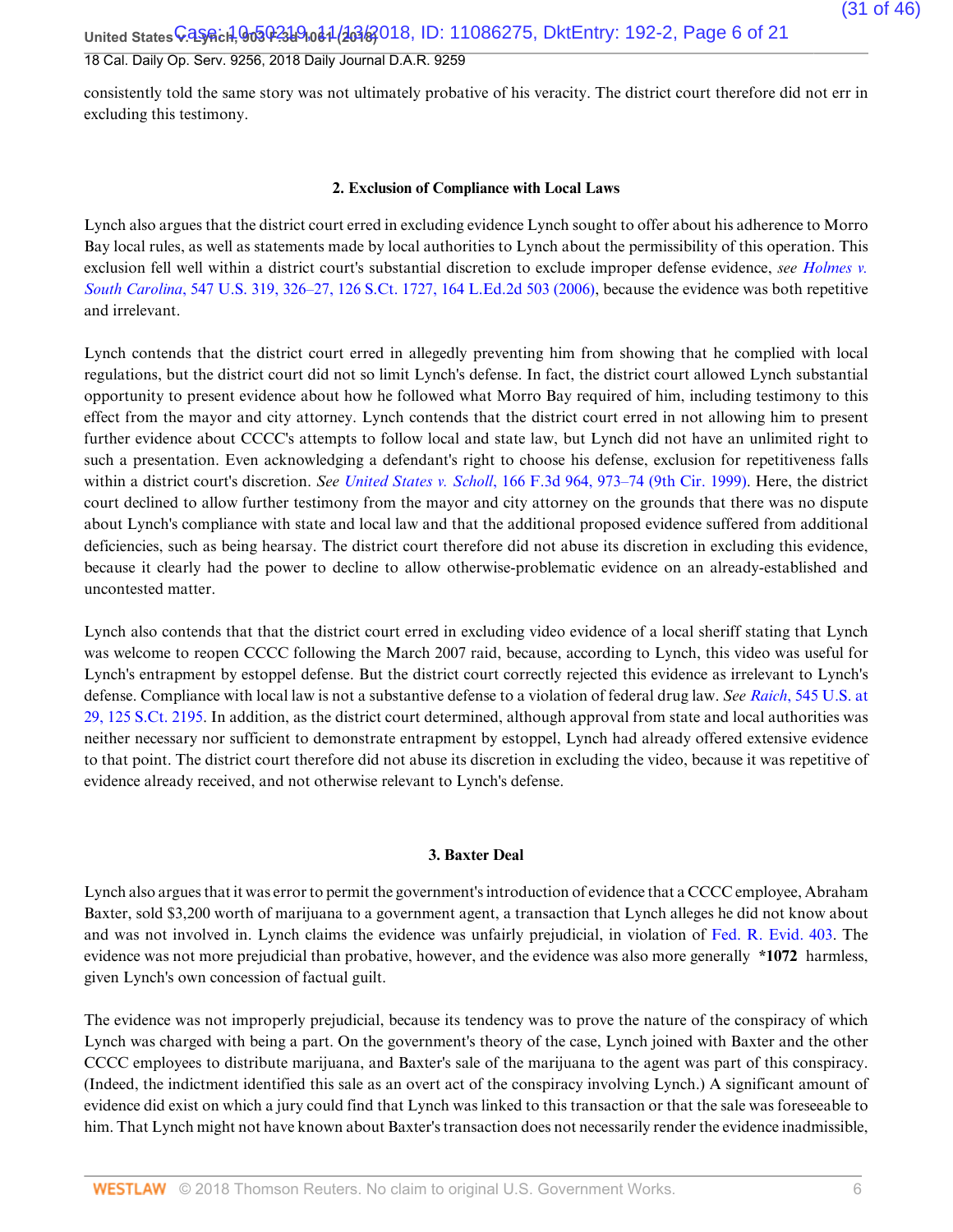consistently told the same story was not ultimately probative of his veracity. The district court therefore did not err in excluding this testimony.

### 2. Exclusion of Compliance with Local Laws

Lynch also argues that the district court erred in excluding evidence Lynch sought to offer about his adherence to Morro Bay local rules, as well as statements made by local authorities to Lynch about the permissibility of this operation. This exclusion fell well within a district court's substantial discretion to exclude improper defense evidence, *see Holmes v. South Carolina*, 547 U.S. 319, 326–27, 126 S.Ct. 1727, 164 L.Ed.2d 503 (2006), because the evidence was both repetitive and irrelevant.

Lynch contends that the district court erred in allegedly preventing him from showing that he complied with local regulations, but the district court did not so limit Lynch's defense. In fact, the district court allowed Lynch substantial opportunity to present evidence about how he followed what Morro Bay required of him, including testimony to this effect from the mayor and city attorney. Lynch contends that the district court erred in not allowing him to present further evidence about CCCC's attempts to follow local and state law, but Lynch did not have an unlimited right to such a presentation. Even acknowledging a defendant's right to choose his defense, exclusion for repetitiveness falls within a district court's discretion. *See United States v. Scholl*, 166 F.3d 964, 973–74 (9th Cir. 1999). Here, the district court declined to allow further testimony from the mayor and city attorney on the grounds that there was no dispute about Lynch's compliance with state and local law and that the additional proposed evidence suffered from additional deficiencies, such as being hearsay. The district court therefore did not abuse its discretion in excluding this evidence, because it clearly had the power to decline to allow otherwise-problematic evidence on an already-established and uncontested matter.

Lynch also contends that that the district court erred in excluding video evidence of a local sheriff stating that Lynch was welcome to reopen CCCC following the March 2007 raid, because, according to Lynch, this video was useful for Lynch's entrapment by estoppel defense. But the district court correctly rejected this evidence as irrelevant to Lynch's defense. Compliance with local law is not a substantive defense to a violation of federal drug law. *See Raich*, 545 U.S. at 29, 125 S.Ct. 2195. In addition, as the district court determined, although approval from state and local authorities was neither necessary nor sufficient to demonstrate entrapment by estoppel, Lynch had already offered extensive evidence to that point. The district court therefore did not abuse its discretion in excluding the video, because it was repetitive of evidence already received, and not otherwise relevant to Lynch's defense.

### 3. Baxter Deal

Lynch also argues that it was error to permit the government's introduction of evidence that a CCCC employee, Abraham Baxter, sold $3,200 worth of marijuana to a government agent, a transaction that Lynch alleges he did not know about and was not involved in. Lynch claims the evidence was unfairly prejudicial, in violation of Fed. R. Evid. 403. The evidence was not more prejudicial than probative, however, and the evidence was also more generally **\*1072** harmless, given Lynch's own concession of factual guilt.

The evidence was not improperly prejudicial, because its tendency was to prove the nature of the conspiracy of which Lynch was charged with being a part. On the government's theory of the case, Lynch joined with Baxter and the other CCCC employees to distribute marijuana, and Baxter's sale of the marijuana to the agent was part of this conspiracy. (Indeed, the indictment identified this sale as an overt act of the conspiracy involving Lynch.) A significant amount of evidence did exist on which a jury could find that Lynch was linked to this transaction or that the sale was foreseeable to him. That Lynch might not have known about Baxter's transaction does not necessarily render the evidence inadmissible,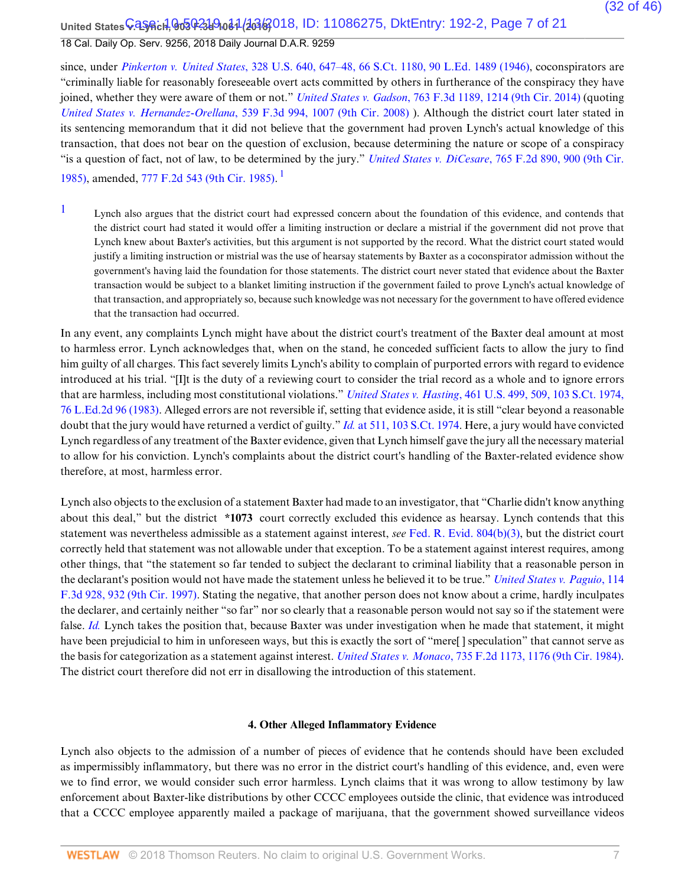since, under *Pinkerton v. United States*, 328 U.S. 640, 647–48, 66 S.Ct. 1180, 90 L.Ed. 1489 (1946), coconspirators are "criminally liable for reasonably foreseeable overt acts committed by others in furtherance of the conspiracy they have joined, whether they were aware of them or not." *United States v. Gadson*, 763 F.3d 1189, 1214 (9th Cir. 2014) (quoting *United States v. Hernandez-Orellana*, 539 F.3d 994, 1007 (9th Cir. 2008) ). Although the district court later stated in its sentencing memorandum that it did not believe that the government had proven Lynch's actual knowledge of this transaction, that does not bear on the question of exclusion, because determining the nature or scope of a conspiracy "is a question of fact, not of law, to be determined by the jury." *United States v. DiCesare*, 765 F.2d 890, 900 (9th Cir. 1985), amended, 777 F.2d 543 (9th Cir. 1985). [1]

[1] Lynch also argues that the district court had expressed concern about the foundation of this evidence, and contends that the district court had stated it would offer a limiting instruction or declare a mistrial if the government did not prove that Lynch knew about Baxter's activities, but this argument is not supported by the record. What the district court stated would justify a limiting instruction or mistrial was the use of hearsay statements by Baxter as a coconspirator admission without the government's having laid the foundation for those statements. The district court never stated that evidence about the Baxter transaction would be subject to a blanket limiting instruction if the government failed to prove Lynch's actual knowledge of that transaction, and appropriately so, because such knowledge was not necessary for the government to have offered evidence that the transaction had occurred.

In any event, any complaints Lynch might have about the district court's treatment of the Baxter deal amount at most to harmless error. Lynch acknowledges that, when on the stand, he conceded sufficient facts to allow the jury to find him guilty of all charges. This fact severely limits Lynch's ability to complain of purported errors with regard to evidence introduced at his trial. "[I]t is the duty of a reviewing court to consider the trial record as a whole and to ignore errors that are harmless, including most constitutional violations." *United States v. Hasting*, 461 U.S. 499, 509, 103 S.Ct. 1974, 76 L.Ed.2d 96 (1983). Alleged errors are not reversible if, setting that evidence aside, it is still "clear beyond a reasonable doubt that the jury would have returned a verdict of guilty." *Id.* at 511, 103 S.Ct. 1974. Here, a jury would have convicted Lynch regardless of any treatment of the Baxter evidence, given that Lynch himself gave the jury all the necessary material to allow for his conviction. Lynch's complaints about the district court's handling of the Baxter-related evidence show therefore, at most, harmless error.

Lynch also objects to the exclusion of a statement Baxter had made to an investigator, that "Charlie didn't know anything about this deal," but the district **\*1073** court correctly excluded this evidence as hearsay. Lynch contends that this statement was nevertheless admissible as a statement against interest, *see* Fed. R. Evid. 804(b)(3), but the district court correctly held that statement was not allowable under that exception. To be a statement against interest requires, among other things, that "the statement so far tended to subject the declarant to criminal liability that a reasonable person in the declarant's position would not have made the statement unless he believed it to be true." *United States v. Paguio*, 114 F.3d 928, 932 (9th Cir. 1997). Stating the negative, that another person does not know about a crime, hardly inculpates the declarer, and certainly neither "so far" nor so clearly that a reasonable person would not say so if the statement were false. *Id.* Lynch takes the position that, because Baxter was under investigation when he made that statement, it might have been prejudicial to him in unforeseen ways, but this is exactly the sort of "mere[ ] speculation" that cannot serve as the basis for categorization as a statement against interest. *United States v. Monaco*, 735 F.2d 1173, 1176 (9th Cir. 1984). The district court therefore did not err in disallowing the introduction of this statement.

#### 4. Other Alleged Inflammatory Evidence

Lynch also objects to the admission of a number of pieces of evidence that he contends should have been excluded as impermissibly inflammatory, but there was no error in the district court's handling of this evidence, and, even were we to find error, we would consider such error harmless. Lynch claims that it was wrong to allow testimony by law enforcement about Baxter-like distributions by other CCCC employees outside the clinic, that evidence was introduced that a CCCC employee apparently mailed a package of marijuana, that the government showed surveillance videos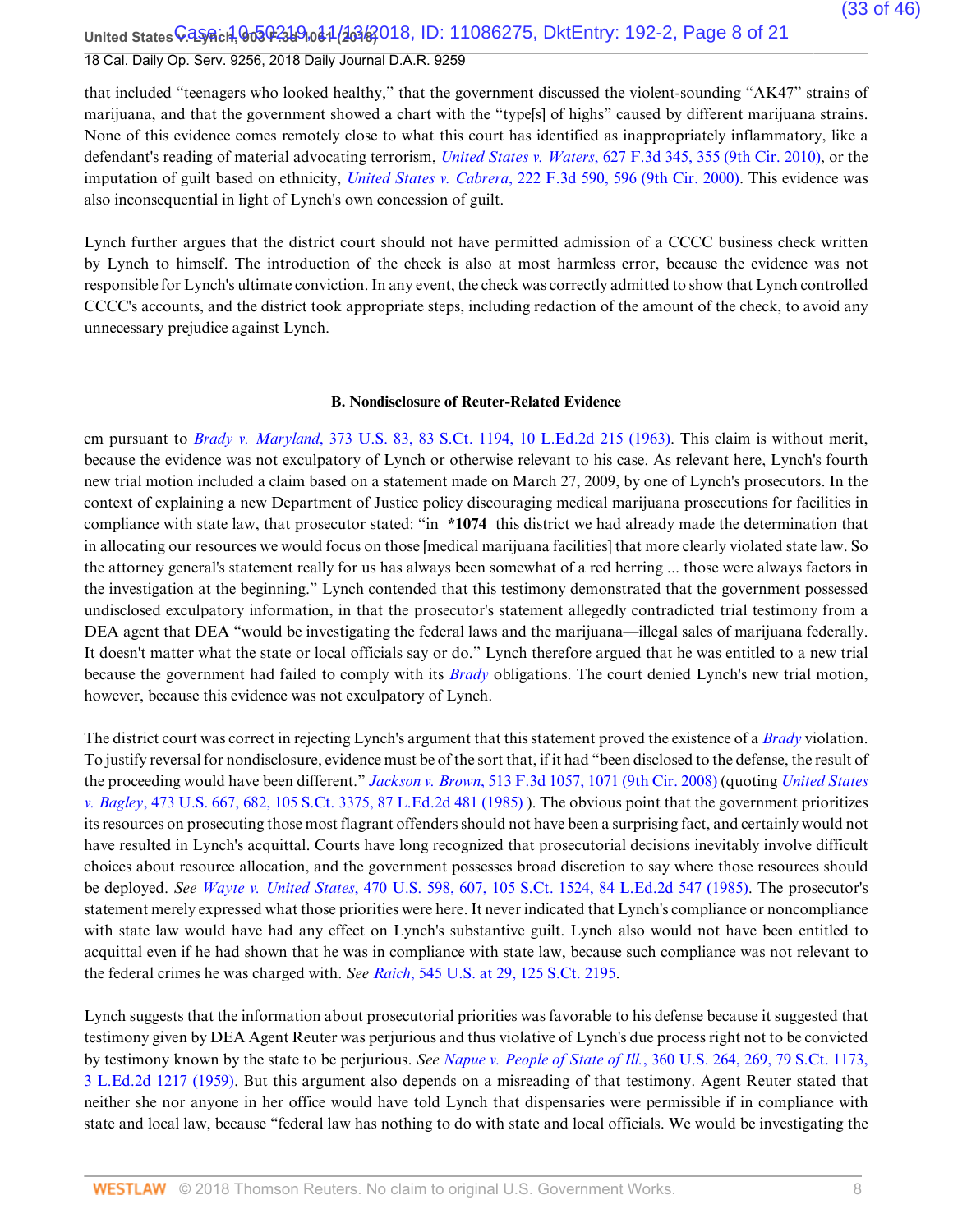that included "teenagers who looked healthy," that the government discussed the violent-sounding "AK47" strains of marijuana, and that the government showed a chart with the "type[s] of highs" caused by different marijuana strains. None of this evidence comes remotely close to what this court has identified as inappropriately inflammatory, like a defendant's reading of material advocating terrorism, *United States v. Waters*, 627 F.3d 345, 355 (9th Cir. 2010), or the imputation of guilt based on ethnicity, *United States v. Cabrera*, 222 F.3d 590, 596 (9th Cir. 2000). This evidence was also inconsequential in light of Lynch's own concession of guilt.

Lynch further argues that the district court should not have permitted admission of a CCCC business check written by Lynch to himself. The introduction of the check is also at most harmless error, because the evidence was not responsible for Lynch's ultimate conviction. In any event, the check was correctly admitted to show that Lynch controlled CCCC's accounts, and the district took appropriate steps, including redaction of the amount of the check, to avoid any unnecessary prejudice against Lynch.

### B. Nondisclosure of Reuter-Related Evidence

cm pursuant to *Brady v. Maryland*, 373 U.S. 83, 83 S.Ct. 1194, 10 L.Ed.2d 215 (1963). This claim is without merit, because the evidence was not exculpatory of Lynch or otherwise relevant to his case. As relevant here, Lynch's fourth new trial motion included a claim based on a statement made on March 27, 2009, by one of Lynch's prosecutors. In the context of explaining a new Department of Justice policy discouraging medical marijuana prosecutions for facilities in compliance with state law, that prosecutor stated: "in **\*1074** this district we had already made the determination that in allocating our resources we would focus on those [medical marijuana facilities] that more clearly violated state law. So the attorney general's statement really for us has always been somewhat of a red herring ... those were always factors in the investigation at the beginning." Lynch contended that this testimony demonstrated that the government possessed undisclosed exculpatory information, in that the prosecutor's statement allegedly contradicted trial testimony from a DEA agent that DEA "would be investigating the federal laws and the marijuana—illegal sales of marijuana federally. It doesn't matter what the state or local officials say or do." Lynch therefore argued that he was entitled to a new trial because the government had failed to comply with its *Brady* obligations. The court denied Lynch's new trial motion, however, because this evidence was not exculpatory of Lynch.

The district court was correct in rejecting Lynch's argument that this statement proved the existence of a *Brady* violation. To justify reversal for nondisclosure, evidence must be of the sort that, if it had "been disclosed to the defense, the result of the proceeding would have been different." *Jackson v. Brown*, 513 F.3d 1057, 1071 (9th Cir. 2008) (quoting *United States v. Bagley*, 473 U.S. 667, 682, 105 S.Ct. 3375, 87 L.Ed.2d 481 (1985) ). The obvious point that the government prioritizes its resources on prosecuting those most flagrant offenders should not have been a surprising fact, and certainly would not have resulted in Lynch's acquittal. Courts have long recognized that prosecutorial decisions inevitably involve difficult choices about resource allocation, and the government possesses broad discretion to say where those resources should be deployed. *See Wayte v. United States*, 470 U.S. 598, 607, 105 S.Ct. 1524, 84 L.Ed.2d 547 (1985). The prosecutor's statement merely expressed what those priorities were here. It never indicated that Lynch's compliance or noncompliance with state law would have had any effect on Lynch's substantive guilt. Lynch also would not have been entitled to acquittal even if he had shown that he was in compliance with state law, because such compliance was not relevant to the federal crimes he was charged with. *See Raich*, 545 U.S. at 29, 125 S.Ct. 2195.

Lynch suggests that the information about prosecutorial priorities was favorable to his defense because it suggested that testimony given by DEA Agent Reuter was perjurious and thus violative of Lynch's due process right not to be convicted by testimony known by the state to be perjurious. *See Napue v. People of State of Ill.*, 360 U.S. 264, 269, 79 S.Ct. 1173, 3 L.Ed.2d 1217 (1959). But this argument also depends on a misreading of that testimony. Agent Reuter stated that neither she nor anyone in her office would have told Lynch that dispensaries were permissible if in compliance with state and local law, because "federal law has nothing to do with state and local officials. We would be investigating the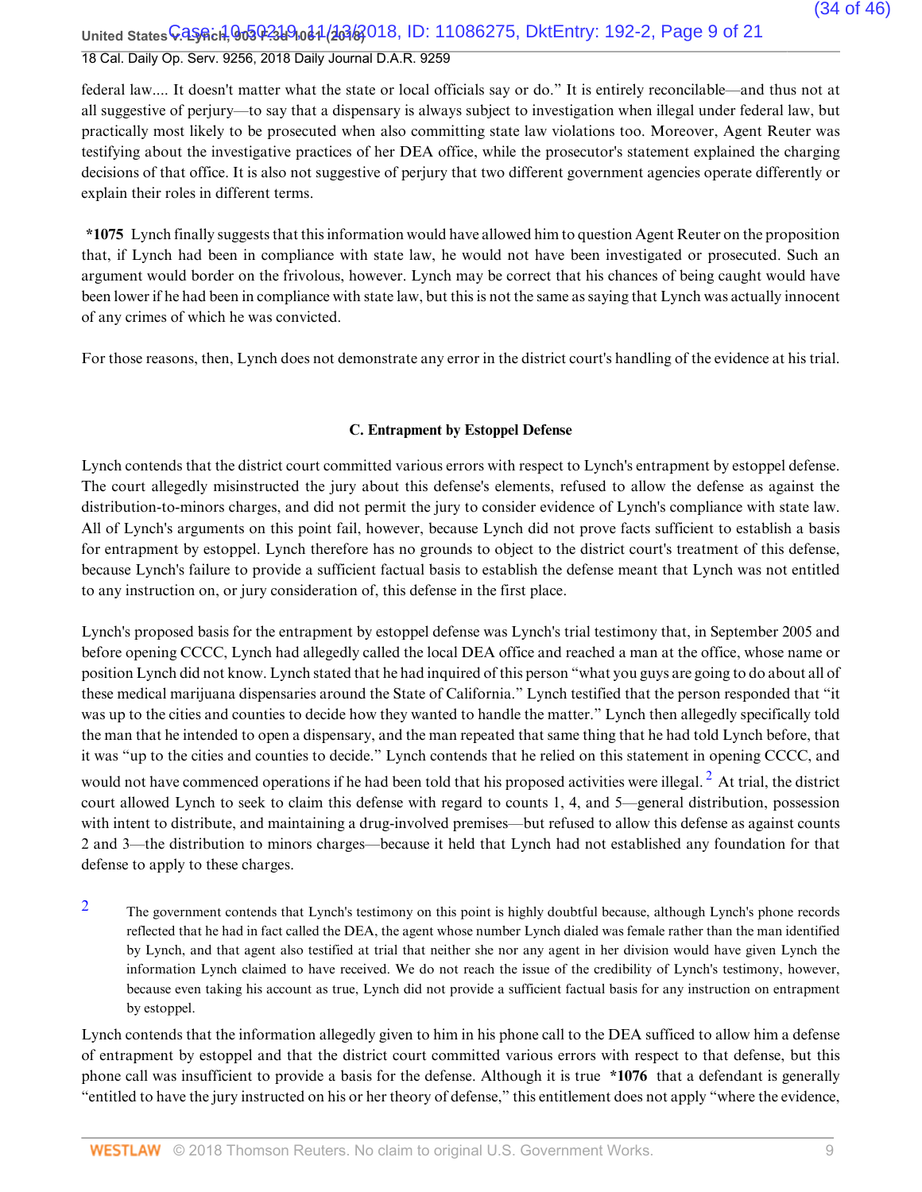federal law.... It doesn't matter what the state or local officials say or do." It is entirely reconcilable—and thus not at all suggestive of perjury—to say that a dispensary is always subject to investigation when illegal under federal law, but practically most likely to be prosecuted when also committing state law violations too. Moreover, Agent Reuter was testifying about the investigative practices of her DEA office, while the prosecutor's statement explained the charging decisions of that office. It is also not suggestive of perjury that two different government agencies operate differently or explain their roles in different terms.

**\*1075** Lynch finally suggests that this information would have allowed him to question Agent Reuter on the proposition that, if Lynch had been in compliance with state law, he would not have been investigated or prosecuted. Such an argument would border on the frivolous, however. Lynch may be correct that his chances of being caught would have been lower if he had been in compliance with state law, but this is not the same as saying that Lynch was actually innocent of any crimes of which he was convicted.

For those reasons, then, Lynch does not demonstrate any error in the district court's handling of the evidence at his trial.

### C. Entrapment by Estoppel Defense

Lynch contends that the district court committed various errors with respect to Lynch's entrapment by estoppel defense. The court allegedly misinstructed the jury about this defense's elements, refused to allow the defense as against the distribution-to-minors charges, and did not permit the jury to consider evidence of Lynch's compliance with state law. All of Lynch's arguments on this point fail, however, because Lynch did not prove facts sufficient to establish a basis for entrapment by estoppel. Lynch therefore has no grounds to object to the district court's treatment of this defense, because Lynch's failure to provide a sufficient factual basis to establish the defense meant that Lynch was not entitled to any instruction on, or jury consideration of, this defense in the first place.

Lynch's proposed basis for the entrapment by estoppel defense was Lynch's trial testimony that, in September 2005 and before opening CCCC, Lynch had allegedly called the local DEA office and reached a man at the office, whose name or position Lynch did not know. Lynch stated that he had inquired of this person "what you guys are going to do about all of these medical marijuana dispensaries around the State of California." Lynch testified that the person responded that "it was up to the cities and counties to decide how they wanted to handle the matter." Lynch then allegedly specifically told the man that he intended to open a dispensary, and the man repeated that same thing that he had told Lynch before, that it was "up to the cities and counties to decide." Lynch contends that he relied on this statement in opening CCCC, and would not have commenced operations if he had been told that his proposed activities were illegal.[2] At trial, the district court allowed Lynch to seek to claim this defense with regard to counts 1, 4, and 5—general distribution, possession with intent to distribute, and maintaining a drug-involved premises—but refused to allow this defense as against counts 2 and 3—the distribution to minors charges—because it held that Lynch had not established any foundation for that defense to apply to these charges.

[2] The government contends that Lynch's testimony on this point is highly doubtful because, although Lynch's phone records reflected that he had in fact called the DEA, the agent whose number Lynch dialed was female rather than the man identified by Lynch, and that agent also testified at trial that neither she nor any agent in her division would have given Lynch the information Lynch claimed to have received. We do not reach the issue of the credibility of Lynch's testimony, however, because even taking his account as true, Lynch did not provide a sufficient factual basis for any instruction on entrapment by estoppel.

Lynch contends that the information allegedly given to him in his phone call to the DEA sufficed to allow him a defense of entrapment by estoppel and that the district court committed various errors with respect to that defense, but this phone call was insufficient to provide a basis for the defense. Although it is true **\*1076** that a defendant is generally "entitled to have the jury instructed on his or her theory of defense," this entitlement does not apply "where the evidence,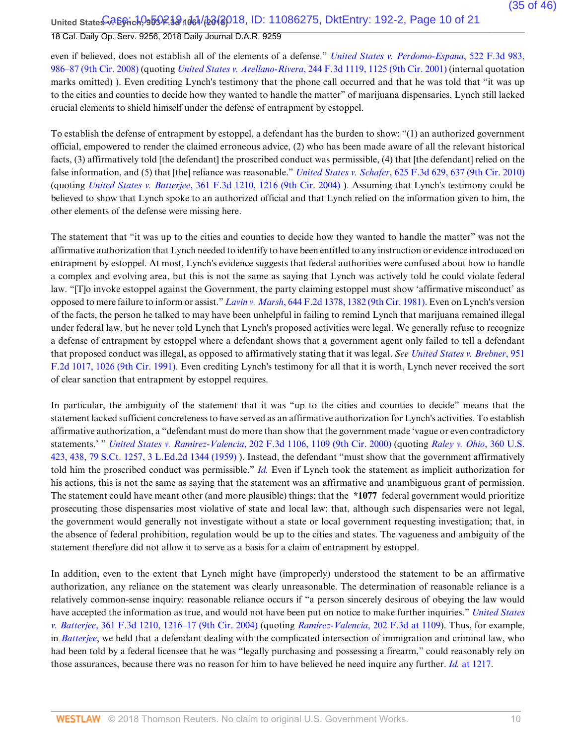even if believed, does not establish all of the elements of a defense." *United States v. Perdomo-Espana*, 522 F.3d 983, 986–87 (9th Cir. 2008) (quoting *United States v. Arellano-Rivera*, 244 F.3d 1119, 1125 (9th Cir. 2001) (internal quotation marks omitted) ). Even crediting Lynch's testimony that the phone call occurred and that he was told that "it was up to the cities and counties to decide how they wanted to handle the matter" of marijuana dispensaries, Lynch still lacked crucial elements to shield himself under the defense of entrapment by estoppel.

To establish the defense of entrapment by estoppel, a defendant has the burden to show: "(1) an authorized government official, empowered to render the claimed erroneous advice, (2) who has been made aware of all the relevant historical facts, (3) affirmatively told [the defendant] the proscribed conduct was permissible, (4) that [the defendant] relied on the false information, and (5) that [the] reliance was reasonable." *United States v. Schafer*, 625 F.3d 629, 637 (9th Cir. 2010) (quoting *United States v. Batterjee*, 361 F.3d 1210, 1216 (9th Cir. 2004) ). Assuming that Lynch's testimony could be believed to show that Lynch spoke to an authorized official and that Lynch relied on the information given to him, the other elements of the defense were missing here.

The statement that "it was up to the cities and counties to decide how they wanted to handle the matter" was not the affirmative authorization that Lynch needed to identify to have been entitled to any instruction or evidence introduced on entrapment by estoppel. At most, Lynch's evidence suggests that federal authorities were confused about how to handle a complex and evolving area, but this is not the same as saying that Lynch was actively told he could violate federal law. "[T]o invoke estoppel against the Government, the party claiming estoppel must show 'affirmative misconduct' as opposed to mere failure to inform or assist." *Lavin v. Marsh*, 644 F.2d 1378, 1382 (9th Cir. 1981). Even on Lynch's version of the facts, the person he talked to may have been unhelpful in failing to remind Lynch that marijuana remained illegal under federal law, but he never told Lynch that Lynch's proposed activities were legal. We generally refuse to recognize a defense of entrapment by estoppel where a defendant shows that a government agent only failed to tell a defendant that proposed conduct was illegal, as opposed to affirmatively stating that it was legal. *See United States v. Brebner*, 951 F.2d 1017, 1026 (9th Cir. 1991). Even crediting Lynch's testimony for all that it is worth, Lynch never received the sort of clear sanction that entrapment by estoppel requires.

In particular, the ambiguity of the statement that it was "up to the cities and counties to decide" means that the statement lacked sufficient concreteness to have served as an affirmative authorization for Lynch's activities. To establish affirmative authorization, a "defendant must do more than show that the government made 'vague or even contradictory statements.' " *United States v. Ramirez-Valencia*, 202 F.3d 1106, 1109 (9th Cir. 2000) (quoting *Raley v. Ohio*, 360 U.S. 423, 438, 79 S.Ct. 1257, 3 L.Ed.2d 1344 (1959) ). Instead, the defendant "must show that the government affirmatively told him the proscribed conduct was permissible." *Id.* Even if Lynch took the statement as implicit authorization for his actions, this is not the same as saying that the statement was an affirmative and unambiguous grant of permission. The statement could have meant other (and more plausible) things: that the **\*1077** federal government would prioritize prosecuting those dispensaries most violative of state and local law; that, although such dispensaries were not legal, the government would generally not investigate without a state or local government requesting investigation; that, in the absence of federal prohibition, regulation would be up to the cities and states. The vagueness and ambiguity of the statement therefore did not allow it to serve as a basis for a claim of entrapment by estoppel.

In addition, even to the extent that Lynch might have (improperly) understood the statement to be an affirmative authorization, any reliance on the statement was clearly unreasonable. The determination of reasonable reliance is a relatively common-sense inquiry: reasonable reliance occurs if "a person sincerely desirous of obeying the law would have accepted the information as true, and would not have been put on notice to make further inquiries." *United States v. Batterjee*, 361 F.3d 1210, 1216–17 (9th Cir. 2004) (quoting *Ramirez-Valencia*, 202 F.3d at 1109). Thus, for example, in *Batterjee*, we held that a defendant dealing with the complicated intersection of immigration and criminal law, who had been told by a federal licensee that he was "legally purchasing and possessing a firearm," could reasonably rely on those assurances, because there was no reason for him to have believed he need inquire any further. *Id.* at 1217.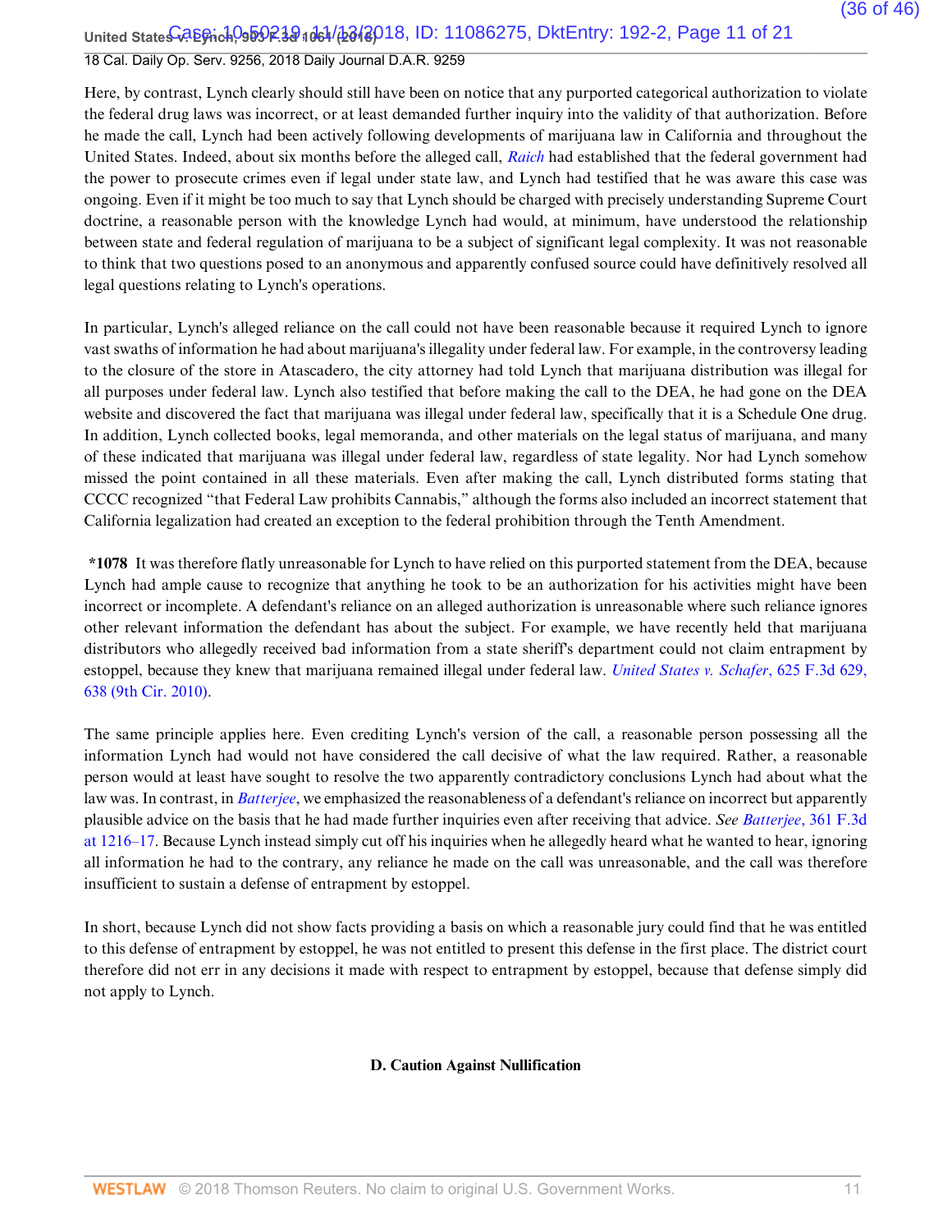Here, by contrast, Lynch clearly should still have been on notice that any purported categorical authorization to violate the federal drug laws was incorrect, or at least demanded further inquiry into the validity of that authorization. Before he made the call, Lynch had been actively following developments of marijuana law in California and throughout the United States. Indeed, about six months before the alleged call, *Raich* had established that the federal government had the power to prosecute crimes even if legal under state law, and Lynch had testified that he was aware this case was ongoing. Even if it might be too much to say that Lynch should be charged with precisely understanding Supreme Court doctrine, a reasonable person with the knowledge Lynch had would, at minimum, have understood the relationship between state and federal regulation of marijuana to be a subject of significant legal complexity. It was not reasonable to think that two questions posed to an anonymous and apparently confused source could have definitively resolved all legal questions relating to Lynch's operations.

In particular, Lynch's alleged reliance on the call could not have been reasonable because it required Lynch to ignore vast swaths of information he had about marijuana's illegality under federal law. For example, in the controversy leading to the closure of the store in Atascadero, the city attorney had told Lynch that marijuana distribution was illegal for all purposes under federal law. Lynch also testified that before making the call to the DEA, he had gone on the DEA website and discovered the fact that marijuana was illegal under federal law, specifically that it is a Schedule One drug. In addition, Lynch collected books, legal memoranda, and other materials on the legal status of marijuana, and many of these indicated that marijuana was illegal under federal law, regardless of state legality. Nor had Lynch somehow missed the point contained in all these materials. Even after making the call, Lynch distributed forms stating that CCCC recognized "that Federal Law prohibits Cannabis," although the forms also included an incorrect statement that California legalization had created an exception to the federal prohibition through the Tenth Amendment.

**\*1078** It was therefore flatly unreasonable for Lynch to have relied on this purported statement from the DEA, because Lynch had ample cause to recognize that anything he took to be an authorization for his activities might have been incorrect or incomplete. A defendant's reliance on an alleged authorization is unreasonable where such reliance ignores other relevant information the defendant has about the subject. For example, we have recently held that marijuana distributors who allegedly received bad information from a state sheriff's department could not claim entrapment by estoppel, because they knew that marijuana remained illegal under federal law. *United States v. Schafer*, 625 F.3d 629, 638 (9th Cir. 2010).

The same principle applies here. Even crediting Lynch's version of the call, a reasonable person possessing all the information Lynch had would not have considered the call decisive of what the law required. Rather, a reasonable person would at least have sought to resolve the two apparently contradictory conclusions Lynch had about what the law was. In contrast, in *Batterjee*, we emphasized the reasonableness of a defendant's reliance on incorrect but apparently plausible advice on the basis that he had made further inquiries even after receiving that advice. *See Batterjee*, 361 F.3d at 1216–17. Because Lynch instead simply cut off his inquiries when he allegedly heard what he wanted to hear, ignoring all information he had to the contrary, any reliance he made on the call was unreasonable, and the call was therefore insufficient to sustain a defense of entrapment by estoppel.

In short, because Lynch did not show facts providing a basis on which a reasonable jury could find that he was entitled to this defense of entrapment by estoppel, he was not entitled to present this defense in the first place. The district court therefore did not err in any decisions it made with respect to entrapment by estoppel, because that defense simply did not apply to Lynch.

### D. Caution Against Nullification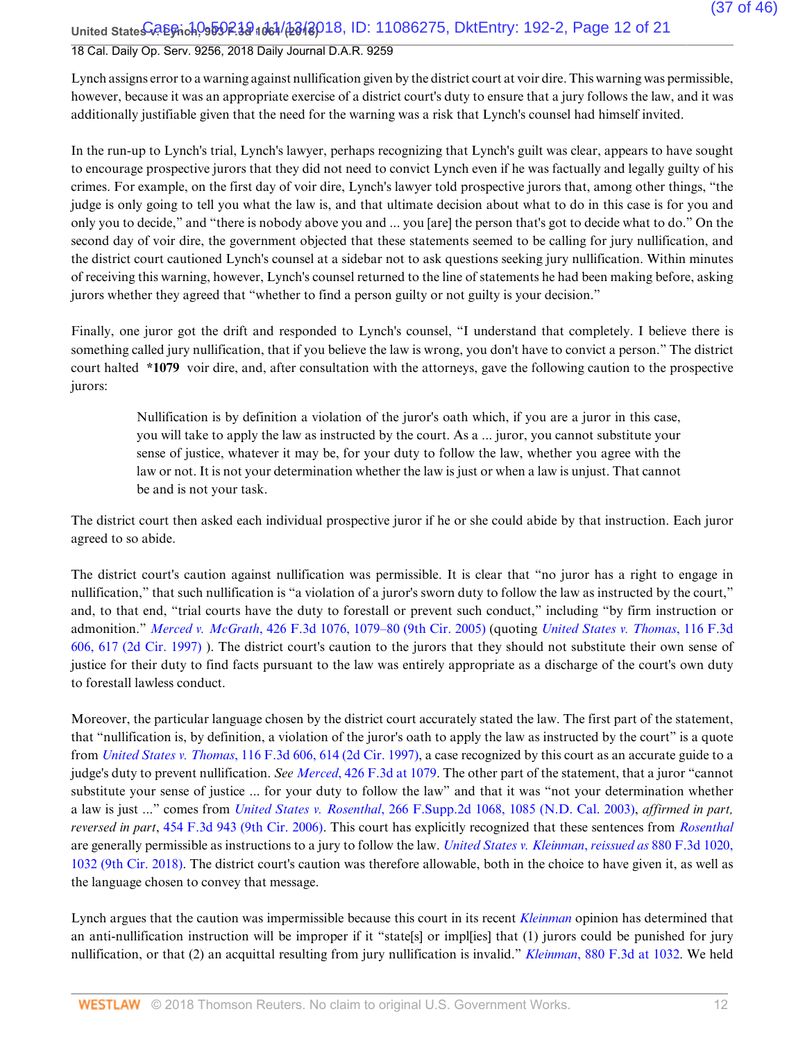Lynch assigns error to a warning against nullification given by the district court at voir dire. This warning was permissible, however, because it was an appropriate exercise of a district court's duty to ensure that a jury follows the law, and it was additionally justifiable given that the need for the warning was a risk that Lynch's counsel had himself invited.

In the run-up to Lynch's trial, Lynch's lawyer, perhaps recognizing that Lynch's guilt was clear, appears to have sought to encourage prospective jurors that they did not need to convict Lynch even if he was factually and legally guilty of his crimes. For example, on the first day of voir dire, Lynch's lawyer told prospective jurors that, among other things, "the judge is only going to tell you what the law is, and that ultimate decision about what to do in this case is for you and only you to decide," and "there is nobody above you and ... you [are] the person that's got to decide what to do." On the second day of voir dire, the government objected that these statements seemed to be calling for jury nullification, and the district court cautioned Lynch's counsel at a sidebar not to ask questions seeking jury nullification. Within minutes of receiving this warning, however, Lynch's counsel returned to the line of statements he had been making before, asking jurors whether they agreed that "whether to find a person guilty or not guilty is your decision."

Finally, one juror got the drift and responded to Lynch's counsel, "I understand that completely. I believe there is something called jury nullification, that if you believe the law is wrong, you don't have to convict a person." The district court halted **\*1079** voir dire, and, after consultation with the attorneys, gave the following caution to the prospective jurors:

> Nullification is by definition a violation of the juror's oath which, if you are a juror in this case, you will take to apply the law as instructed by the court. As a ... juror, you cannot substitute your sense of justice, whatever it may be, for your duty to follow the law, whether you agree with the law or not. It is not your determination whether the law is just or when a law is unjust. That cannot be and is not your task.

The district court then asked each individual prospective juror if he or she could abide by that instruction. Each juror agreed to so abide.

The district court's caution against nullification was permissible. It is clear that "no juror has a right to engage in nullification," that such nullification is "a violation of a juror's sworn duty to follow the law as instructed by the court," and, to that end, "trial courts have the duty to forestall or prevent such conduct," including "by firm instruction or admonition." *Merced v. McGrath*, 426 F.3d 1076, 1079–80 (9th Cir. 2005) (quoting *United States v. Thomas*, 116 F.3d 606, 617 (2d Cir. 1997) ). The district court's caution to the jurors that they should not substitute their own sense of justice for their duty to find facts pursuant to the law was entirely appropriate as a discharge of the court's own duty to forestall lawless conduct.

Moreover, the particular language chosen by the district court accurately stated the law. The first part of the statement, that "nullification is, by definition, a violation of the juror's oath to apply the law as instructed by the court" is a quote from *United States v. Thomas*, 116 F.3d 606, 614 (2d Cir. 1997), a case recognized by this court as an accurate guide to a judge's duty to prevent nullification. *See Merced*, 426 F.3d at 1079. The other part of the statement, that a juror "cannot substitute your sense of justice ... for your duty to follow the law" and that it was "not your determination whether a law is just ..." comes from *United States v. Rosenthal*, 266 F.Supp.2d 1068, 1085 (N.D. Cal. 2003), *affirmed in part, reversed in part*, 454 F.3d 943 (9th Cir. 2006). This court has explicitly recognized that these sentences from *Rosenthal* are generally permissible as instructions to a jury to follow the law. *United States v. Kleinman*, *reissued as* 880 F.3d 1020, 1032 (9th Cir. 2018). The district court's caution was therefore allowable, both in the choice to have given it, as well as the language chosen to convey that message.

Lynch argues that the caution was impermissible because this court in its recent *Kleinman* opinion has determined that an anti-nullification instruction will be improper if it "state[s] or impl[ies] that (1) jurors could be punished for jury nullification, or that (2) an acquittal resulting from jury nullification is invalid." *Kleinman*, 880 F.3d at 1032. We held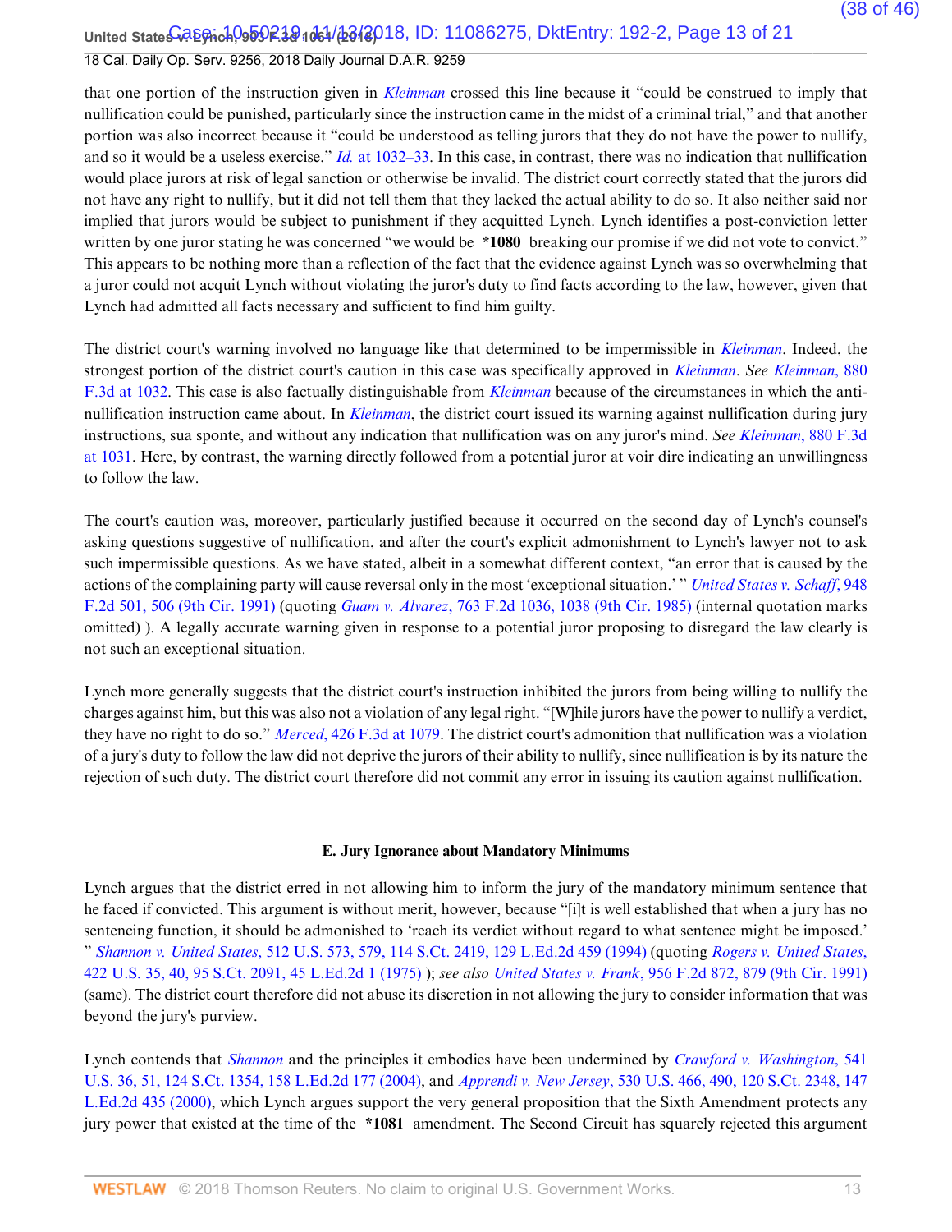that one portion of the instruction given in *Kleinman* crossed this line because it "could be construed to imply that nullification could be punished, particularly since the instruction came in the midst of a criminal trial," and that another portion was also incorrect because it "could be understood as telling jurors that they do not have the power to nullify, and so it would be a useless exercise." *Id.* at 1032–33. In this case, in contrast, there was no indication that nullification would place jurors at risk of legal sanction or otherwise be invalid. The district court correctly stated that the jurors did not have any right to nullify, but it did not tell them that they lacked the actual ability to do so. It also neither said nor implied that jurors would be subject to punishment if they acquitted Lynch. Lynch identifies a post-conviction letter written by one juror stating he was concerned "we would be **\*1080** breaking our promise if we did not vote to convict." This appears to be nothing more than a reflection of the fact that the evidence against Lynch was so overwhelming that a juror could not acquit Lynch without violating the juror's duty to find facts according to the law, however, given that Lynch had admitted all facts necessary and sufficient to find him guilty.

The district court's warning involved no language like that determined to be impermissible in *Kleinman*. Indeed, the strongest portion of the district court's caution in this case was specifically approved in *Kleinman*. *See Kleinman*, 880 F.3d at 1032. This case is also factually distinguishable from *Kleinman* because of the circumstances in which the anti-nullification instruction came about. In *Kleinman*, the district court issued its warning against nullification during jury instructions, sua sponte, and without any indication that nullification was on any juror's mind. *See Kleinman*, 880 F.3d at 1031. Here, by contrast, the warning directly followed from a potential juror at voir dire indicating an unwillingness to follow the law.

The court's caution was, moreover, particularly justified because it occurred on the second day of Lynch's counsel's asking questions suggestive of nullification, and after the court's explicit admonishment to Lynch's lawyer not to ask such impermissible questions. As we have stated, albeit in a somewhat different context, "an error that is caused by the actions of the complaining party will cause reversal only in the most 'exceptional situation.' " *United States v. Schaff*, 948 F.2d 501, 506 (9th Cir. 1991) (quoting *Guam v. Alvarez*, 763 F.2d 1036, 1038 (9th Cir. 1985) (internal quotation marks omitted) ). A legally accurate warning given in response to a potential juror proposing to disregard the law clearly is not such an exceptional situation.

Lynch more generally suggests that the district court's instruction inhibited the jurors from being willing to nullify the charges against him, but this was also not a violation of any legal right. "[W]hile jurors have the power to nullify a verdict, they have no right to do so." *Merced*, 426 F.3d at 1079. The district court's admonition that nullification was a violation of a jury's duty to follow the law did not deprive the jurors of their ability to nullify, since nullification is by its nature the rejection of such duty. The district court therefore did not commit any error in issuing its caution against nullification.

### E. Jury Ignorance about Mandatory Minimums

Lynch argues that the district erred in not allowing him to inform the jury of the mandatory minimum sentence that he faced if convicted. This argument is without merit, however, because "[i]t is well established that when a jury has no sentencing function, it should be admonished to 'reach its verdict without regard to what sentence might be imposed.' " *Shannon v. United States*, 512 U.S. 573, 579, 114 S.Ct. 2419, 129 L.Ed.2d 459 (1994) (quoting *Rogers v. United States*, 422 U.S. 35, 40, 95 S.Ct. 2091, 45 L.Ed.2d 1 (1975) ); *see also United States v. Frank*, 956 F.2d 872, 879 (9th Cir. 1991) (same). The district court therefore did not abuse its discretion in not allowing the jury to consider information that was beyond the jury's purview.

Lynch contends that *Shannon* and the principles it embodies have been undermined by *Crawford v. Washington*, 541 U.S. 36, 51, 124 S.Ct. 1354, 158 L.Ed.2d 177 (2004), and *Apprendi v. New Jersey*, 530 U.S. 466, 490, 120 S.Ct. 2348, 147 L.Ed.2d 435 (2000), which Lynch argues support the very general proposition that the Sixth Amendment protects any jury power that existed at the time of the **\*1081** amendment. The Second Circuit has squarely rejected this argument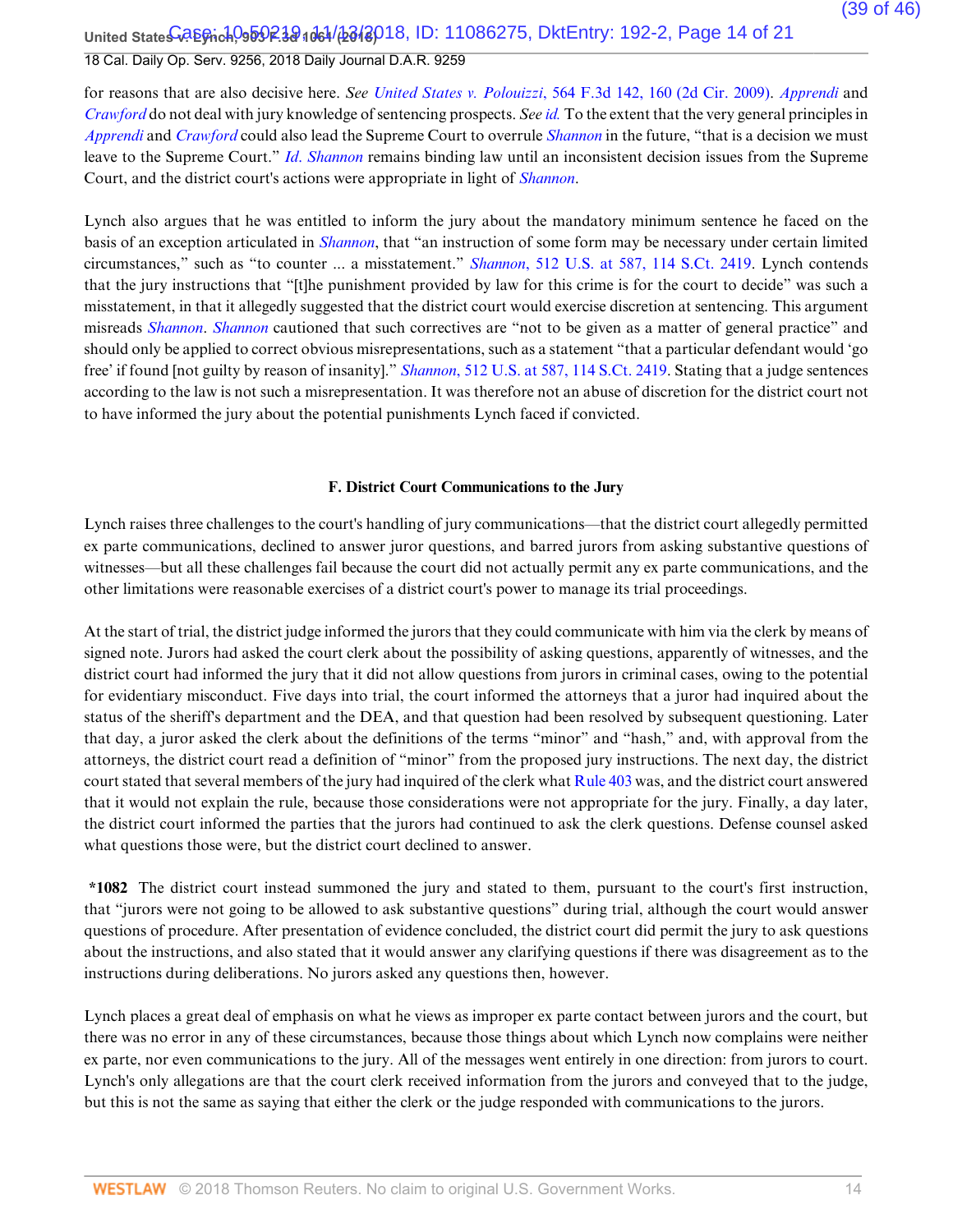for reasons that are also decisive here. *See United States v. Polouizzi*, 564 F.3d 142, 160 (2d Cir. 2009). *Apprendi* and *Crawford* do not deal with jury knowledge of sentencing prospects. *See id.* To the extent that the very general principles in *Apprendi* and *Crawford* could also lead the Supreme Court to overrule *Shannon* in the future, "that is a decision we must leave to the Supreme Court." *Id. Shannon* remains binding law until an inconsistent decision issues from the Supreme Court, and the district court's actions were appropriate in light of *Shannon*.

Lynch also argues that he was entitled to inform the jury about the mandatory minimum sentence he faced on the basis of an exception articulated in *Shannon*, that "an instruction of some form may be necessary under certain limited circumstances," such as "to counter ... a misstatement." *Shannon*, 512 U.S. at 587, 114 S.Ct. 2419. Lynch contends that the jury instructions that "[t]he punishment provided by law for this crime is for the court to decide" was such a misstatement, in that it allegedly suggested that the district court would exercise discretion at sentencing. This argument misreads *Shannon*. *Shannon* cautioned that such correctives are "not to be given as a matter of general practice" and should only be applied to correct obvious misrepresentations, such as a statement "that a particular defendant would 'go free' if found [not guilty by reason of insanity]." *Shannon*, 512 U.S. at 587, 114 S.Ct. 2419. Stating that a judge sentences according to the law is not such a misrepresentation. It was therefore not an abuse of discretion for the district court not to have informed the jury about the potential punishments Lynch faced if convicted.

### F. District Court Communications to the Jury

Lynch raises three challenges to the court's handling of jury communications—that the district court allegedly permitted ex parte communications, declined to answer juror questions, and barred jurors from asking substantive questions of witnesses—but all these challenges fail because the court did not actually permit any ex parte communications, and the other limitations were reasonable exercises of a district court's power to manage its trial proceedings.

At the start of trial, the district judge informed the jurors that they could communicate with him via the clerk by means of signed note. Jurors had asked the court clerk about the possibility of asking questions, apparently of witnesses, and the district court had informed the jury that it did not allow questions from jurors in criminal cases, owing to the potential for evidentiary misconduct. Five days into trial, the court informed the attorneys that a juror had inquired about the status of the sheriff's department and the DEA, and that question had been resolved by subsequent questioning. Later that day, a juror asked the clerk about the definitions of the terms "minor" and "hash," and, with approval from the attorneys, the district court read a definition of "minor" from the proposed jury instructions. The next day, the district court stated that several members of the jury had inquired of the clerk what Rule 403 was, and the district court answered that it would not explain the rule, because those considerations were not appropriate for the jury. Finally, a day later, the district court informed the parties that the jurors had continued to ask the clerk questions. Defense counsel asked what questions those were, but the district court declined to answer.

**\*1082** The district court instead summoned the jury and stated to them, pursuant to the court's first instruction, that "jurors were not going to be allowed to ask substantive questions" during trial, although the court would answer questions of procedure. After presentation of evidence concluded, the district court did permit the jury to ask questions about the instructions, and also stated that it would answer any clarifying questions if there was disagreement as to the instructions during deliberations. No jurors asked any questions then, however.

Lynch places a great deal of emphasis on what he views as improper ex parte contact between jurors and the court, but there was no error in any of these circumstances, because those things about which Lynch now complains were neither ex parte, nor even communications to the jury. All of the messages went entirely in one direction: from jurors to court. Lynch's only allegations are that the court clerk received information from the jurors and conveyed that to the judge, but this is not the same as saying that either the clerk or the judge responded with communications to the jurors.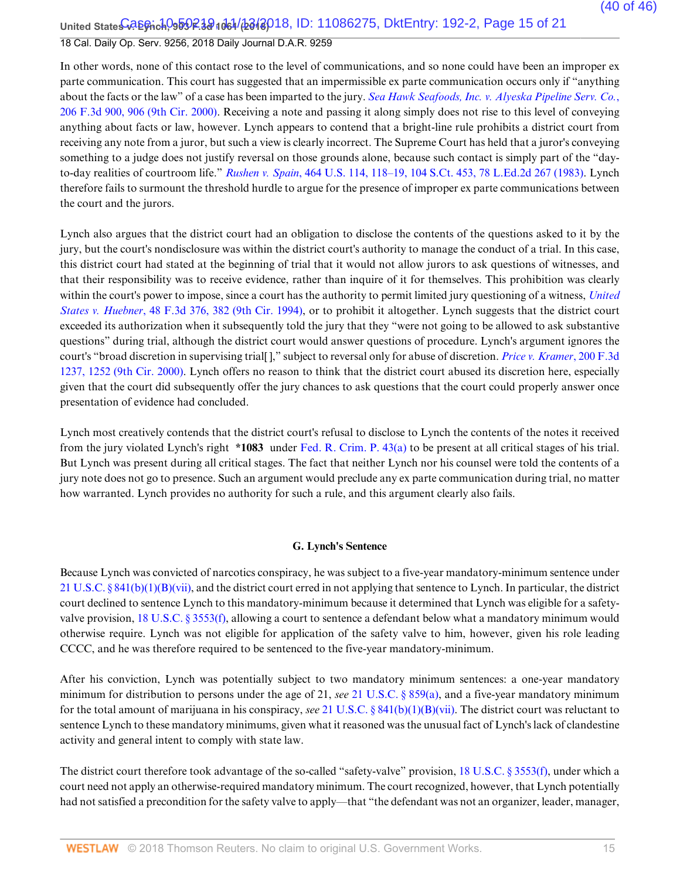In other words, none of this contact rose to the level of communications, and so none could have been an improper ex parte communication. This court has suggested that an impermissible ex parte communication occurs only if "anything about the facts or the law" of a case has been imparted to the jury. *Sea Hawk Seafoods, Inc. v. Alyeska Pipeline Serv. Co.*, 206 F.3d 900, 906 (9th Cir. 2000). Receiving a note and passing it along simply does not rise to this level of conveying anything about facts or law, however. Lynch appears to contend that a bright-line rule prohibits a district court from receiving any note from a juror, but such a view is clearly incorrect. The Supreme Court has held that a juror's conveying something to a judge does not justify reversal on those grounds alone, because such contact is simply part of the "day-to-day realities of courtroom life." *Rushen v. Spain*, 464 U.S. 114, 118–19, 104 S.Ct. 453, 78 L.Ed.2d 267 (1983). Lynch therefore fails to surmount the threshold hurdle to argue for the presence of improper ex parte communications between the court and the jurors.

Lynch also argues that the district court had an obligation to disclose the contents of the questions asked to it by the jury, but the court's nondisclosure was within the district court's authority to manage the conduct of a trial. In this case, this district court had stated at the beginning of trial that it would not allow jurors to ask questions of witnesses, and that their responsibility was to receive evidence, rather than inquire of it for themselves. This prohibition was clearly within the court's power to impose, since a court has the authority to permit limited jury questioning of a witness, *United States v. Huebner*, 48 F.3d 376, 382 (9th Cir. 1994), or to prohibit it altogether. Lynch suggests that the district court exceeded its authorization when it subsequently told the jury that they "were not going to be allowed to ask substantive questions" during trial, although the district court would answer questions of procedure. Lynch's argument ignores the court's "broad discretion in supervising trial[ ]," subject to reversal only for abuse of discretion. *Price v. Kramer*, 200 F.3d 1237, 1252 (9th Cir. 2000). Lynch offers no reason to think that the district court abused its discretion here, especially given that the court did subsequently offer the jury chances to ask questions that the court could properly answer once presentation of evidence had concluded.

Lynch most creatively contends that the district court's refusal to disclose to Lynch the contents of the notes it received from the jury violated Lynch's right **\*1083** under Fed. R. Crim. P. 43(a) to be present at all critical stages of his trial. But Lynch was present during all critical stages. The fact that neither Lynch nor his counsel were told the contents of a jury note does not go to presence. Such an argument would preclude any ex parte communication during trial, no matter how warranted. Lynch provides no authority for such a rule, and this argument clearly also fails.

### G. Lynch's Sentence

Because Lynch was convicted of narcotics conspiracy, he was subject to a five-year mandatory-minimum sentence under 21 U.S.C. § 841(b)(1)(B)(vii), and the district court erred in not applying that sentence to Lynch. In particular, the district court declined to sentence Lynch to this mandatory-minimum because it determined that Lynch was eligible for a safety-valve provision, 18 U.S.C. § 3553(f), allowing a court to sentence a defendant below what a mandatory minimum would otherwise require. Lynch was not eligible for application of the safety valve to him, however, given his role leading CCCC, and he was therefore required to be sentenced to the five-year mandatory-minimum.

After his conviction, Lynch was potentially subject to two mandatory minimum sentences: a one-year mandatory minimum for distribution to persons under the age of 21, *see* 21 U.S.C. § 859(a), and a five-year mandatory minimum for the total amount of marijuana in his conspiracy, *see* 21 U.S.C. § 841(b)(1)(B)(vii). The district court was reluctant to sentence Lynch to these mandatory minimums, given what it reasoned was the unusual fact of Lynch's lack of clandestine activity and general intent to comply with state law.

The district court therefore took advantage of the so-called "safety-valve" provision, 18 U.S.C. § 3553(f), under which a court need not apply an otherwise-required mandatory minimum. The court recognized, however, that Lynch potentially had not satisfied a precondition for the safety valve to apply—that "the defendant was not an organizer, leader, manager,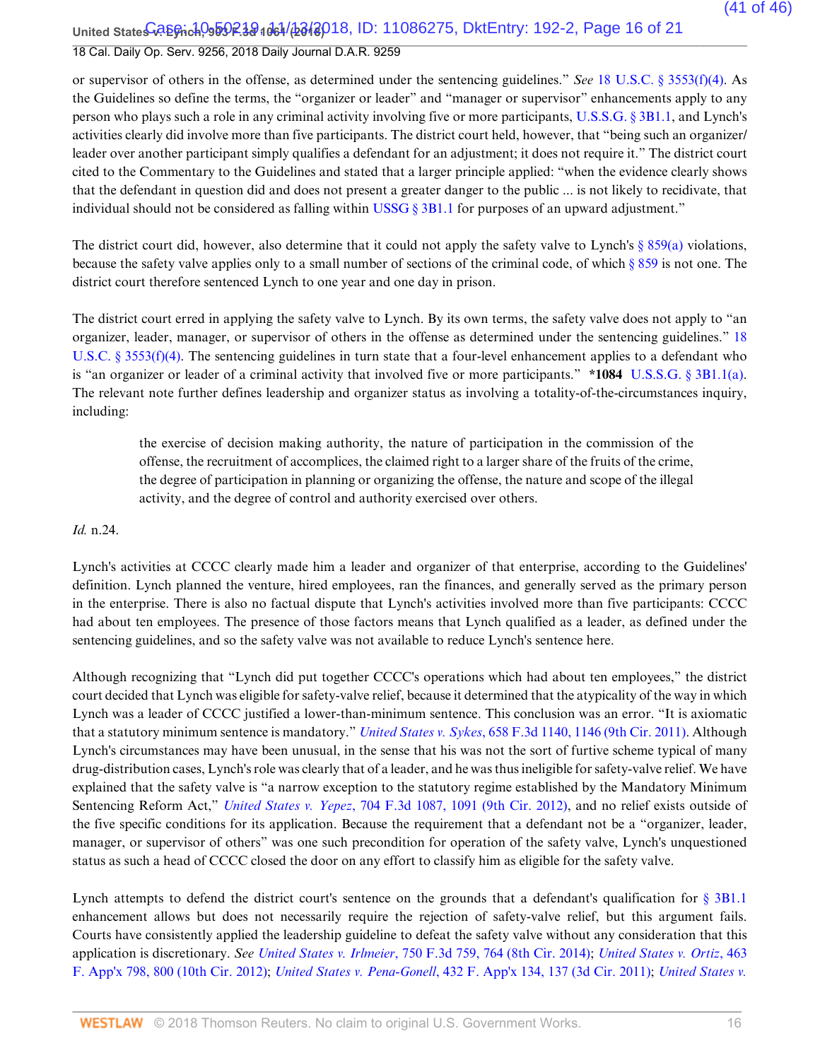or supervisor of others in the offense, as determined under the sentencing guidelines." *See* 18 U.S.C. § 3553(f)(4). As the Guidelines so define the terms, the "organizer or leader" and "manager or supervisor" enhancements apply to any person who plays such a role in any criminal activity involving five or more participants, U.S.S.G. § 3B1.1, and Lynch's activities clearly did involve more than five participants. The district court held, however, that "being such an organizer/leader over another participant simply qualifies a defendant for an adjustment; it does not require it." The district court cited to the Commentary to the Guidelines and stated that a larger principle applied: "when the evidence clearly shows that the defendant in question did and does not present a greater danger to the public ... is not likely to recidivate, that individual should not be considered as falling within USSG § 3B1.1 for purposes of an upward adjustment."

The district court did, however, also determine that it could not apply the safety valve to Lynch's § 859(a) violations, because the safety valve applies only to a small number of sections of the criminal code, of which § 859 is not one. The district court therefore sentenced Lynch to one year and one day in prison.

The district court erred in applying the safety valve to Lynch. By its own terms, the safety valve does not apply to "an organizer, leader, manager, or supervisor of others in the offense as determined under the sentencing guidelines." 18 U.S.C. § 3553(f)(4). The sentencing guidelines in turn state that a four-level enhancement applies to a defendant who is "an organizer or leader of a criminal activity that involved five or more participants." **\*1084** U.S.S.G. § 3B1.1(a). The relevant note further defines leadership and organizer status as involving a totality-of-the-circumstances inquiry, including:

> the exercise of decision making authority, the nature of participation in the commission of the offense, the recruitment of accomplices, the claimed right to a larger share of the fruits of the crime, the degree of participation in planning or organizing the offense, the nature and scope of the illegal activity, and the degree of control and authority exercised over others.

*Id.* n.24.

Lynch's activities at CCCC clearly made him a leader and organizer of that enterprise, according to the Guidelines' definition. Lynch planned the venture, hired employees, ran the finances, and generally served as the primary person in the enterprise. There is also no factual dispute that Lynch's activities involved more than five participants: CCCC had about ten employees. The presence of those factors means that Lynch qualified as a leader, as defined under the sentencing guidelines, and so the safety valve was not available to reduce Lynch's sentence here.

Although recognizing that "Lynch did put together CCCC's operations which had about ten employees," the district court decided that Lynch was eligible for safety-valve relief, because it determined that the atypicality of the way in which Lynch was a leader of CCCC justified a lower-than-minimum sentence. This conclusion was an error. "It is axiomatic that a statutory minimum sentence is mandatory." *United States v. Sykes*, 658 F.3d 1140, 1146 (9th Cir. 2011). Although Lynch's circumstances may have been unusual, in the sense that his was not the sort of furtive scheme typical of many drug-distribution cases, Lynch's role was clearly that of a leader, and he was thus ineligible for safety-valve relief. We have explained that the safety valve is "a narrow exception to the statutory regime established by the Mandatory Minimum Sentencing Reform Act," *United States v. Yepez*, 704 F.3d 1087, 1091 (9th Cir. 2012), and no relief exists outside of the five specific conditions for its application. Because the requirement that a defendant not be a "organizer, leader, manager, or supervisor of others" was one such precondition for operation of the safety valve, Lynch's unquestioned status as such a head of CCCC closed the door on any effort to classify him as eligible for the safety valve.

Lynch attempts to defend the district court's sentence on the grounds that a defendant's qualification for § 3B1.1 enhancement allows but does not necessarily require the rejection of safety-valve relief, but this argument fails. Courts have consistently applied the leadership guideline to defeat the safety valve without any consideration that this application is discretionary. *See United States v. Irlmeier*, 750 F.3d 759, 764 (8th Cir. 2014); *United States v. Ortiz*, 463 F. App'x 798, 800 (10th Cir. 2012); *United States v. Pena-Gonell*, 432 F. App'x 134, 137 (3d Cir. 2011); *United States v.*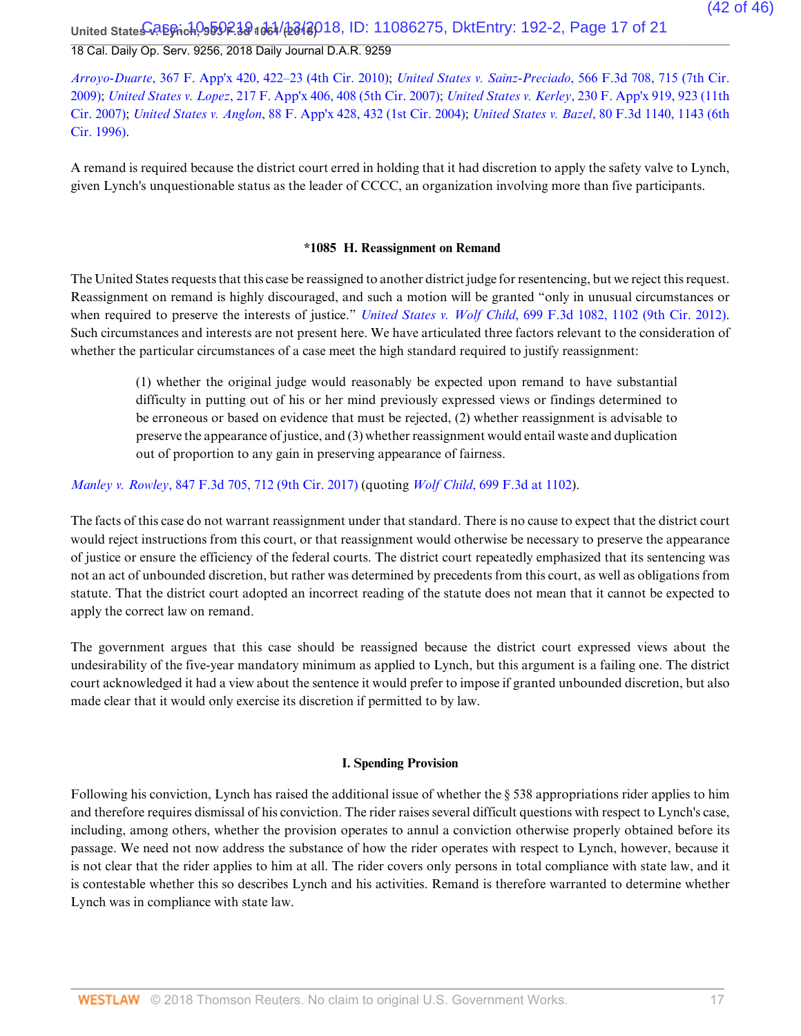*Arroyo-Duarte*, 367 F. App'x 420, 422–23 (4th Cir. 2010); *United States v. Sainz-Preciado*, 566 F.3d 708, 715 (7th Cir. 2009); *United States v. Lopez*, 217 F. App'x 406, 408 (5th Cir. 2007); *United States v. Kerley*, 230 F. App'x 919, 923 (11th Cir. 2007); *United States v. Anglon*, 88 F. App'x 428, 432 (1st Cir. 2004); *United States v. Bazel*, 80 F.3d 1140, 1143 (6th Cir. 1996).

A remand is required because the district court erred in holding that it had discretion to apply the safety valve to Lynch, given Lynch's unquestionable status as the leader of CCCC, an organization involving more than five participants.

### *1085 H. Reassignment on Remand

The United States requests that this case be reassigned to another district judge for resentencing, but we reject this request. Reassignment on remand is highly discouraged, and such a motion will be granted "only in unusual circumstances or when required to preserve the interests of justice." *United States v. Wolf Child*, 699 F.3d 1082, 1102 (9th Cir. 2012). Such circumstances and interests are not present here. We have articulated three factors relevant to the consideration of whether the particular circumstances of a case meet the high standard required to justify reassignment:

> (1) whether the original judge would reasonably be expected upon remand to have substantial difficulty in putting out of his or her mind previously expressed views or findings determined to be erroneous or based on evidence that must be rejected, (2) whether reassignment is advisable to preserve the appearance of justice, and (3) whether reassignment would entail waste and duplication out of proportion to any gain in preserving appearance of fairness.

*Manley v. Rowley*, 847 F.3d 705, 712 (9th Cir. 2017) (quoting *Wolf Child*, 699 F.3d at 1102).

The facts of this case do not warrant reassignment under that standard. There is no cause to expect that the district court would reject instructions from this court, or that reassignment would otherwise be necessary to preserve the appearance of justice or ensure the efficiency of the federal courts. The district court repeatedly emphasized that its sentencing was not an act of unbounded discretion, but rather was determined by precedents from this court, as well as obligations from statute. That the district court adopted an incorrect reading of the statute does not mean that it cannot be expected to apply the correct law on remand.

The government argues that this case should be reassigned because the district court expressed views about the undesirability of the five-year mandatory minimum as applied to Lynch, but this argument is a failing one. The district court acknowledged it had a view about the sentence it would prefer to impose if granted unbounded discretion, but also made clear that it would only exercise its discretion if permitted to by law.

### I. Spending Provision

Following his conviction, Lynch has raised the additional issue of whether the § 538 appropriations rider applies to him and therefore requires dismissal of his conviction. The rider raises several difficult questions with respect to Lynch's case, including, among others, whether the provision operates to annul a conviction otherwise properly obtained before its passage. We need not now address the substance of how the rider operates with respect to Lynch, however, because it is not clear that the rider applies to him at all. The rider covers only persons in total compliance with state law, and it is contestable whether this so describes Lynch and his activities. Remand is therefore warranted to determine whether Lynch was in compliance with state law.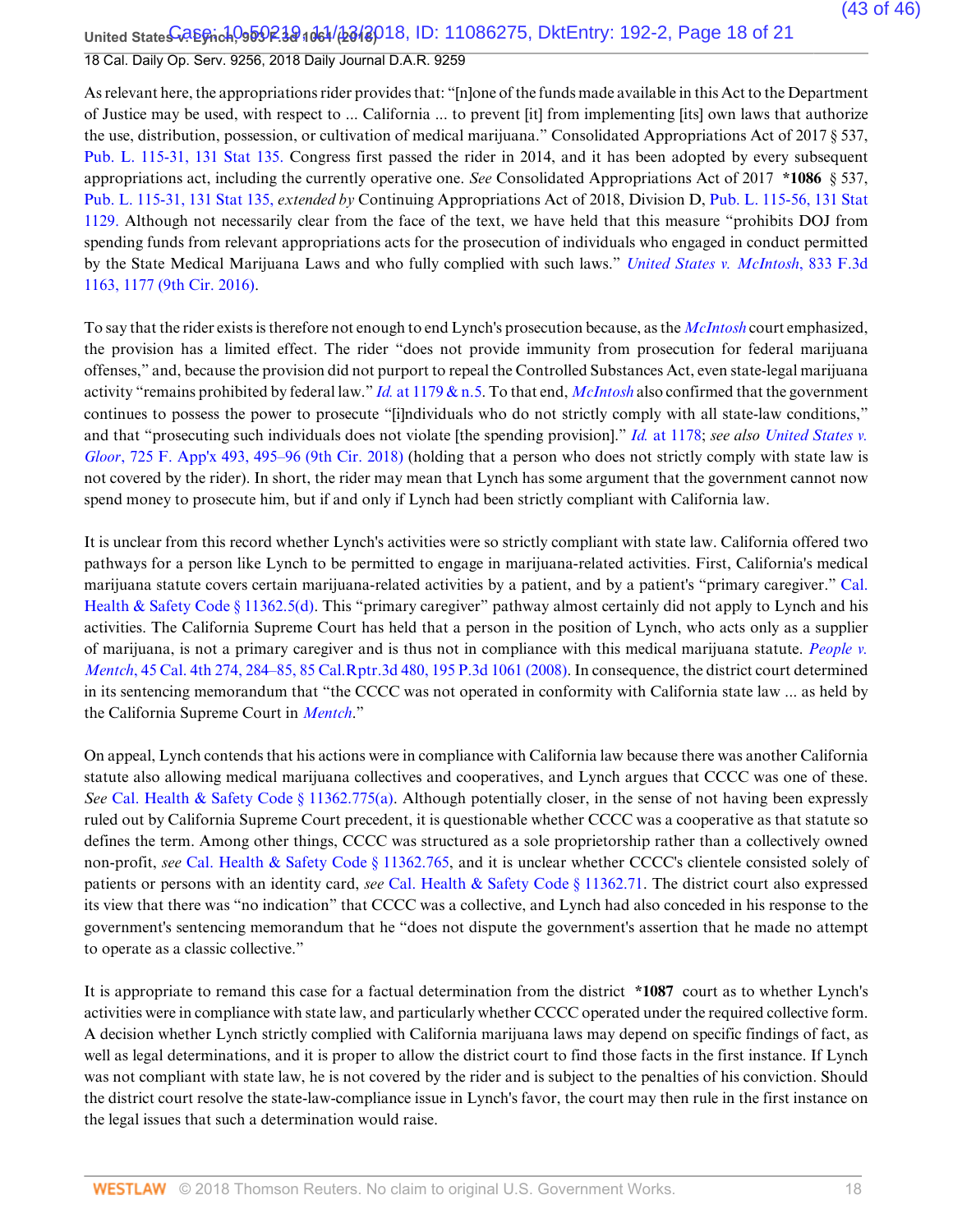As relevant here, the appropriations rider provides that: "[n]one of the funds made available in this Act to the Department of Justice may be used, with respect to ... California ... to prevent [it] from implementing [its] own laws that authorize the use, distribution, possession, or cultivation of medical marijuana." Consolidated Appropriations Act of 2017 § 537, Pub. L. 115-31, 131 Stat 135. Congress first passed the rider in 2014, and it has been adopted by every subsequent appropriations act, including the currently operative one. *See* Consolidated Appropriations Act of 2017 **\*1086** § 537, Pub. L. 115-31, 131 Stat 135, *extended by* Continuing Appropriations Act of 2018, Division D, Pub. L. 115-56, 131 Stat 1129. Although not necessarily clear from the face of the text, we have held that this measure "prohibits DOJ from spending funds from relevant appropriations acts for the prosecution of individuals who engaged in conduct permitted by the State Medical Marijuana Laws and who fully complied with such laws." *United States v. McIntosh*, 833 F.3d 1163, 1177 (9th Cir. 2016).

To say that the rider exists is therefore not enough to end Lynch's prosecution because, as the *McIntosh* court emphasized, the provision has a limited effect. The rider "does not provide immunity from prosecution for federal marijuana offenses," and, because the provision did not purport to repeal the Controlled Substances Act, even state-legal marijuana activity "remains prohibited by federal law." *Id.* at 1179 & n.5. To that end, *McIntosh* also confirmed that the government continues to possess the power to prosecute "[i]ndividuals who do not strictly comply with all state-law conditions," and that "prosecuting such individuals does not violate [the spending provision]." *Id.* at 1178; *see also United States v. Gloor*, 725 F. App'x 493, 495–96 (9th Cir. 2018) (holding that a person who does not strictly comply with state law is not covered by the rider). In short, the rider may mean that Lynch has some argument that the government cannot now spend money to prosecute him, but if and only if Lynch had been strictly compliant with California law.

It is unclear from this record whether Lynch's activities were so strictly compliant with state law. California offered two pathways for a person like Lynch to be permitted to engage in marijuana-related activities. First, California's medical marijuana statute covers certain marijuana-related activities by a patient, and by a patient's "primary caregiver." Cal. Health & Safety Code § 11362.5(d). This "primary caregiver" pathway almost certainly did not apply to Lynch and his activities. The California Supreme Court has held that a person in the position of Lynch, who acts only as a supplier of marijuana, is not a primary caregiver and is thus not in compliance with this medical marijuana statute. *People v. Mentch*, 45 Cal. 4th 274, 284–85, 85 Cal.Rptr.3d 480, 195 P.3d 1061 (2008). In consequence, the district court determined in its sentencing memorandum that "the CCCC was not operated in conformity with California state law ... as held by the California Supreme Court in *Mentch*."

On appeal, Lynch contends that his actions were in compliance with California law because there was another California statute also allowing medical marijuana collectives and cooperatives, and Lynch argues that CCCC was one of these. *See* Cal. Health & Safety Code § 11362.775(a). Although potentially closer, in the sense of not having been expressly ruled out by California Supreme Court precedent, it is questionable whether CCCC was a cooperative as that statute so defines the term. Among other things, CCCC was structured as a sole proprietorship rather than a collectively owned non-profit, *see* Cal. Health & Safety Code § 11362.765, and it is unclear whether CCCC's clientele consisted solely of patients or persons with an identity card, *see* Cal. Health & Safety Code § 11362.71. The district court also expressed its view that there was "no indication" that CCCC was a collective, and Lynch had also conceded in his response to the government's sentencing memorandum that he "does not dispute the government's assertion that he made no attempt to operate as a classic collective."

It is appropriate to remand this case for a factual determination from the district **\*1087** court as to whether Lynch's activities were in compliance with state law, and particularly whether CCCC operated under the required collective form. A decision whether Lynch strictly complied with California marijuana laws may depend on specific findings of fact, as well as legal determinations, and it is proper to allow the district court to find those facts in the first instance. If Lynch was not compliant with state law, he is not covered by the rider and is subject to the penalties of his conviction. Should the district court resolve the state-law-compliance issue in Lynch's favor, the court may then rule in the first instance on the legal issues that such a determination would raise.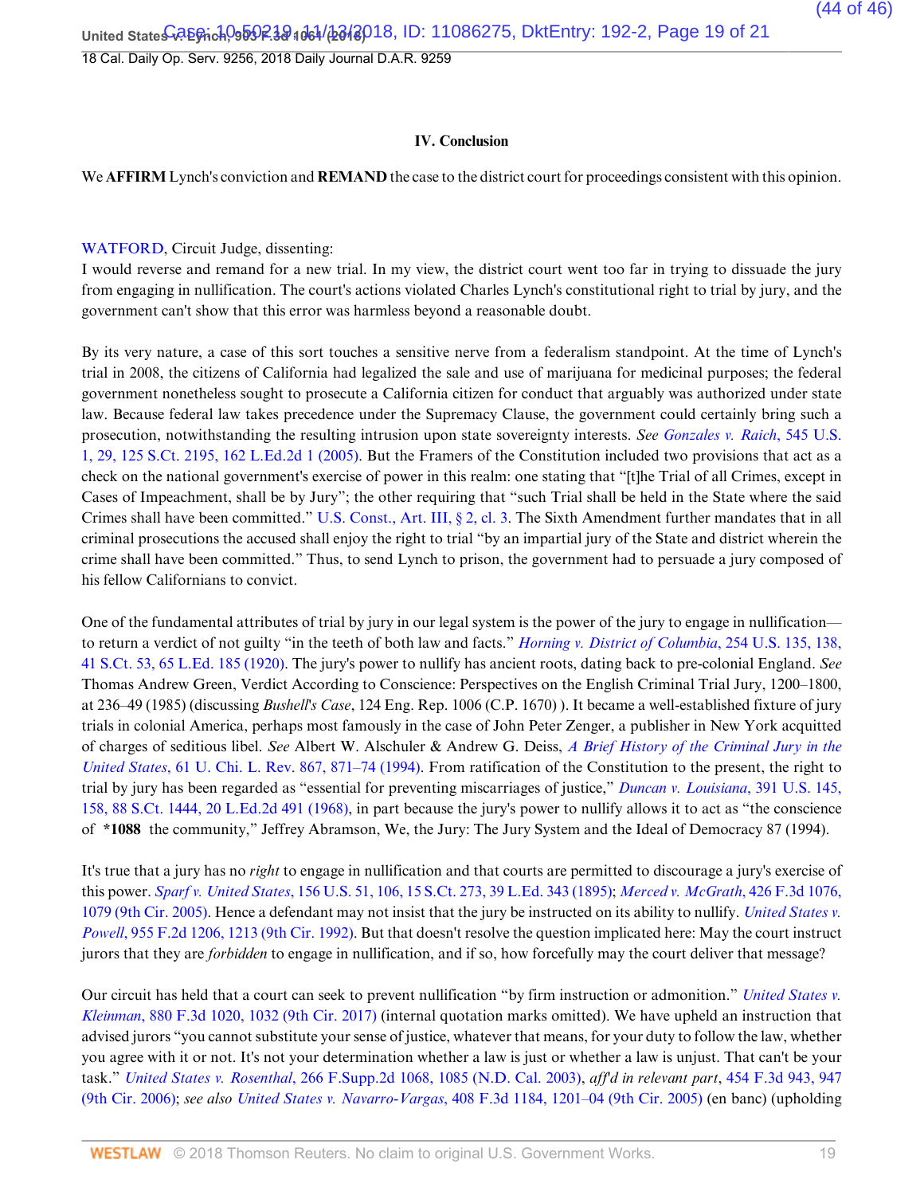### IV. Conclusion

We **AFFIRM** Lynch's conviction and **REMAND** the case to the district court for proceedings consistent with this opinion.

WATFORD, Circuit Judge, dissenting:

I would reverse and remand for a new trial. In my view, the district court went too far in trying to dissuade the jury from engaging in nullification. The court's actions violated Charles Lynch's constitutional right to trial by jury, and the government can't show that this error was harmless beyond a reasonable doubt.

By its very nature, a case of this sort touches a sensitive nerve from a federalism standpoint. At the time of Lynch's trial in 2008, the citizens of California had legalized the sale and use of marijuana for medicinal purposes; the federal government nonetheless sought to prosecute a California citizen for conduct that arguably was authorized under state law. Because federal law takes precedence under the Supremacy Clause, the government could certainly bring such a prosecution, notwithstanding the resulting intrusion upon state sovereignty interests. *See* *Gonzales v. Raich*, 545 U.S. 1, 29, 125 S.Ct. 2195, 162 L.Ed.2d 1 (2005). But the Framers of the Constitution included two provisions that act as a check on the national government's exercise of power in this realm: one stating that "[t]he Trial of all Crimes, except in Cases of Impeachment, shall be by Jury"; the other requiring that "such Trial shall be held in the State where the said Crimes shall have been committed." U.S. Const., Art. III, § 2, cl. 3. The Sixth Amendment further mandates that in all criminal prosecutions the accused shall enjoy the right to trial "by an impartial jury of the State and district wherein the crime shall have been committed." Thus, to send Lynch to prison, the government had to persuade a jury composed of his fellow Californians to convict.

One of the fundamental attributes of trial by jury in our legal system is the power of the jury to engage in nullification—to return a verdict of not guilty "in the teeth of both law and facts." *Horning v. District of Columbia*, 254 U.S. 135, 138, 41 S.Ct. 53, 65 L.Ed. 185 (1920). The jury's power to nullify has ancient roots, dating back to pre-colonial England. *See* Thomas Andrew Green, Verdict According to Conscience: Perspectives on the English Criminal Trial Jury, 1200–1800, at 236–49 (1985) (discussing *Bushell's Case*, 124 Eng. Rep. 1006 (C.P. 1670) ). It became a well-established fixture of jury trials in colonial America, perhaps most famously in the case of John Peter Zenger, a publisher in New York acquitted of charges of seditious libel. *See* Albert W. Alschuler & Andrew G. Deiss, *A Brief History of the Criminal Jury in the United States*, 61 U. Chi. L. Rev. 867, 871–74 (1994). From ratification of the Constitution to the present, the right to trial by jury has been regarded as "essential for preventing miscarriages of justice," *Duncan v. Louisiana*, 391 U.S. 145, 158, 88 S.Ct. 1444, 20 L.Ed.2d 491 (1968), in part because the jury's power to nullify allows it to act as "the conscience of **\*1088** the community," Jeffrey Abramson, We, the Jury: The Jury System and the Ideal of Democracy 87 (1994).

It's true that a jury has no *right* to engage in nullification and that courts are permitted to discourage a jury's exercise of this power. *Sparf v. United States*, 156 U.S. 51, 106, 15 S.Ct. 273, 39 L.Ed. 343 (1895); *Merced v. McGrath*, 426 F.3d 1076, 1079 (9th Cir. 2005). Hence a defendant may not insist that the jury be instructed on its ability to nullify. *United States v. Powell*, 955 F.2d 1206, 1213 (9th Cir. 1992). But that doesn't resolve the question implicated here: May the court instruct jurors that they are *forbidden* to engage in nullification, and if so, how forcefully may the court deliver that message?

Our circuit has held that a court can seek to prevent nullification "by firm instruction or admonition." *United States v. Kleinman*, 880 F.3d 1020, 1032 (9th Cir. 2017) (internal quotation marks omitted). We have upheld an instruction that advised jurors "you cannot substitute your sense of justice, whatever that means, for your duty to follow the law, whether you agree with it or not. It's not your determination whether a law is just or whether a law is unjust. That can't be your task." *United States v. Rosenthal*, 266 F.Supp.2d 1068, 1085 (N.D. Cal. 2003), *aff'd in relevant part*, 454 F.3d 943, 947 (9th Cir. 2006); *see also* *United States v. Navarro-Vargas*, 408 F.3d 1184, 1201–04 (9th Cir. 2005) (en banc) (upholding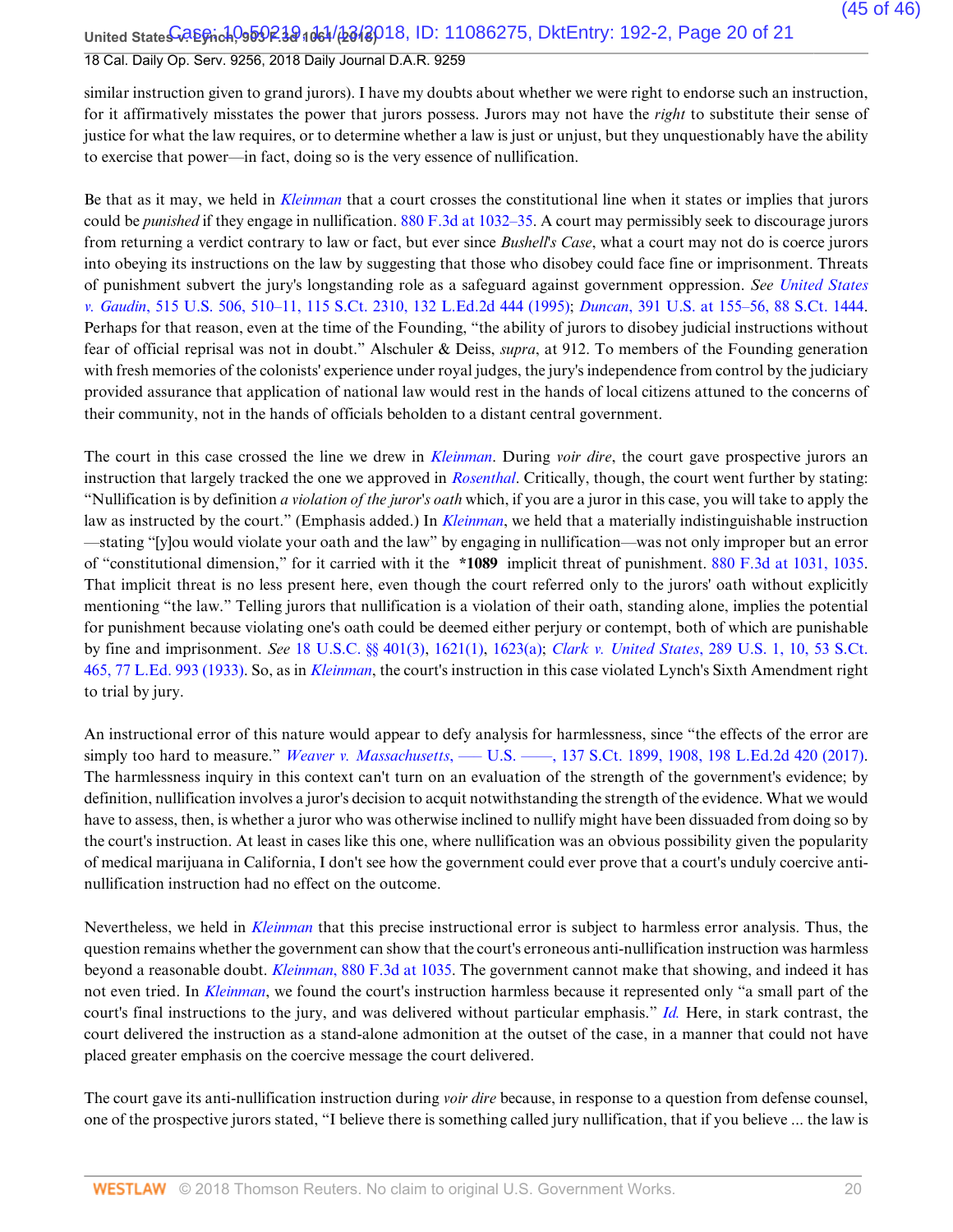similar instruction given to grand jurors). I have my doubts about whether we were right to endorse such an instruction, for it affirmatively misstates the power that jurors possess. Jurors may not have the *right* to substitute their sense of justice for what the law requires, or to determine whether a law is just or unjust, but they unquestionably have the ability to exercise that power—in fact, doing so is the very essence of nullification.

Be that as it may, we held in *Kleinman* that a court crosses the constitutional line when it states or implies that jurors could be *punished* if they engage in nullification. 880 F.3d at 1032–35. A court may permissibly seek to discourage jurors from returning a verdict contrary to law or fact, but ever since *Bushell's Case*, what a court may not do is coerce jurors into obeying its instructions on the law by suggesting that those who disobey could face fine or imprisonment. Threats of punishment subvert the jury's longstanding role as a safeguard against government oppression. *See United States v. Gaudin*, 515 U.S. 506, 510–11, 115 S.Ct. 2310, 132 L.Ed.2d 444 (1995); *Duncan*, 391 U.S. at 155–56, 88 S.Ct. 1444. Perhaps for that reason, even at the time of the Founding, "the ability of jurors to disobey judicial instructions without fear of official reprisal was not in doubt." Alschuler & Deiss, *supra*, at 912. To members of the Founding generation with fresh memories of the colonists' experience under royal judges, the jury's independence from control by the judiciary provided assurance that application of national law would rest in the hands of local citizens attuned to the concerns of their community, not in the hands of officials beholden to a distant central government.

The court in this case crossed the line we drew in *Kleinman*. During *voir dire*, the court gave prospective jurors an instruction that largely tracked the one we approved in *Rosenthal*. Critically, though, the court went further by stating: "Nullification is by definition *a violation of the juror's oath* which, if you are a juror in this case, you will take to apply the law as instructed by the court." (Emphasis added.) In *Kleinman*, we held that a materially indistinguishable instruction—stating "[y]ou would violate your oath and the law" by engaging in nullification—was not only improper but an error of "constitutional dimension," for it carried with it the **\*1089** implicit threat of punishment. 880 F.3d at 1031, 1035. That implicit threat is no less present here, even though the court referred only to the jurors' oath without explicitly mentioning "the law." Telling jurors that nullification is a violation of their oath, standing alone, implies the potential for punishment because violating one's oath could be deemed either perjury or contempt, both of which are punishable by fine and imprisonment. *See* 18 U.S.C. §§ 401(3), 1621(1), 1623(a); *Clark v. United States*, 289 U.S. 1, 10, 53 S.Ct. 465, 77 L.Ed. 993 (1933). So, as in *Kleinman*, the court's instruction in this case violated Lynch's Sixth Amendment right to trial by jury.

An instructional error of this nature would appear to defy analysis for harmlessness, since "the effects of the error are simply too hard to measure." *Weaver v. Massachusetts*, ––– U.S. ––––, 137 S.Ct. 1899, 1908, 198 L.Ed.2d 420 (2017). The harmlessness inquiry in this context can't turn on an evaluation of the strength of the government's evidence; by definition, nullification involves a juror's decision to acquit notwithstanding the strength of the evidence. What we would have to assess, then, is whether a juror who was otherwise inclined to nullify might have been dissuaded from doing so by the court's instruction. At least in cases like this one, where nullification was an obvious possibility given the popularity of medical marijuana in California, I don't see how the government could ever prove that a court's unduly coercive anti-nullification instruction had no effect on the outcome.

Nevertheless, we held in *Kleinman* that this precise instructional error is subject to harmless error analysis. Thus, the question remains whether the government can show that the court's erroneous anti-nullification instruction was harmless beyond a reasonable doubt. *Kleinman*, 880 F.3d at 1035. The government cannot make that showing, and indeed it has not even tried. In *Kleinman*, we found the court's instruction harmless because it represented only "a small part of the court's final instructions to the jury, and was delivered without particular emphasis." *Id.* Here, in stark contrast, the court delivered the instruction as a stand-alone admonition at the outset of the case, in a manner that could not have placed greater emphasis on the coercive message the court delivered.

The court gave its anti-nullification instruction during *voir dire* because, in response to a question from defense counsel, one of the prospective jurors stated, "I believe there is something called jury nullification, that if you believe ... the law is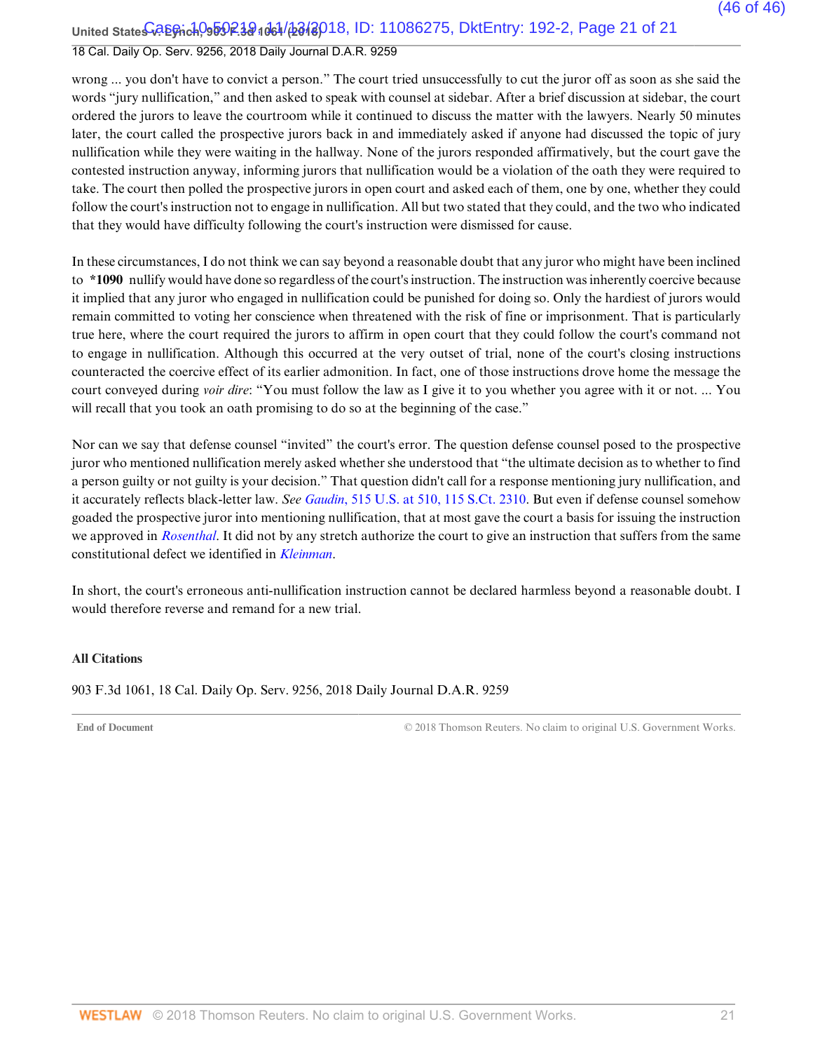wrong ... you don't have to convict a person." The court tried unsuccessfully to cut the juror off as soon as she said the words "jury nullification," and then asked to speak with counsel at sidebar. After a brief discussion at sidebar, the court ordered the jurors to leave the courtroom while it continued to discuss the matter with the lawyers. Nearly 50 minutes later, the court called the prospective jurors back in and immediately asked if anyone had discussed the topic of jury nullification while they were waiting in the hallway. None of the jurors responded affirmatively, but the court gave the contested instruction anyway, informing jurors that nullification would be a violation of the oath they were required to take. The court then polled the prospective jurors in open court and asked each of them, one by one, whether they could follow the court's instruction not to engage in nullification. All but two stated that they could, and the two who indicated that they would have difficulty following the court's instruction were dismissed for cause.

In these circumstances, I do not think we can say beyond a reasonable doubt that any juror who might have been inclined to **\*1090** nullify would have done so regardless of the court's instruction. The instruction was inherently coercive because it implied that any juror who engaged in nullification could be punished for doing so. Only the hardiest of jurors would remain committed to voting her conscience when threatened with the risk of fine or imprisonment. That is particularly true here, where the court required the jurors to affirm in open court that they could follow the court's command not to engage in nullification. Although this occurred at the very outset of trial, none of the court's closing instructions counteracted the coercive effect of its earlier admonition. In fact, one of those instructions drove home the message the court conveyed during *voir dire*: "You must follow the law as I give it to you whether you agree with it or not. ... You will recall that you took an oath promising to do so at the beginning of the case."

Nor can we say that defense counsel "invited" the court's error. The question defense counsel posed to the prospective juror who mentioned nullification merely asked whether she understood that "the ultimate decision as to whether to find a person guilty or not guilty is your decision." That question didn't call for a response mentioning jury nullification, and it accurately reflects black-letter law. *See* *Gaudin*, 515 U.S. at 510, 115 S.Ct. 2310. But even if defense counsel somehow goaded the prospective juror into mentioning nullification, that at most gave the court a basis for issuing the instruction we approved in *Rosenthal*. It did not by any stretch authorize the court to give an instruction that suffers from the same constitutional defect we identified in *Kleinman*.

In short, the court's erroneous anti-nullification instruction cannot be declared harmless beyond a reasonable doubt. I would therefore reverse and remand for a new trial.

**All Citations**

903 F.3d 1061, 18 Cal. Daily Op. Serv. 9256, 2018 Daily Journal D.A.R. 9259

**End of Document** © 2018 Thomson Reuters. No claim to original U.S. Government Works.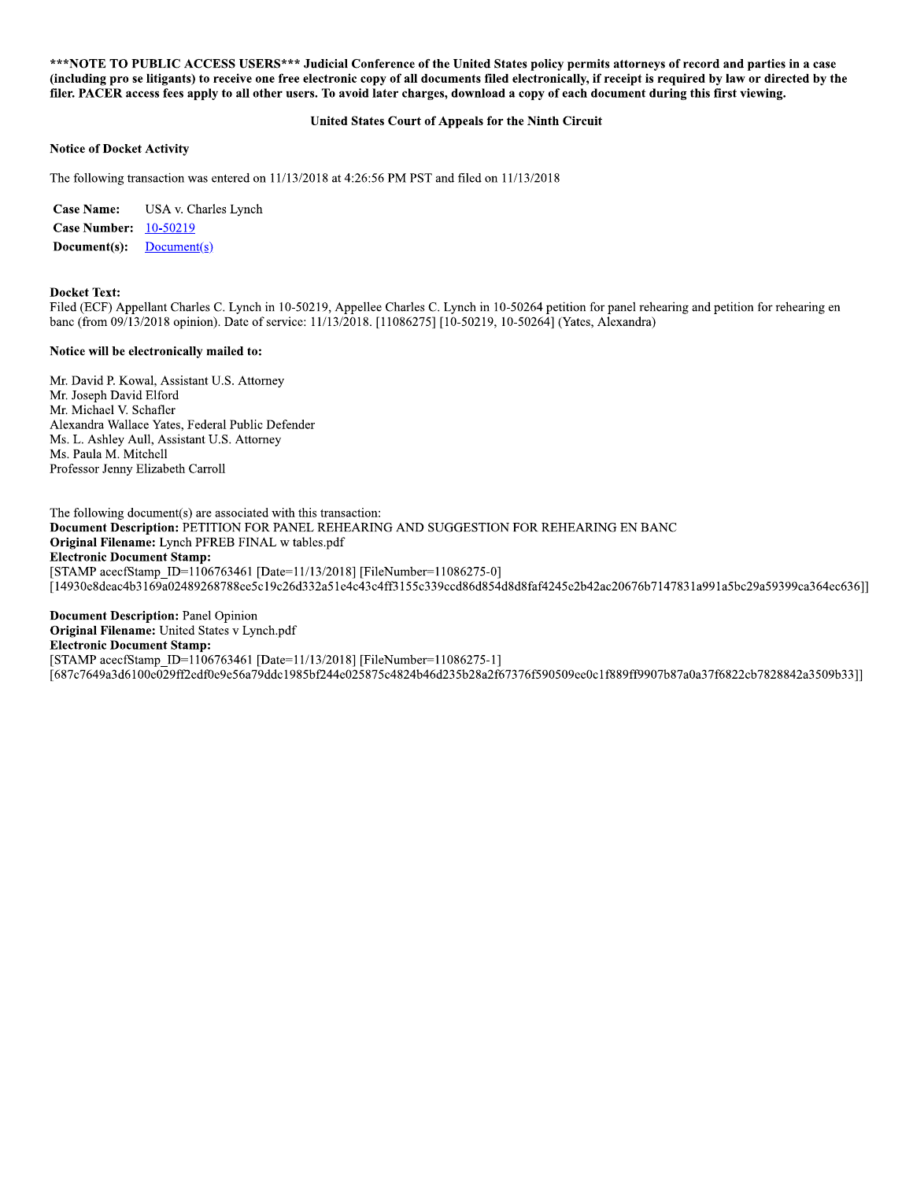**\*\*\*NOTE TO PUBLIC ACCESS USERS\*\*\* Judicial Conference of the United States policy permits attorneys of record and parties in a case (including pro se litigants) to receive one free electronic copy of all documents filed electronically, if receipt is required by law or directed by the filer. PACER access fees apply to all other users. To avoid later charges, download a copy of each document during this first viewing.**

**United States Court of Appeals for the Ninth Circuit**

**Notice of Docket Activity**

The following transaction was entered on 11/13/2018 at 4:26:56 PM PST and filed on 11/13/2018

| | |
|---|---|
| **Case Name:** | USA v. Charles Lynch |
| **Case Number:** | 10-50219 |
| **Document(s):** | Document(s) |

**Docket Text:**
Filed (ECF) Appellant Charles C. Lynch in 10-50219, Appellee Charles C. Lynch in 10-50264 petition for panel rehearing and petition for rehearing en banc (from 09/13/2018 opinion). Date of service: 11/13/2018. [11086275] [10-50219, 10-50264] (Yates, Alexandra)

**Notice will be electronically mailed to:**

Mr. David P. Kowal, Assistant U.S. Attorney
Mr. Joseph David Elford
Mr. Michael V. Schafler
Alexandra Wallace Yates, Federal Public Defender
Ms. L. Ashley Aull, Assistant U.S. Attorney
Ms. Paula M. Mitchell
Professor Jenny Elizabeth Carroll

The following document(s) are associated with this transaction:
**Document Description:** PETITION FOR PANEL REHEARING AND SUGGESTION FOR REHEARING EN BANC
**Original Filename:** Lynch PFREB FINAL w tables.pdf
**Electronic Document Stamp:**
[STAMP acecfStamp_ID=1106763461 [Date=11/13/2018] [FileNumber=11086275-0] [14930e8dcac4b3169a02489268788ec5c19c26d332a51c4c43c4ff3155c339ccd86d854d8d8faf4245e2b42ac20676b7147831a991a5bc29a59399ca364ec636]]

**Document Description:** Panel Opinion
**Original Filename:** United States v Lynch.pdf
**Electronic Document Stamp:**
[STAMP acecfStamp_ID=1106763461 [Date=11/13/2018] [FileNumber=11086275-1] [687c7649a3d6100c029ff2edf0c9c56a79ddc1985bf244c025875c4824b46d235b28a2f67376f590509ec0c1f889ff9907b87a0a37f6822cb7828842a3509b33]]